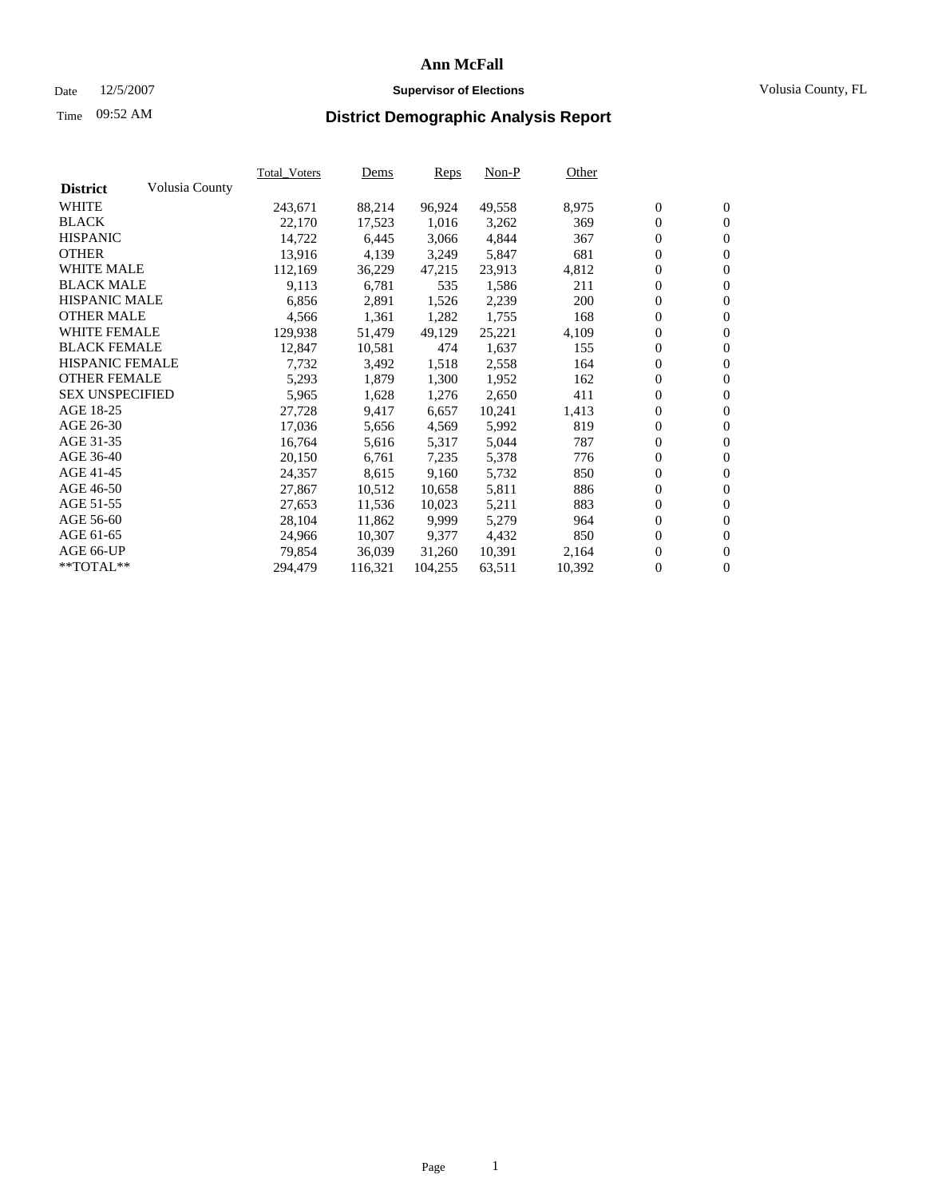# Ann McFall

Date 12/5/2007 **Supervisor of Elections** Volusia County, FL

Time 09:52 AM

## District Demographic Analysis Report

| District | Volusia County | Total_Voters | Dems | Reps | Non-P | Other | | |
|---|---|---|---|---|---|---|---|---|
| WHITE | | 243,671 | 88,214 | 96,924 | 49,558 | 8,975 | 0 | 0 |
| BLACK | | 22,170 | 17,523 | 1,016 | 3,262 | 369 | 0 | 0 |
| HISPANIC | | 14,722 | 6,445 | 3,066 | 4,844 | 367 | 0 | 0 |
| OTHER | | 13,916 | 4,139 | 3,249 | 5,847 | 681 | 0 | 0 |
| WHITE MALE | | 112,169 | 36,229 | 47,215 | 23,913 | 4,812 | 0 | 0 |
| BLACK MALE | | 9,113 | 6,781 | 535 | 1,586 | 211 | 0 | 0 |
| HISPANIC MALE | | 6,856 | 2,891 | 1,526 | 2,239 | 200 | 0 | 0 |
| OTHER MALE | | 4,566 | 1,361 | 1,282 | 1,755 | 168 | 0 | 0 |
| WHITE FEMALE | | 129,938 | 51,479 | 49,129 | 25,221 | 4,109 | 0 | 0 |
| BLACK FEMALE | | 12,847 | 10,581 | 474 | 1,637 | 155 | 0 | 0 |
| HISPANIC FEMALE | | 7,732 | 3,492 | 1,518 | 2,558 | 164 | 0 | 0 |
| OTHER FEMALE | | 5,293 | 1,879 | 1,300 | 1,952 | 162 | 0 | 0 |
| SEX UNSPECIFIED | | 5,965 | 1,628 | 1,276 | 2,650 | 411 | 0 | 0 |
| AGE 18-25 | | 27,728 | 9,417 | 6,657 | 10,241 | 1,413 | 0 | 0 |
| AGE 26-30 | | 17,036 | 5,656 | 4,569 | 5,992 | 819 | 0 | 0 |
| AGE 31-35 | | 16,764 | 5,616 | 5,317 | 5,044 | 787 | 0 | 0 |
| AGE 36-40 | | 20,150 | 6,761 | 7,235 | 5,378 | 776 | 0 | 0 |
| AGE 41-45 | | 24,357 | 8,615 | 9,160 | 5,732 | 850 | 0 | 0 |
| AGE 46-50 | | 27,867 | 10,512 | 10,658 | 5,811 | 886 | 0 | 0 |
| AGE 51-55 | | 27,653 | 11,536 | 10,023 | 5,211 | 883 | 0 | 0 |
| AGE 56-60 | | 28,104 | 11,862 | 9,999 | 5,279 | 964 | 0 | 0 |
| AGE 61-65 | | 24,966 | 10,307 | 9,377 | 4,432 | 850 | 0 | 0 |
| AGE 66-UP | | 79,854 | 36,039 | 31,260 | 10,391 | 2,164 | 0 | 0 |
| **TOTAL** | | 294,479 | 116,321 | 104,255 | 63,511 | 10,392 | 0 | 0 |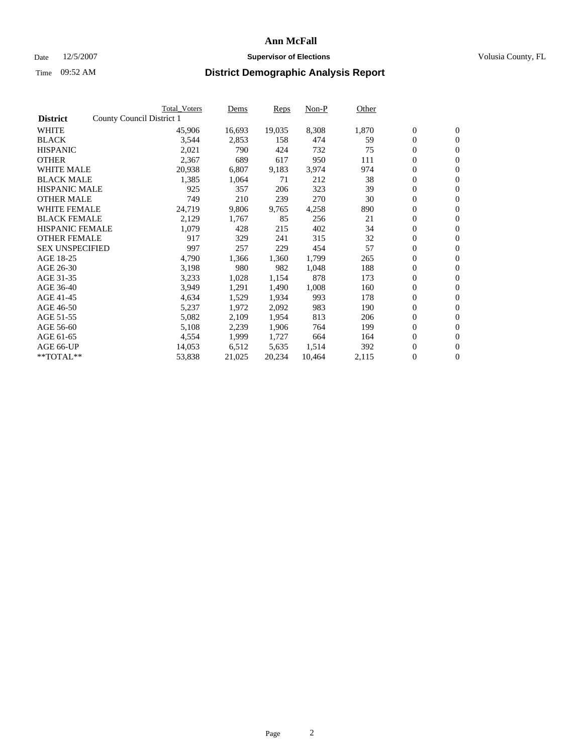# Ann McFall

Date 12/5/2007 **Supervisor of Elections** Volusia County, FL

Time 09:52 AM **District Demographic Analysis Report**

| District | County Council District 1 | Total_Voters | Dems | Reps | Non-P | Other | | |
|---|---|---|---|---|---|---|---|---|
| WHITE | | 45,906 | 16,693 | 19,035 | 8,308 | 1,870 | 0 | 0 |
| BLACK | | 3,544 | 2,853 | 158 | 474 | 59 | 0 | 0 |
| HISPANIC | | 2,021 | 790 | 424 | 732 | 75 | 0 | 0 |
| OTHER | | 2,367 | 689 | 617 | 950 | 111 | 0 | 0 |
| WHITE MALE | | 20,938 | 6,807 | 9,183 | 3,974 | 974 | 0 | 0 |
| BLACK MALE | | 1,385 | 1,064 | 71 | 212 | 38 | 0 | 0 |
| HISPANIC MALE | | 925 | 357 | 206 | 323 | 39 | 0 | 0 |
| OTHER MALE | | 749 | 210 | 239 | 270 | 30 | 0 | 0 |
| WHITE FEMALE | | 24,719 | 9,806 | 9,765 | 4,258 | 890 | 0 | 0 |
| BLACK FEMALE | | 2,129 | 1,767 | 85 | 256 | 21 | 0 | 0 |
| HISPANIC FEMALE | | 1,079 | 428 | 215 | 402 | 34 | 0 | 0 |
| OTHER FEMALE | | 917 | 329 | 241 | 315 | 32 | 0 | 0 |
| SEX UNSPECIFIED | | 997 | 257 | 229 | 454 | 57 | 0 | 0 |
| AGE 18-25 | | 4,790 | 1,366 | 1,360 | 1,799 | 265 | 0 | 0 |
| AGE 26-30 | | 3,198 | 980 | 982 | 1,048 | 188 | 0 | 0 |
| AGE 31-35 | | 3,233 | 1,028 | 1,154 | 878 | 173 | 0 | 0 |
| AGE 36-40 | | 3,949 | 1,291 | 1,490 | 1,008 | 160 | 0 | 0 |
| AGE 41-45 | | 4,634 | 1,529 | 1,934 | 993 | 178 | 0 | 0 |
| AGE 46-50 | | 5,237 | 1,972 | 2,092 | 983 | 190 | 0 | 0 |
| AGE 51-55 | | 5,082 | 2,109 | 1,954 | 813 | 206 | 0 | 0 |
| AGE 56-60 | | 5,108 | 2,239 | 1,906 | 764 | 199 | 0 | 0 |
| AGE 61-65 | | 4,554 | 1,999 | 1,727 | 664 | 164 | 0 | 0 |
| AGE 66-UP | | 14,053 | 6,512 | 5,635 | 1,514 | 392 | 0 | 0 |
| **TOTAL** | | 53,838 | 21,025 | 20,234 | 10,464 | 2,115 | 0 | 0 |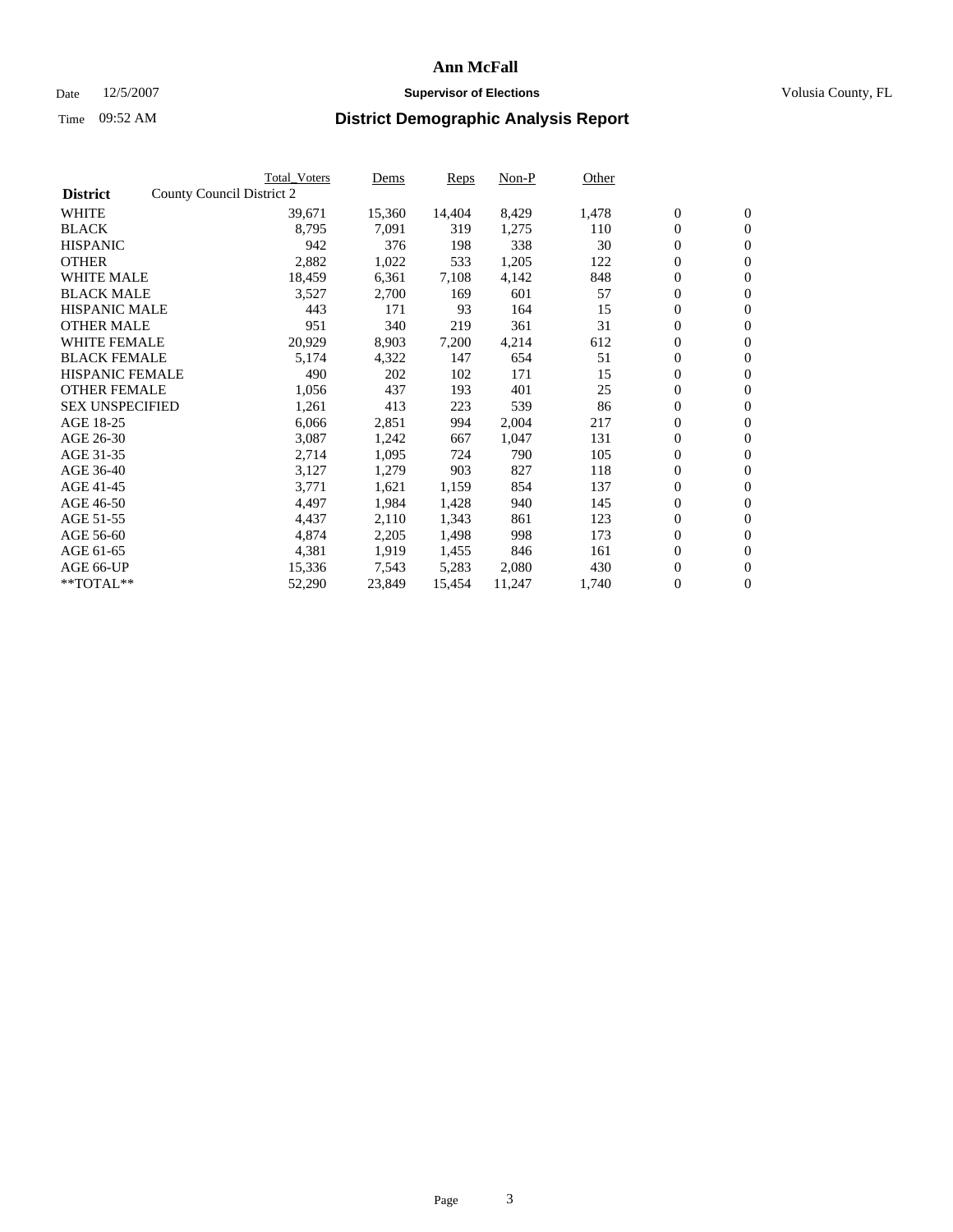# Ann McFall

Date 12/5/2007 **Supervisor of Elections** Volusia County, FL

Time 09:52 AM **District Demographic Analysis Report**

| **District** | County Council District 2 | Total_Voters | Dems | Reps | Non-P | Other | | |
|---|---|---|---|---|---|---|---|---|
| WHITE | | 39,671 | 15,360 | 14,404 | 8,429 | 1,478 | 0 | 0 |
| BLACK | | 8,795 | 7,091 | 319 | 1,275 | 110 | 0 | 0 |
| HISPANIC | | 942 | 376 | 198 | 338 | 30 | 0 | 0 |
| OTHER | | 2,882 | 1,022 | 533 | 1,205 | 122 | 0 | 0 |
| WHITE MALE | | 18,459 | 6,361 | 7,108 | 4,142 | 848 | 0 | 0 |
| BLACK MALE | | 3,527 | 2,700 | 169 | 601 | 57 | 0 | 0 |
| HISPANIC MALE | | 443 | 171 | 93 | 164 | 15 | 0 | 0 |
| OTHER MALE | | 951 | 340 | 219 | 361 | 31 | 0 | 0 |
| WHITE FEMALE | | 20,929 | 8,903 | 7,200 | 4,214 | 612 | 0 | 0 |
| BLACK FEMALE | | 5,174 | 4,322 | 147 | 654 | 51 | 0 | 0 |
| HISPANIC FEMALE | | 490 | 202 | 102 | 171 | 15 | 0 | 0 |
| OTHER FEMALE | | 1,056 | 437 | 193 | 401 | 25 | 0 | 0 |
| SEX UNSPECIFIED | | 1,261 | 413 | 223 | 539 | 86 | 0 | 0 |
| AGE 18-25 | | 6,066 | 2,851 | 994 | 2,004 | 217 | 0 | 0 |
| AGE 26-30 | | 3,087 | 1,242 | 667 | 1,047 | 131 | 0 | 0 |
| AGE 31-35 | | 2,714 | 1,095 | 724 | 790 | 105 | 0 | 0 |
| AGE 36-40 | | 3,127 | 1,279 | 903 | 827 | 118 | 0 | 0 |
| AGE 41-45 | | 3,771 | 1,621 | 1,159 | 854 | 137 | 0 | 0 |
| AGE 46-50 | | 4,497 | 1,984 | 1,428 | 940 | 145 | 0 | 0 |
| AGE 51-55 | | 4,437 | 2,110 | 1,343 | 861 | 123 | 0 | 0 |
| AGE 56-60 | | 4,874 | 2,205 | 1,498 | 998 | 173 | 0 | 0 |
| AGE 61-65 | | 4,381 | 1,919 | 1,455 | 846 | 161 | 0 | 0 |
| AGE 66-UP | | 15,336 | 7,543 | 5,283 | 2,080 | 430 | 0 | 0 |
| **TOTAL** | | 52,290 | 23,849 | 15,454 | 11,247 | 1,740 | 0 | 0 |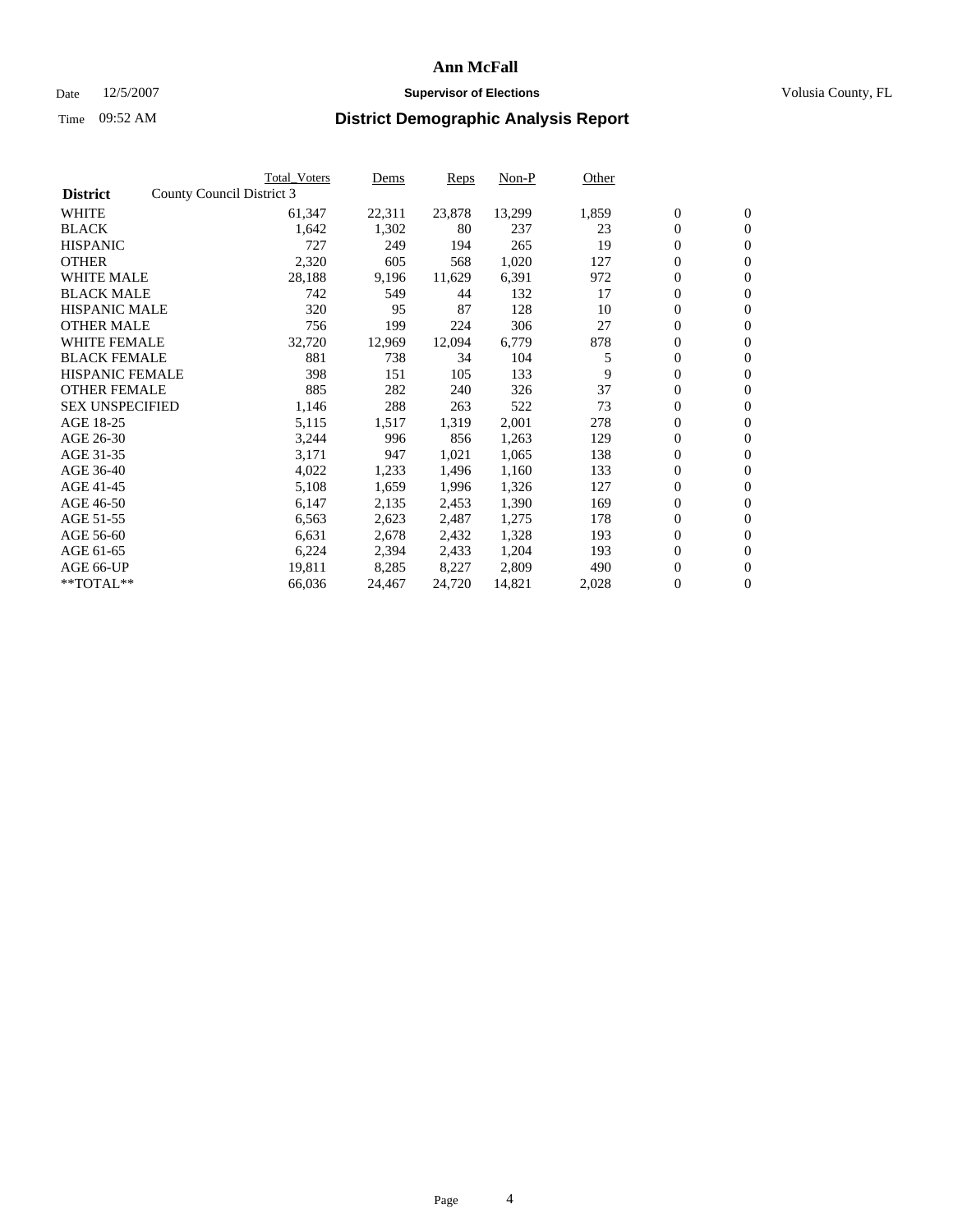# Ann McFall

Date 12/5/2007 **Supervisor of Elections** Volusia County, FL

Time 09:52 AM **District Demographic Analysis Report**

| | Total_Voters | Dems | Reps | Non-P | Other | | |
|---|---|---|---|---|---|---|---|
| **District** County Council District 3 | | | | | | | |
| WHITE | 61,347 | 22,311 | 23,878 | 13,299 | 1,859 | 0 | 0 |
| BLACK | 1,642 | 1,302 | 80 | 237 | 23 | 0 | 0 |
| HISPANIC | 727 | 249 | 194 | 265 | 19 | 0 | 0 |
| OTHER | 2,320 | 605 | 568 | 1,020 | 127 | 0 | 0 |
| WHITE MALE | 28,188 | 9,196 | 11,629 | 6,391 | 972 | 0 | 0 |
| BLACK MALE | 742 | 549 | 44 | 132 | 17 | 0 | 0 |
| HISPANIC MALE | 320 | 95 | 87 | 128 | 10 | 0 | 0 |
| OTHER MALE | 756 | 199 | 224 | 306 | 27 | 0 | 0 |
| WHITE FEMALE | 32,720 | 12,969 | 12,094 | 6,779 | 878 | 0 | 0 |
| BLACK FEMALE | 881 | 738 | 34 | 104 | 5 | 0 | 0 |
| HISPANIC FEMALE | 398 | 151 | 105 | 133 | 9 | 0 | 0 |
| OTHER FEMALE | 885 | 282 | 240 | 326 | 37 | 0 | 0 |
| SEX UNSPECIFIED | 1,146 | 288 | 263 | 522 | 73 | 0 | 0 |
| AGE 18-25 | 5,115 | 1,517 | 1,319 | 2,001 | 278 | 0 | 0 |
| AGE 26-30 | 3,244 | 996 | 856 | 1,263 | 129 | 0 | 0 |
| AGE 31-35 | 3,171 | 947 | 1,021 | 1,065 | 138 | 0 | 0 |
| AGE 36-40 | 4,022 | 1,233 | 1,496 | 1,160 | 133 | 0 | 0 |
| AGE 41-45 | 5,108 | 1,659 | 1,996 | 1,326 | 127 | 0 | 0 |
| AGE 46-50 | 6,147 | 2,135 | 2,453 | 1,390 | 169 | 0 | 0 |
| AGE 51-55 | 6,563 | 2,623 | 2,487 | 1,275 | 178 | 0 | 0 |
| AGE 56-60 | 6,631 | 2,678 | 2,432 | 1,328 | 193 | 0 | 0 |
| AGE 61-65 | 6,224 | 2,394 | 2,433 | 1,204 | 193 | 0 | 0 |
| AGE 66-UP | 19,811 | 8,285 | 8,227 | 2,809 | 490 | 0 | 0 |
| **TOTAL** | 66,036 | 24,467 | 24,720 | 14,821 | 2,028 | 0 | 0 |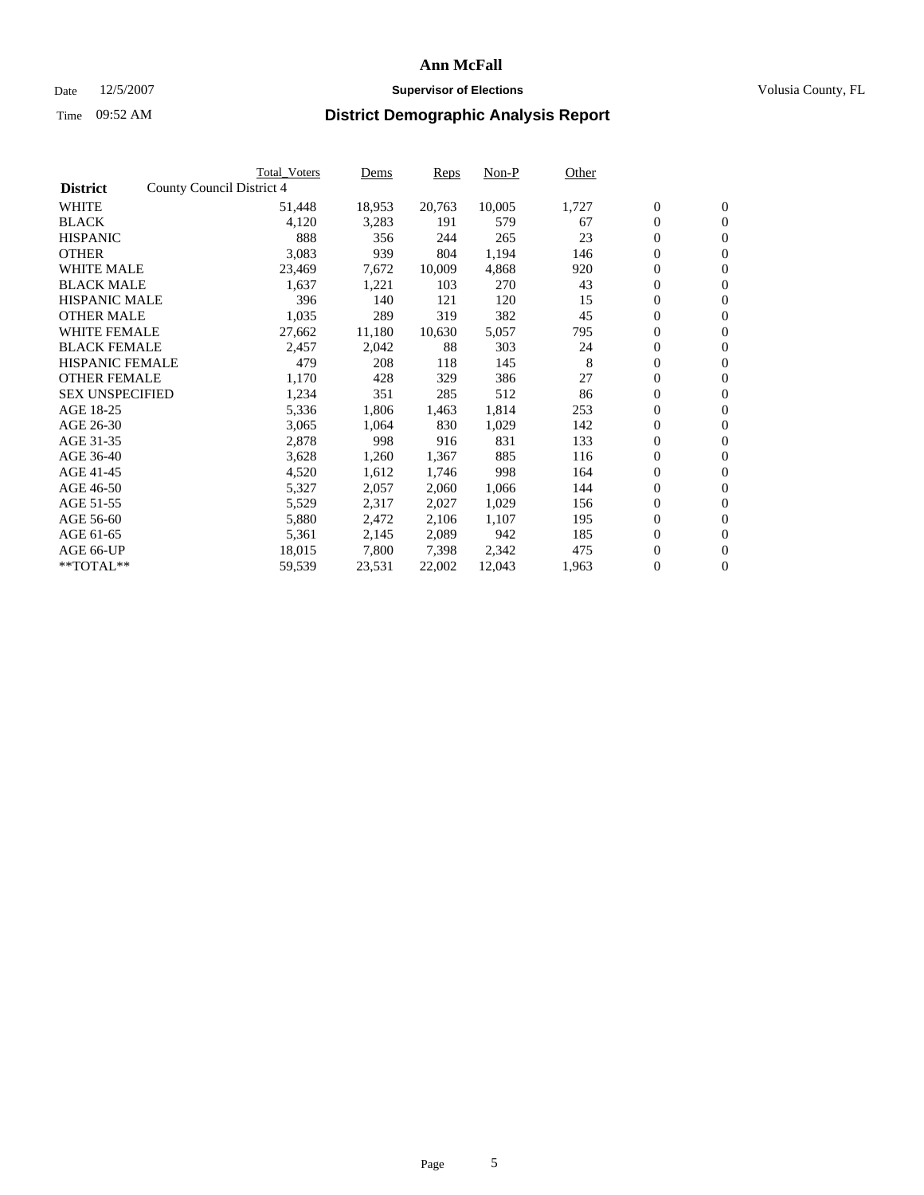# Ann McFall

Date 12/5/2007 **Supervisor of Elections** Volusia County, FL

Time 09:52 AM **District Demographic Analysis Report**

| **District** County Council District 4 | Total_Voters | Dems | Reps | Non-P | Other | | |
|---|---|---|---|---|---|---|---|
| WHITE | 51,448 | 18,953 | 20,763 | 10,005 | 1,727 | 0 | 0 |
| BLACK | 4,120 | 3,283 | 191 | 579 | 67 | 0 | 0 |
| HISPANIC | 888 | 356 | 244 | 265 | 23 | 0 | 0 |
| OTHER | 3,083 | 939 | 804 | 1,194 | 146 | 0 | 0 |
| WHITE MALE | 23,469 | 7,672 | 10,009 | 4,868 | 920 | 0 | 0 |
| BLACK MALE | 1,637 | 1,221 | 103 | 270 | 43 | 0 | 0 |
| HISPANIC MALE | 396 | 140 | 121 | 120 | 15 | 0 | 0 |
| OTHER MALE | 1,035 | 289 | 319 | 382 | 45 | 0 | 0 |
| WHITE FEMALE | 27,662 | 11,180 | 10,630 | 5,057 | 795 | 0 | 0 |
| BLACK FEMALE | 2,457 | 2,042 | 88 | 303 | 24 | 0 | 0 |
| HISPANIC FEMALE | 479 | 208 | 118 | 145 | 8 | 0 | 0 |
| OTHER FEMALE | 1,170 | 428 | 329 | 386 | 27 | 0 | 0 |
| SEX UNSPECIFIED | 1,234 | 351 | 285 | 512 | 86 | 0 | 0 |
| AGE 18-25 | 5,336 | 1,806 | 1,463 | 1,814 | 253 | 0 | 0 |
| AGE 26-30 | 3,065 | 1,064 | 830 | 1,029 | 142 | 0 | 0 |
| AGE 31-35 | 2,878 | 998 | 916 | 831 | 133 | 0 | 0 |
| AGE 36-40 | 3,628 | 1,260 | 1,367 | 885 | 116 | 0 | 0 |
| AGE 41-45 | 4,520 | 1,612 | 1,746 | 998 | 164 | 0 | 0 |
| AGE 46-50 | 5,327 | 2,057 | 2,060 | 1,066 | 144 | 0 | 0 |
| AGE 51-55 | 5,529 | 2,317 | 2,027 | 1,029 | 156 | 0 | 0 |
| AGE 56-60 | 5,880 | 2,472 | 2,106 | 1,107 | 195 | 0 | 0 |
| AGE 61-65 | 5,361 | 2,145 | 2,089 | 942 | 185 | 0 | 0 |
| AGE 66-UP | 18,015 | 7,800 | 7,398 | 2,342 | 475 | 0 | 0 |
| **TOTAL** | 59,539 | 23,531 | 22,002 | 12,043 | 1,963 | 0 | 0 |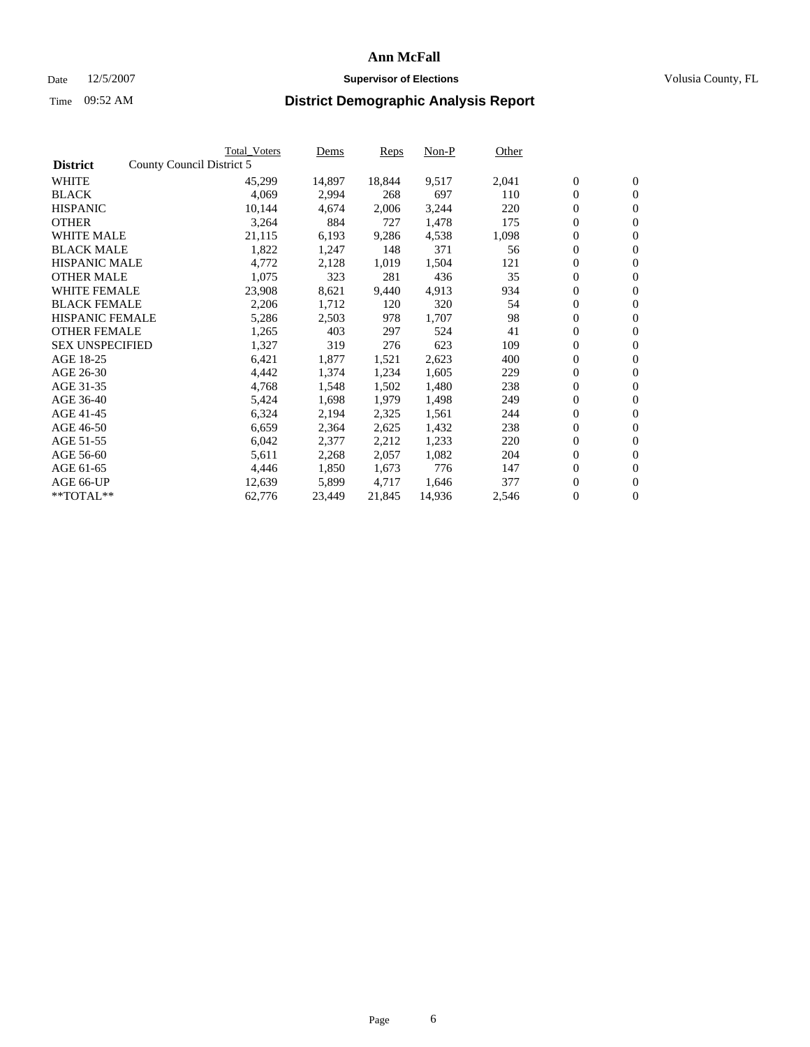# Ann McFall

Date 12/5/2007 **Supervisor of Elections** Volusia County, FL

Time 09:52 AM **District Demographic Analysis Report**

| **District** County Council District 5 | Total_Voters | Dems | Reps | Non-P | Other | | |
|---|---|---|---|---|---|---|---|
| WHITE | 45,299 | 14,897 | 18,844 | 9,517 | 2,041 | 0 | 0 |
| BLACK | 4,069 | 2,994 | 268 | 697 | 110 | 0 | 0 |
| HISPANIC | 10,144 | 4,674 | 2,006 | 3,244 | 220 | 0 | 0 |
| OTHER | 3,264 | 884 | 727 | 1,478 | 175 | 0 | 0 |
| WHITE MALE | 21,115 | 6,193 | 9,286 | 4,538 | 1,098 | 0 | 0 |
| BLACK MALE | 1,822 | 1,247 | 148 | 371 | 56 | 0 | 0 |
| HISPANIC MALE | 4,772 | 2,128 | 1,019 | 1,504 | 121 | 0 | 0 |
| OTHER MALE | 1,075 | 323 | 281 | 436 | 35 | 0 | 0 |
| WHITE FEMALE | 23,908 | 8,621 | 9,440 | 4,913 | 934 | 0 | 0 |
| BLACK FEMALE | 2,206 | 1,712 | 120 | 320 | 54 | 0 | 0 |
| HISPANIC FEMALE | 5,286 | 2,503 | 978 | 1,707 | 98 | 0 | 0 |
| OTHER FEMALE | 1,265 | 403 | 297 | 524 | 41 | 0 | 0 |
| SEX UNSPECIFIED | 1,327 | 319 | 276 | 623 | 109 | 0 | 0 |
| AGE 18-25 | 6,421 | 1,877 | 1,521 | 2,623 | 400 | 0 | 0 |
| AGE 26-30 | 4,442 | 1,374 | 1,234 | 1,605 | 229 | 0 | 0 |
| AGE 31-35 | 4,768 | 1,548 | 1,502 | 1,480 | 238 | 0 | 0 |
| AGE 36-40 | 5,424 | 1,698 | 1,979 | 1,498 | 249 | 0 | 0 |
| AGE 41-45 | 6,324 | 2,194 | 2,325 | 1,561 | 244 | 0 | 0 |
| AGE 46-50 | 6,659 | 2,364 | 2,625 | 1,432 | 238 | 0 | 0 |
| AGE 51-55 | 6,042 | 2,377 | 2,212 | 1,233 | 220 | 0 | 0 |
| AGE 56-60 | 5,611 | 2,268 | 2,057 | 1,082 | 204 | 0 | 0 |
| AGE 61-65 | 4,446 | 1,850 | 1,673 | 776 | 147 | 0 | 0 |
| AGE 66-UP | 12,639 | 5,899 | 4,717 | 1,646 | 377 | 0 | 0 |
| **TOTAL** | 62,776 | 23,449 | 21,845 | 14,936 | 2,546 | 0 | 0 |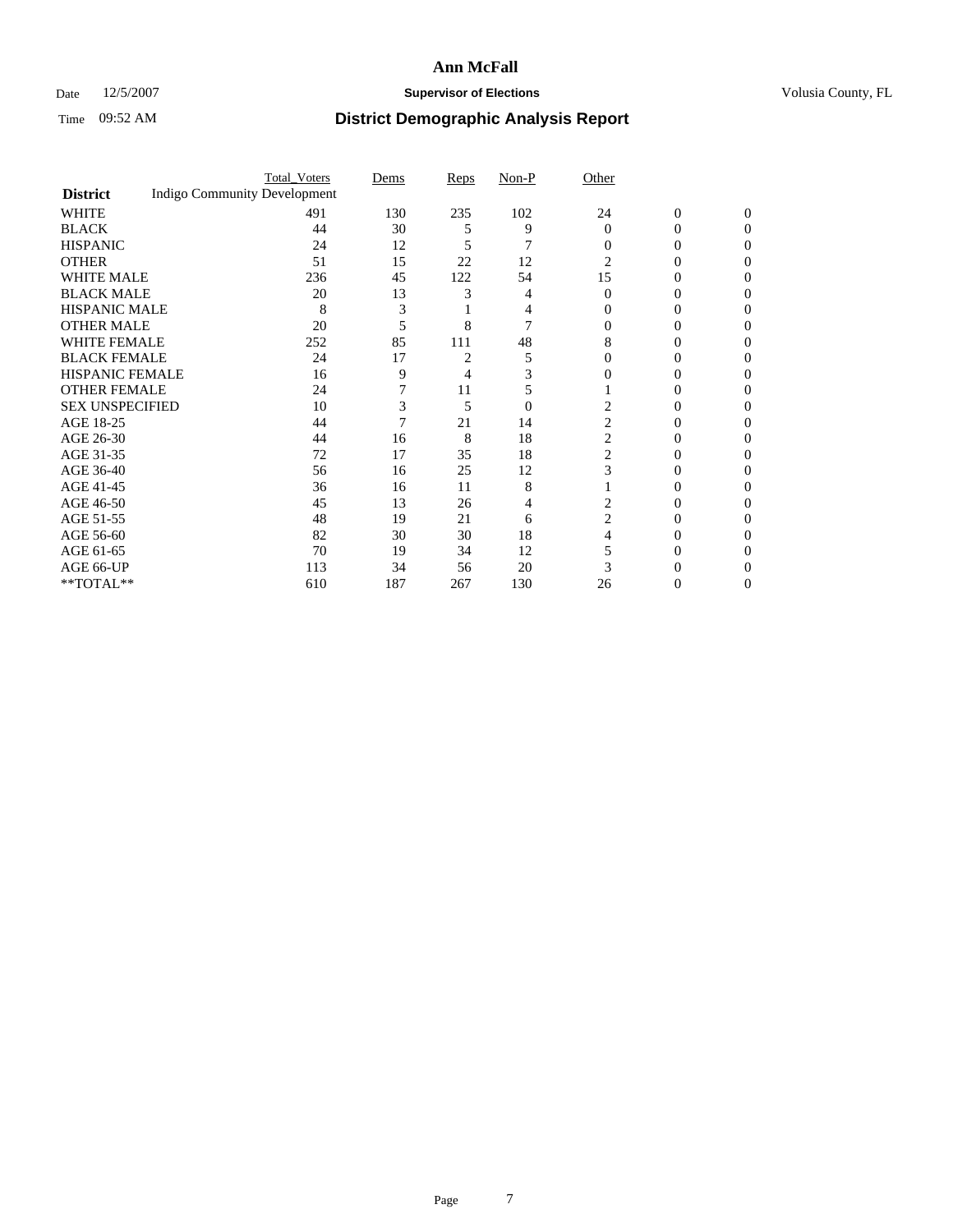# Ann McFall

Date 12/5/2007 **Supervisor of Elections** Volusia County, FL

Time 09:52 AM **District Demographic Analysis Report**

| **District** | Total_Voters | Dems | Reps | Non-P | Other | | |
|---|---|---|---|---|---|---|---|
| Indigo Community Development | | | | | | | |
| WHITE | 491 | 130 | 235 | 102 | 24 | 0 | 0 |
| BLACK | 44 | 30 | 5 | 9 | 0 | 0 | 0 |
| HISPANIC | 24 | 12 | 5 | 7 | 0 | 0 | 0 |
| OTHER | 51 | 15 | 22 | 12 | 2 | 0 | 0 |
| WHITE MALE | 236 | 45 | 122 | 54 | 15 | 0 | 0 |
| BLACK MALE | 20 | 13 | 3 | 4 | 0 | 0 | 0 |
| HISPANIC MALE | 8 | 3 | 1 | 4 | 0 | 0 | 0 |
| OTHER MALE | 20 | 5 | 8 | 7 | 0 | 0 | 0 |
| WHITE FEMALE | 252 | 85 | 111 | 48 | 8 | 0 | 0 |
| BLACK FEMALE | 24 | 17 | 2 | 5 | 0 | 0 | 0 |
| HISPANIC FEMALE | 16 | 9 | 4 | 3 | 0 | 0 | 0 |
| OTHER FEMALE | 24 | 7 | 11 | 5 | 1 | 0 | 0 |
| SEX UNSPECIFIED | 10 | 3 | 5 | 0 | 2 | 0 | 0 |
| AGE 18-25 | 44 | 7 | 21 | 14 | 2 | 0 | 0 |
| AGE 26-30 | 44 | 16 | 8 | 18 | 2 | 0 | 0 |
| AGE 31-35 | 72 | 17 | 35 | 18 | 2 | 0 | 0 |
| AGE 36-40 | 56 | 16 | 25 | 12 | 3 | 0 | 0 |
| AGE 41-45 | 36 | 16 | 11 | 8 | 1 | 0 | 0 |
| AGE 46-50 | 45 | 13 | 26 | 4 | 2 | 0 | 0 |
| AGE 51-55 | 48 | 19 | 21 | 6 | 2 | 0 | 0 |
| AGE 56-60 | 82 | 30 | 30 | 18 | 4 | 0 | 0 |
| AGE 61-65 | 70 | 19 | 34 | 12 | 5 | 0 | 0 |
| AGE 66-UP | 113 | 34 | 56 | 20 | 3 | 0 | 0 |
| **TOTAL** | 610 | 187 | 267 | 130 | 26 | 0 | 0 |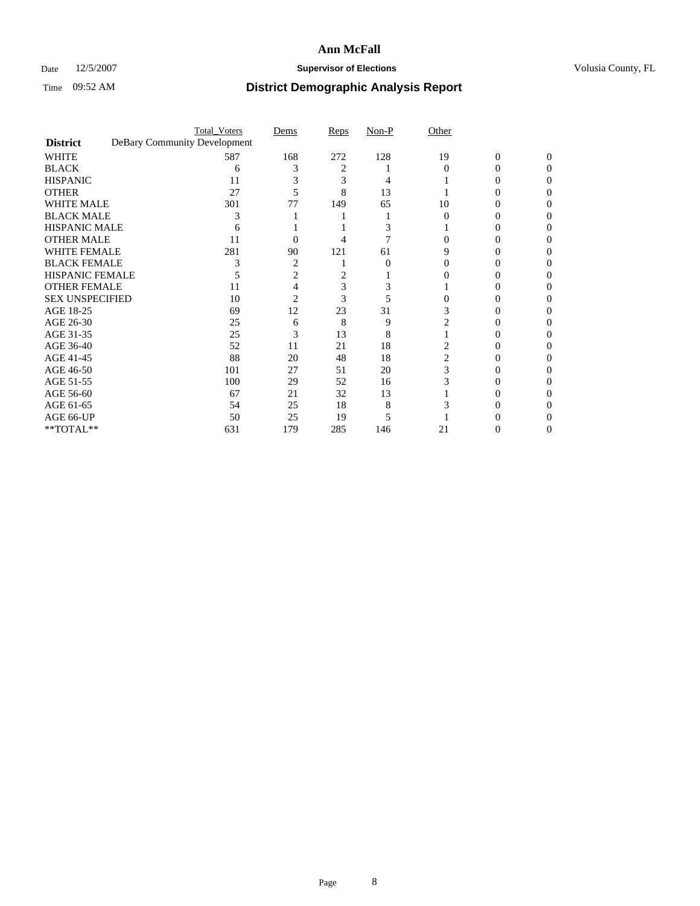# Ann McFall

Date 12/5/2007 **Supervisor of Elections** Volusia County, FL

Time 09:52 AM **District Demographic Analysis Report**

| | Total_Voters | Dems | Reps | Non-P | Other | | |
|---|---|---|---|---|---|---|---|
| **District** DeBary Community Development | | | | | | | |
| WHITE | 587 | 168 | 272 | 128 | 19 | 0 | 0 |
| BLACK | 6 | 3 | 2 | 1 | 0 | 0 | 0 |
| HISPANIC | 11 | 3 | 3 | 4 | 1 | 0 | 0 |
| OTHER | 27 | 5 | 8 | 13 | 1 | 0 | 0 |
| WHITE MALE | 301 | 77 | 149 | 65 | 10 | 0 | 0 |
| BLACK MALE | 3 | 1 | 1 | 1 | 0 | 0 | 0 |
| HISPANIC MALE | 6 | 1 | 1 | 3 | 1 | 0 | 0 |
| OTHER MALE | 11 | 0 | 4 | 7 | 0 | 0 | 0 |
| WHITE FEMALE | 281 | 90 | 121 | 61 | 9 | 0 | 0 |
| BLACK FEMALE | 3 | 2 | 1 | 0 | 0 | 0 | 0 |
| HISPANIC FEMALE | 5 | 2 | 2 | 1 | 0 | 0 | 0 |
| OTHER FEMALE | 11 | 4 | 3 | 3 | 1 | 0 | 0 |
| SEX UNSPECIFIED | 10 | 2 | 3 | 5 | 0 | 0 | 0 |
| AGE 18-25 | 69 | 12 | 23 | 31 | 3 | 0 | 0 |
| AGE 26-30 | 25 | 6 | 8 | 9 | 2 | 0 | 0 |
| AGE 31-35 | 25 | 3 | 13 | 8 | 1 | 0 | 0 |
| AGE 36-40 | 52 | 11 | 21 | 18 | 2 | 0 | 0 |
| AGE 41-45 | 88 | 20 | 48 | 18 | 2 | 0 | 0 |
| AGE 46-50 | 101 | 27 | 51 | 20 | 3 | 0 | 0 |
| AGE 51-55 | 100 | 29 | 52 | 16 | 3 | 0 | 0 |
| AGE 56-60 | 67 | 21 | 32 | 13 | 1 | 0 | 0 |
| AGE 61-65 | 54 | 25 | 18 | 8 | 3 | 0 | 0 |
| AGE 66-UP | 50 | 25 | 19 | 5 | 1 | 0 | 0 |
| **TOTAL** | 631 | 179 | 285 | 146 | 21 | 0 | 0 |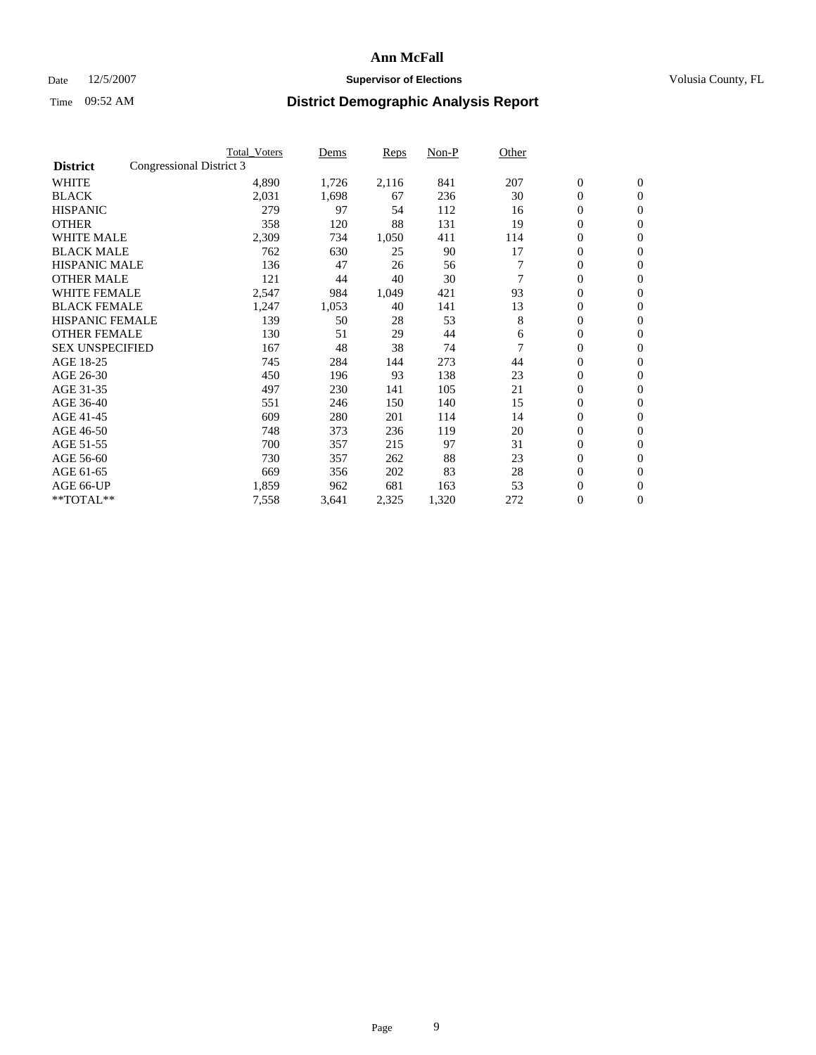# Ann McFall

Date 12/5/2007 **Supervisor of Elections** Volusia County, FL

Time 09:52 AM **District Demographic Analysis Report**

| **District** Congressional District 3 | Total_Voters | Dems | Reps | Non-P | Other | | |
|---|---|---|---|---|---|---|---|
| WHITE | 4,890 | 1,726 | 2,116 | 841 | 207 | 0 | 0 |
| BLACK | 2,031 | 1,698 | 67 | 236 | 30 | 0 | 0 |
| HISPANIC | 279 | 97 | 54 | 112 | 16 | 0 | 0 |
| OTHER | 358 | 120 | 88 | 131 | 19 | 0 | 0 |
| WHITE MALE | 2,309 | 734 | 1,050 | 411 | 114 | 0 | 0 |
| BLACK MALE | 762 | 630 | 25 | 90 | 17 | 0 | 0 |
| HISPANIC MALE | 136 | 47 | 26 | 56 | 7 | 0 | 0 |
| OTHER MALE | 121 | 44 | 40 | 30 | 7 | 0 | 0 |
| WHITE FEMALE | 2,547 | 984 | 1,049 | 421 | 93 | 0 | 0 |
| BLACK FEMALE | 1,247 | 1,053 | 40 | 141 | 13 | 0 | 0 |
| HISPANIC FEMALE | 139 | 50 | 28 | 53 | 8 | 0 | 0 |
| OTHER FEMALE | 130 | 51 | 29 | 44 | 6 | 0 | 0 |
| SEX UNSPECIFIED | 167 | 48 | 38 | 74 | 7 | 0 | 0 |
| AGE 18-25 | 745 | 284 | 144 | 273 | 44 | 0 | 0 |
| AGE 26-30 | 450 | 196 | 93 | 138 | 23 | 0 | 0 |
| AGE 31-35 | 497 | 230 | 141 | 105 | 21 | 0 | 0 |
| AGE 36-40 | 551 | 246 | 150 | 140 | 15 | 0 | 0 |
| AGE 41-45 | 609 | 280 | 201 | 114 | 14 | 0 | 0 |
| AGE 46-50 | 748 | 373 | 236 | 119 | 20 | 0 | 0 |
| AGE 51-55 | 700 | 357 | 215 | 97 | 31 | 0 | 0 |
| AGE 56-60 | 730 | 357 | 262 | 88 | 23 | 0 | 0 |
| AGE 61-65 | 669 | 356 | 202 | 83 | 28 | 0 | 0 |
| AGE 66-UP | 1,859 | 962 | 681 | 163 | 53 | 0 | 0 |
| **TOTAL** | 7,558 | 3,641 | 2,325 | 1,320 | 272 | 0 | 0 |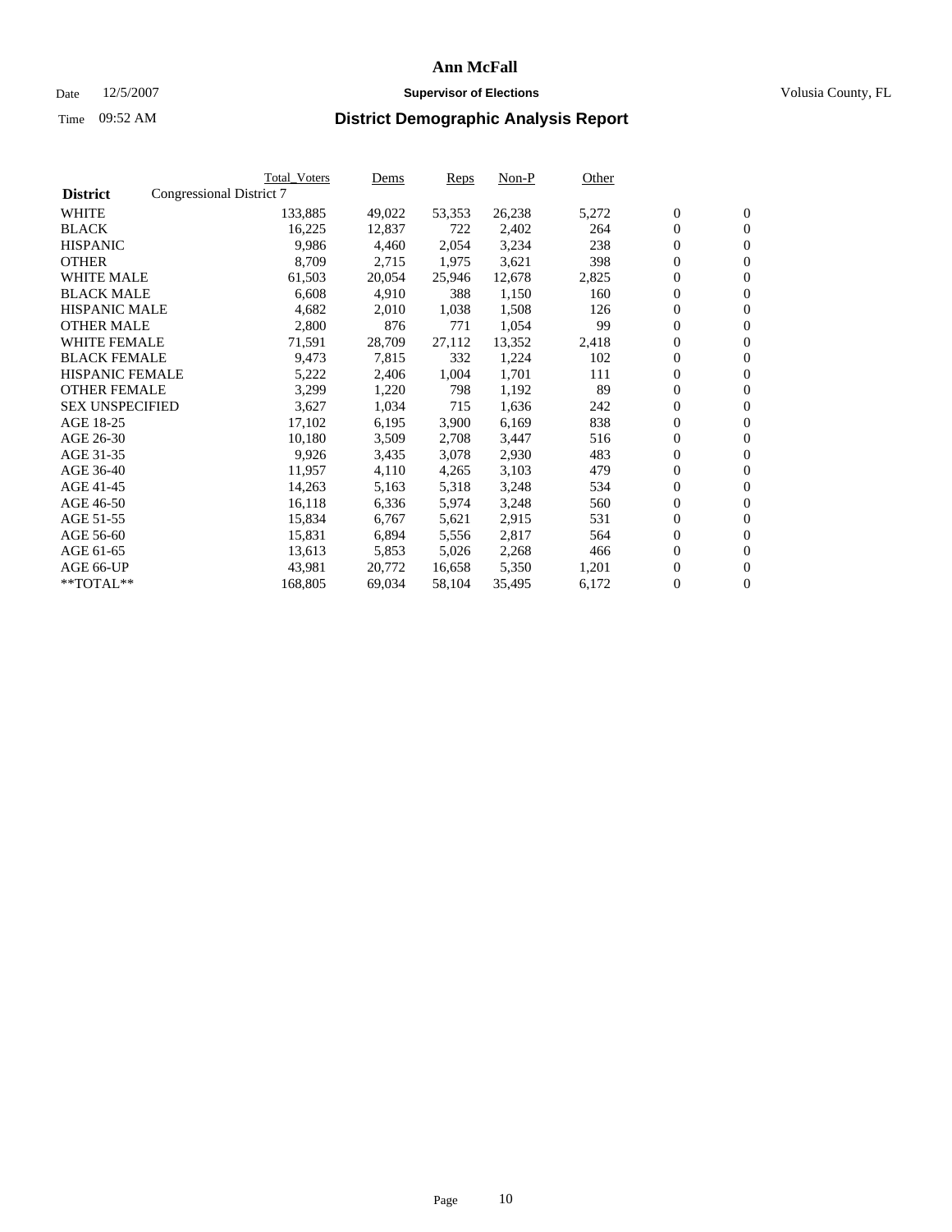# Ann McFall

Date 12/5/2007 **Supervisor of Elections** Volusia County, FL

Time 09:52 AM **District Demographic Analysis Report**

| **District** | Total_Voters | Dems | Reps | Non-P | Other | | |
|---|---|---|---|---|---|---|---|
| Congressional District 7 | | | | | | | |
| WHITE | 133,885 | 49,022 | 53,353 | 26,238 | 5,272 | 0 | 0 |
| BLACK | 16,225 | 12,837 | 722 | 2,402 | 264 | 0 | 0 |
| HISPANIC | 9,986 | 4,460 | 2,054 | 3,234 | 238 | 0 | 0 |
| OTHER | 8,709 | 2,715 | 1,975 | 3,621 | 398 | 0 | 0 |
| WHITE MALE | 61,503 | 20,054 | 25,946 | 12,678 | 2,825 | 0 | 0 |
| BLACK MALE | 6,608 | 4,910 | 388 | 1,150 | 160 | 0 | 0 |
| HISPANIC MALE | 4,682 | 2,010 | 1,038 | 1,508 | 126 | 0 | 0 |
| OTHER MALE | 2,800 | 876 | 771 | 1,054 | 99 | 0 | 0 |
| WHITE FEMALE | 71,591 | 28,709 | 27,112 | 13,352 | 2,418 | 0 | 0 |
| BLACK FEMALE | 9,473 | 7,815 | 332 | 1,224 | 102 | 0 | 0 |
| HISPANIC FEMALE | 5,222 | 2,406 | 1,004 | 1,701 | 111 | 0 | 0 |
| OTHER FEMALE | 3,299 | 1,220 | 798 | 1,192 | 89 | 0 | 0 |
| SEX UNSPECIFIED | 3,627 | 1,034 | 715 | 1,636 | 242 | 0 | 0 |
| AGE 18-25 | 17,102 | 6,195 | 3,900 | 6,169 | 838 | 0 | 0 |
| AGE 26-30 | 10,180 | 3,509 | 2,708 | 3,447 | 516 | 0 | 0 |
| AGE 31-35 | 9,926 | 3,435 | 3,078 | 2,930 | 483 | 0 | 0 |
| AGE 36-40 | 11,957 | 4,110 | 4,265 | 3,103 | 479 | 0 | 0 |
| AGE 41-45 | 14,263 | 5,163 | 5,318 | 3,248 | 534 | 0 | 0 |
| AGE 46-50 | 16,118 | 6,336 | 5,974 | 3,248 | 560 | 0 | 0 |
| AGE 51-55 | 15,834 | 6,767 | 5,621 | 2,915 | 531 | 0 | 0 |
| AGE 56-60 | 15,831 | 6,894 | 5,556 | 2,817 | 564 | 0 | 0 |
| AGE 61-65 | 13,613 | 5,853 | 5,026 | 2,268 | 466 | 0 | 0 |
| AGE 66-UP | 43,981 | 20,772 | 16,658 | 5,350 | 1,201 | 0 | 0 |
| **TOTAL** | 168,805 | 69,034 | 58,104 | 35,495 | 6,172 | 0 | 0 |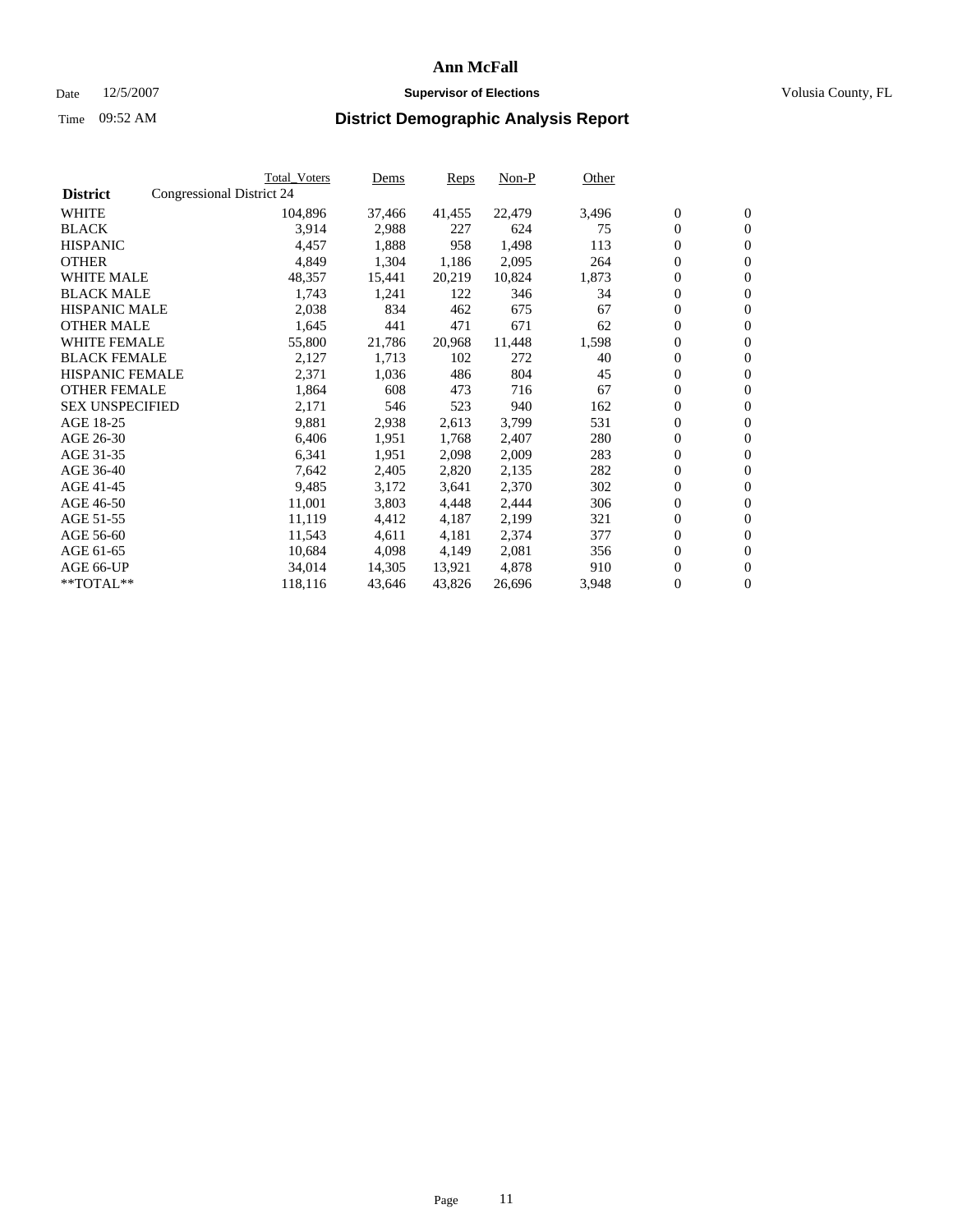# Ann McFall

Date 12/5/2007 **Supervisor of Elections** Volusia County, FL

Time 09:52 AM **District Demographic Analysis Report**

| | Total_Voters | Dems | Reps | Non-P | Other | | |
|---|---|---|---|---|---|---|---|
| **District** Congressional District 24 | | | | | | | |
| WHITE | 104,896 | 37,466 | 41,455 | 22,479 | 3,496 | 0 | 0 |
| BLACK | 3,914 | 2,988 | 227 | 624 | 75 | 0 | 0 |
| HISPANIC | 4,457 | 1,888 | 958 | 1,498 | 113 | 0 | 0 |
| OTHER | 4,849 | 1,304 | 1,186 | 2,095 | 264 | 0 | 0 |
| WHITE MALE | 48,357 | 15,441 | 20,219 | 10,824 | 1,873 | 0 | 0 |
| BLACK MALE | 1,743 | 1,241 | 122 | 346 | 34 | 0 | 0 |
| HISPANIC MALE | 2,038 | 834 | 462 | 675 | 67 | 0 | 0 |
| OTHER MALE | 1,645 | 441 | 471 | 671 | 62 | 0 | 0 |
| WHITE FEMALE | 55,800 | 21,786 | 20,968 | 11,448 | 1,598 | 0 | 0 |
| BLACK FEMALE | 2,127 | 1,713 | 102 | 272 | 40 | 0 | 0 |
| HISPANIC FEMALE | 2,371 | 1,036 | 486 | 804 | 45 | 0 | 0 |
| OTHER FEMALE | 1,864 | 608 | 473 | 716 | 67 | 0 | 0 |
| SEX UNSPECIFIED | 2,171 | 546 | 523 | 940 | 162 | 0 | 0 |
| AGE 18-25 | 9,881 | 2,938 | 2,613 | 3,799 | 531 | 0 | 0 |
| AGE 26-30 | 6,406 | 1,951 | 1,768 | 2,407 | 280 | 0 | 0 |
| AGE 31-35 | 6,341 | 1,951 | 2,098 | 2,009 | 283 | 0 | 0 |
| AGE 36-40 | 7,642 | 2,405 | 2,820 | 2,135 | 282 | 0 | 0 |
| AGE 41-45 | 9,485 | 3,172 | 3,641 | 2,370 | 302 | 0 | 0 |
| AGE 46-50 | 11,001 | 3,803 | 4,448 | 2,444 | 306 | 0 | 0 |
| AGE 51-55 | 11,119 | 4,412 | 4,187 | 2,199 | 321 | 0 | 0 |
| AGE 56-60 | 11,543 | 4,611 | 4,181 | 2,374 | 377 | 0 | 0 |
| AGE 61-65 | 10,684 | 4,098 | 4,149 | 2,081 | 356 | 0 | 0 |
| AGE 66-UP | 34,014 | 14,305 | 13,921 | 4,878 | 910 | 0 | 0 |
| **TOTAL** | 118,116 | 43,646 | 43,826 | 26,696 | 3,948 | 0 | 0 |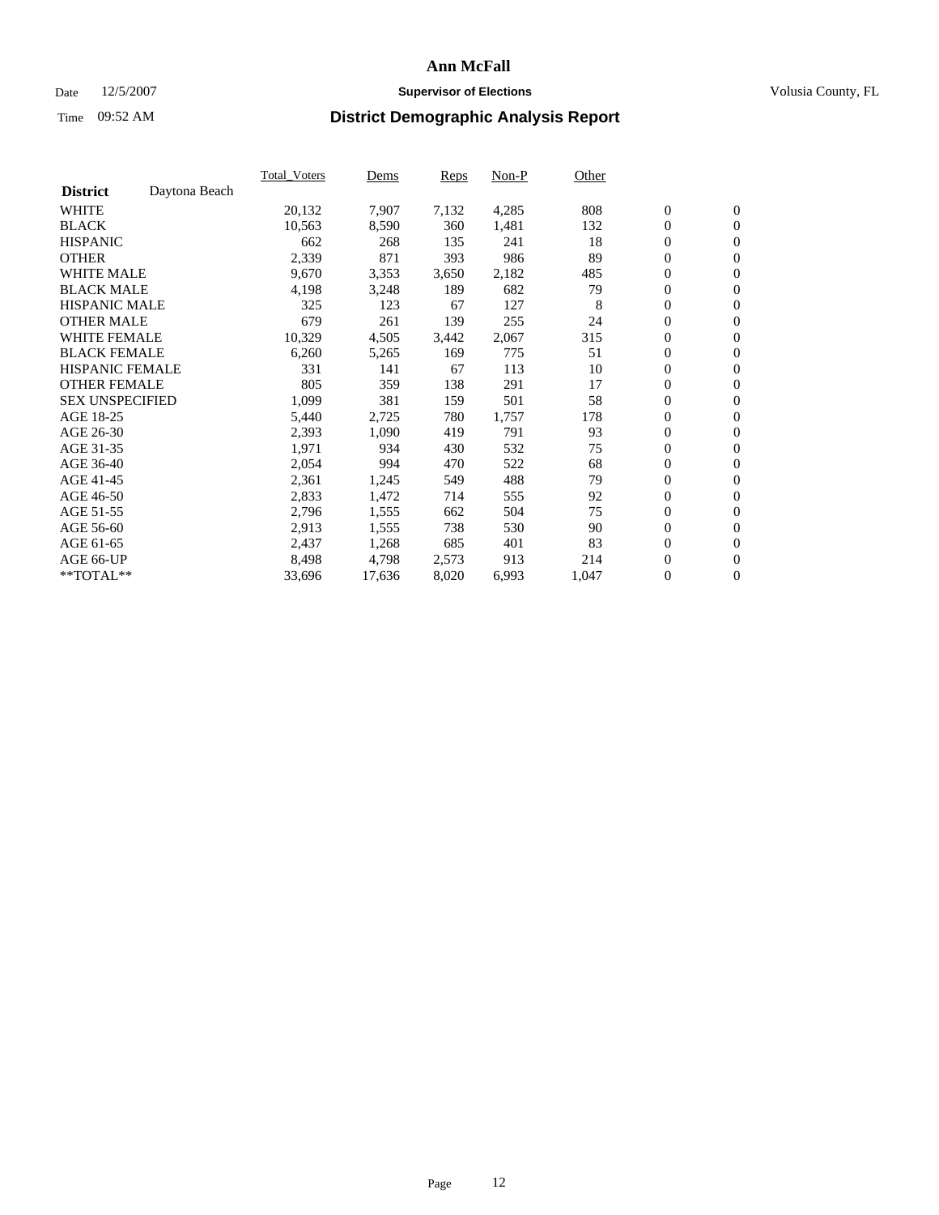# Ann McFall

Date 12/5/2007 **Supervisor of Elections** Volusia County, FL

Time 09:52 AM **District Demographic Analysis Report**

| | Total_Voters | Dems | Reps | Non-P | Other | | |
|---|---|---|---|---|---|---|---|
| **District** Daytona Beach | | | | | | | |
| WHITE | 20,132 | 7,907 | 7,132 | 4,285 | 808 | 0 | 0 |
| BLACK | 10,563 | 8,590 | 360 | 1,481 | 132 | 0 | 0 |
| HISPANIC | 662 | 268 | 135 | 241 | 18 | 0 | 0 |
| OTHER | 2,339 | 871 | 393 | 986 | 89 | 0 | 0 |
| WHITE MALE | 9,670 | 3,353 | 3,650 | 2,182 | 485 | 0 | 0 |
| BLACK MALE | 4,198 | 3,248 | 189 | 682 | 79 | 0 | 0 |
| HISPANIC MALE | 325 | 123 | 67 | 127 | 8 | 0 | 0 |
| OTHER MALE | 679 | 261 | 139 | 255 | 24 | 0 | 0 |
| WHITE FEMALE | 10,329 | 4,505 | 3,442 | 2,067 | 315 | 0 | 0 |
| BLACK FEMALE | 6,260 | 5,265 | 169 | 775 | 51 | 0 | 0 |
| HISPANIC FEMALE | 331 | 141 | 67 | 113 | 10 | 0 | 0 |
| OTHER FEMALE | 805 | 359 | 138 | 291 | 17 | 0 | 0 |
| SEX UNSPECIFIED | 1,099 | 381 | 159 | 501 | 58 | 0 | 0 |
| AGE 18-25 | 5,440 | 2,725 | 780 | 1,757 | 178 | 0 | 0 |
| AGE 26-30 | 2,393 | 1,090 | 419 | 791 | 93 | 0 | 0 |
| AGE 31-35 | 1,971 | 934 | 430 | 532 | 75 | 0 | 0 |
| AGE 36-40 | 2,054 | 994 | 470 | 522 | 68 | 0 | 0 |
| AGE 41-45 | 2,361 | 1,245 | 549 | 488 | 79 | 0 | 0 |
| AGE 46-50 | 2,833 | 1,472 | 714 | 555 | 92 | 0 | 0 |
| AGE 51-55 | 2,796 | 1,555 | 662 | 504 | 75 | 0 | 0 |
| AGE 56-60 | 2,913 | 1,555 | 738 | 530 | 90 | 0 | 0 |
| AGE 61-65 | 2,437 | 1,268 | 685 | 401 | 83 | 0 | 0 |
| AGE 66-UP | 8,498 | 4,798 | 2,573 | 913 | 214 | 0 | 0 |
| **TOTAL** | 33,696 | 17,636 | 8,020 | 6,993 | 1,047 | 0 | 0 |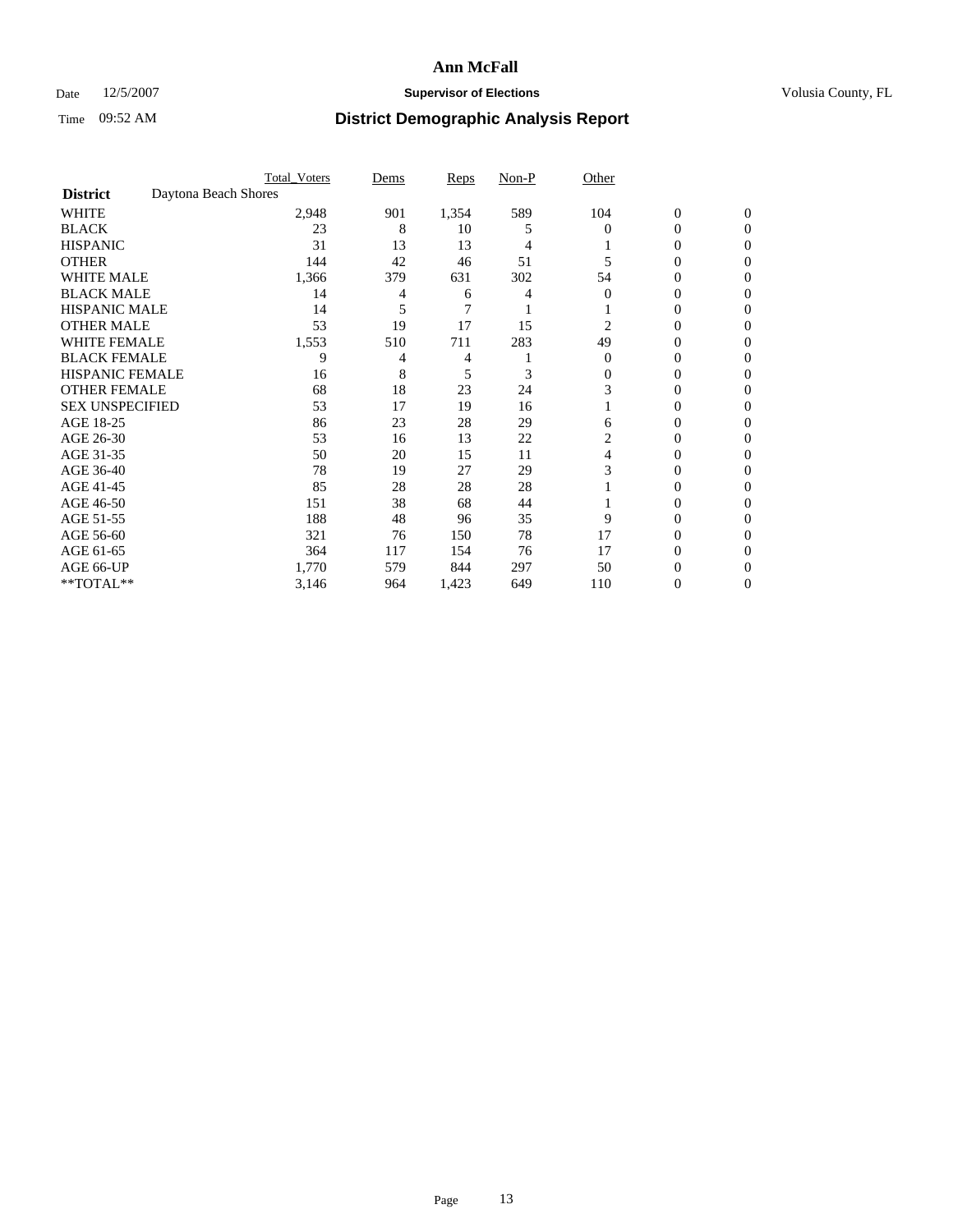# Ann McFall

Date 12/5/2007 **Supervisor of Elections** Volusia County, FL

Time 09:52 AM **District Demographic Analysis Report**

| | Total_Voters | Dems | Reps | Non-P | Other | | |
|---|---|---|---|---|---|---|---|
| **District** Daytona Beach Shores | | | | | | | |
| WHITE | 2,948 | 901 | 1,354 | 589 | 104 | 0 | 0 |
| BLACK | 23 | 8 | 10 | 5 | 0 | 0 | 0 |
| HISPANIC | 31 | 13 | 13 | 4 | 1 | 0 | 0 |
| OTHER | 144 | 42 | 46 | 51 | 5 | 0 | 0 |
| WHITE MALE | 1,366 | 379 | 631 | 302 | 54 | 0 | 0 |
| BLACK MALE | 14 | 4 | 6 | 4 | 0 | 0 | 0 |
| HISPANIC MALE | 14 | 5 | 7 | 1 | 1 | 0 | 0 |
| OTHER MALE | 53 | 19 | 17 | 15 | 2 | 0 | 0 |
| WHITE FEMALE | 1,553 | 510 | 711 | 283 | 49 | 0 | 0 |
| BLACK FEMALE | 9 | 4 | 4 | 1 | 0 | 0 | 0 |
| HISPANIC FEMALE | 16 | 8 | 5 | 3 | 0 | 0 | 0 |
| OTHER FEMALE | 68 | 18 | 23 | 24 | 3 | 0 | 0 |
| SEX UNSPECIFIED | 53 | 17 | 19 | 16 | 1 | 0 | 0 |
| AGE 18-25 | 86 | 23 | 28 | 29 | 6 | 0 | 0 |
| AGE 26-30 | 53 | 16 | 13 | 22 | 2 | 0 | 0 |
| AGE 31-35 | 50 | 20 | 15 | 11 | 4 | 0 | 0 |
| AGE 36-40 | 78 | 19 | 27 | 29 | 3 | 0 | 0 |
| AGE 41-45 | 85 | 28 | 28 | 28 | 1 | 0 | 0 |
| AGE 46-50 | 151 | 38 | 68 | 44 | 1 | 0 | 0 |
| AGE 51-55 | 188 | 48 | 96 | 35 | 9 | 0 | 0 |
| AGE 56-60 | 321 | 76 | 150 | 78 | 17 | 0 | 0 |
| AGE 61-65 | 364 | 117 | 154 | 76 | 17 | 0 | 0 |
| AGE 66-UP | 1,770 | 579 | 844 | 297 | 50 | 0 | 0 |
| **TOTAL** | 3,146 | 964 | 1,423 | 649 | 110 | 0 | 0 |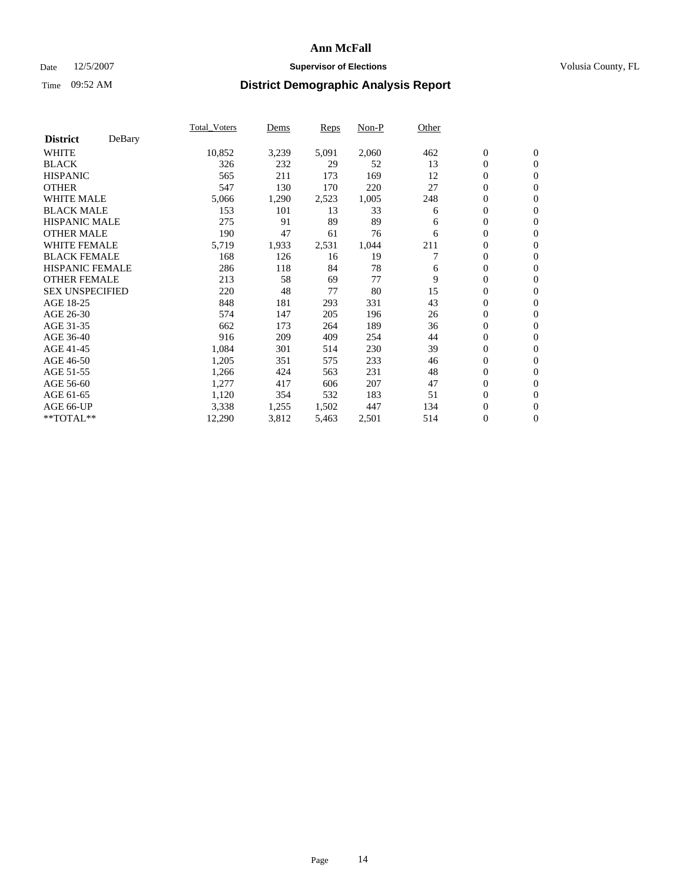# Ann McFall

Date 12/5/2007 **Supervisor of Elections** Volusia County, FL

Time 09:52 AM **District Demographic Analysis Report**

| **District** DeBary | Total_Voters | Dems | Reps | Non-P | Other | | |
|---|---|---|---|---|---|---|---|
| WHITE | 10,852 | 3,239 | 5,091 | 2,060 | 462 | 0 | 0 |
| BLACK | 326 | 232 | 29 | 52 | 13 | 0 | 0 |
| HISPANIC | 565 | 211 | 173 | 169 | 12 | 0 | 0 |
| OTHER | 547 | 130 | 170 | 220 | 27 | 0 | 0 |
| WHITE MALE | 5,066 | 1,290 | 2,523 | 1,005 | 248 | 0 | 0 |
| BLACK MALE | 153 | 101 | 13 | 33 | 6 | 0 | 0 |
| HISPANIC MALE | 275 | 91 | 89 | 89 | 6 | 0 | 0 |
| OTHER MALE | 190 | 47 | 61 | 76 | 6 | 0 | 0 |
| WHITE FEMALE | 5,719 | 1,933 | 2,531 | 1,044 | 211 | 0 | 0 |
| BLACK FEMALE | 168 | 126 | 16 | 19 | 7 | 0 | 0 |
| HISPANIC FEMALE | 286 | 118 | 84 | 78 | 6 | 0 | 0 |
| OTHER FEMALE | 213 | 58 | 69 | 77 | 9 | 0 | 0 |
| SEX UNSPECIFIED | 220 | 48 | 77 | 80 | 15 | 0 | 0 |
| AGE 18-25 | 848 | 181 | 293 | 331 | 43 | 0 | 0 |
| AGE 26-30 | 574 | 147 | 205 | 196 | 26 | 0 | 0 |
| AGE 31-35 | 662 | 173 | 264 | 189 | 36 | 0 | 0 |
| AGE 36-40 | 916 | 209 | 409 | 254 | 44 | 0 | 0 |
| AGE 41-45 | 1,084 | 301 | 514 | 230 | 39 | 0 | 0 |
| AGE 46-50 | 1,205 | 351 | 575 | 233 | 46 | 0 | 0 |
| AGE 51-55 | 1,266 | 424 | 563 | 231 | 48 | 0 | 0 |
| AGE 56-60 | 1,277 | 417 | 606 | 207 | 47 | 0 | 0 |
| AGE 61-65 | 1,120 | 354 | 532 | 183 | 51 | 0 | 0 |
| AGE 66-UP | 3,338 | 1,255 | 1,502 | 447 | 134 | 0 | 0 |
| **TOTAL** | 12,290 | 3,812 | 5,463 | 2,501 | 514 | 0 | 0 |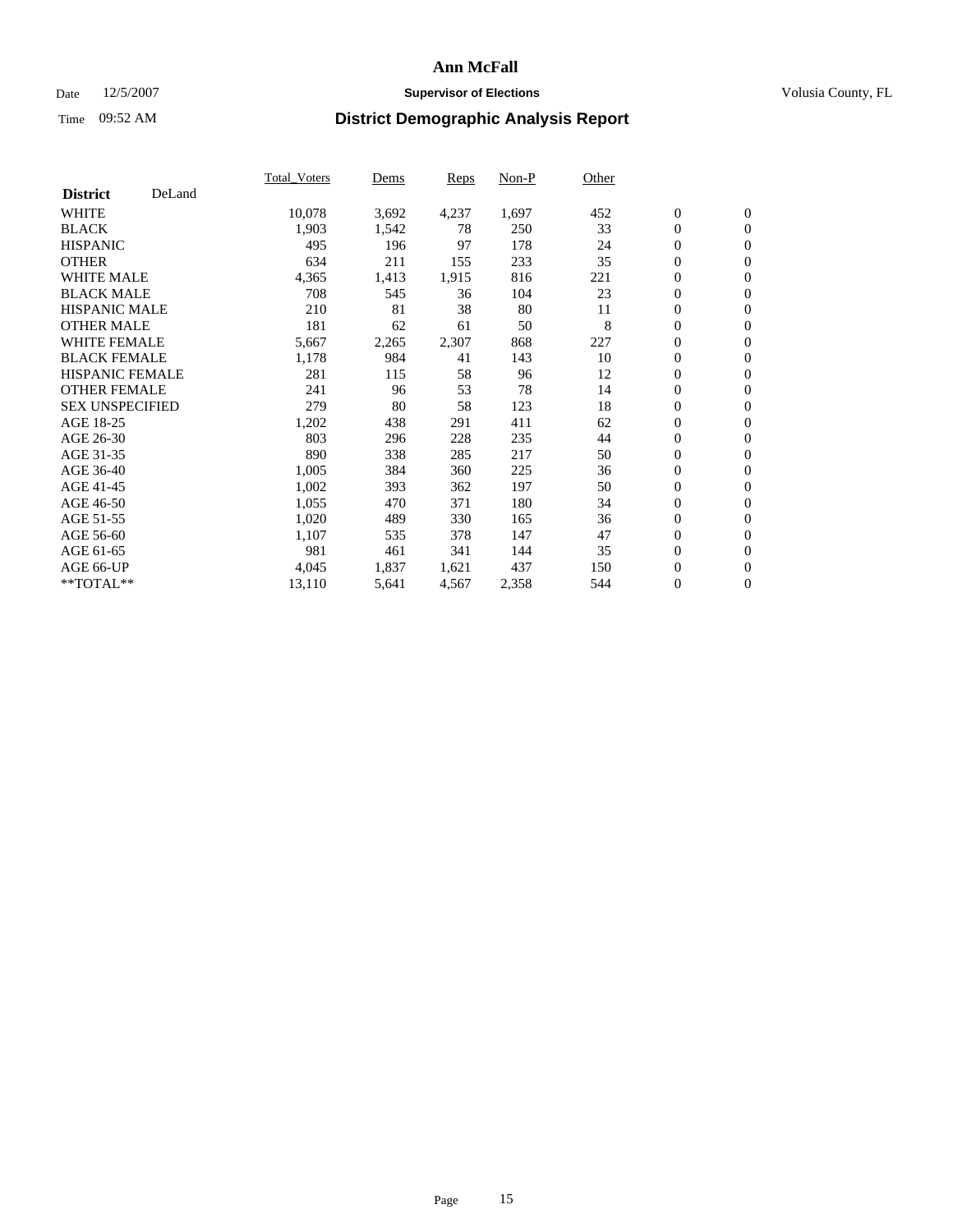# Ann McFall

Date 12/5/2007 **Supervisor of Elections** Volusia County, FL

Time 09:52 AM **District Demographic Analysis Report**

| **District** DeLand | Total_Voters | Dems | Reps | Non-P | Other | | |
|---|---|---|---|---|---|---|---|
| WHITE | 10,078 | 3,692 | 4,237 | 1,697 | 452 | 0 | 0 |
| BLACK | 1,903 | 1,542 | 78 | 250 | 33 | 0 | 0 |
| HISPANIC | 495 | 196 | 97 | 178 | 24 | 0 | 0 |
| OTHER | 634 | 211 | 155 | 233 | 35 | 0 | 0 |
| WHITE MALE | 4,365 | 1,413 | 1,915 | 816 | 221 | 0 | 0 |
| BLACK MALE | 708 | 545 | 36 | 104 | 23 | 0 | 0 |
| HISPANIC MALE | 210 | 81 | 38 | 80 | 11 | 0 | 0 |
| OTHER MALE | 181 | 62 | 61 | 50 | 8 | 0 | 0 |
| WHITE FEMALE | 5,667 | 2,265 | 2,307 | 868 | 227 | 0 | 0 |
| BLACK FEMALE | 1,178 | 984 | 41 | 143 | 10 | 0 | 0 |
| HISPANIC FEMALE | 281 | 115 | 58 | 96 | 12 | 0 | 0 |
| OTHER FEMALE | 241 | 96 | 53 | 78 | 14 | 0 | 0 |
| SEX UNSPECIFIED | 279 | 80 | 58 | 123 | 18 | 0 | 0 |
| AGE 18-25 | 1,202 | 438 | 291 | 411 | 62 | 0 | 0 |
| AGE 26-30 | 803 | 296 | 228 | 235 | 44 | 0 | 0 |
| AGE 31-35 | 890 | 338 | 285 | 217 | 50 | 0 | 0 |
| AGE 36-40 | 1,005 | 384 | 360 | 225 | 36 | 0 | 0 |
| AGE 41-45 | 1,002 | 393 | 362 | 197 | 50 | 0 | 0 |
| AGE 46-50 | 1,055 | 470 | 371 | 180 | 34 | 0 | 0 |
| AGE 51-55 | 1,020 | 489 | 330 | 165 | 36 | 0 | 0 |
| AGE 56-60 | 1,107 | 535 | 378 | 147 | 47 | 0 | 0 |
| AGE 61-65 | 981 | 461 | 341 | 144 | 35 | 0 | 0 |
| AGE 66-UP | 4,045 | 1,837 | 1,621 | 437 | 150 | 0 | 0 |
| **TOTAL** | 13,110 | 5,641 | 4,567 | 2,358 | 544 | 0 | 0 |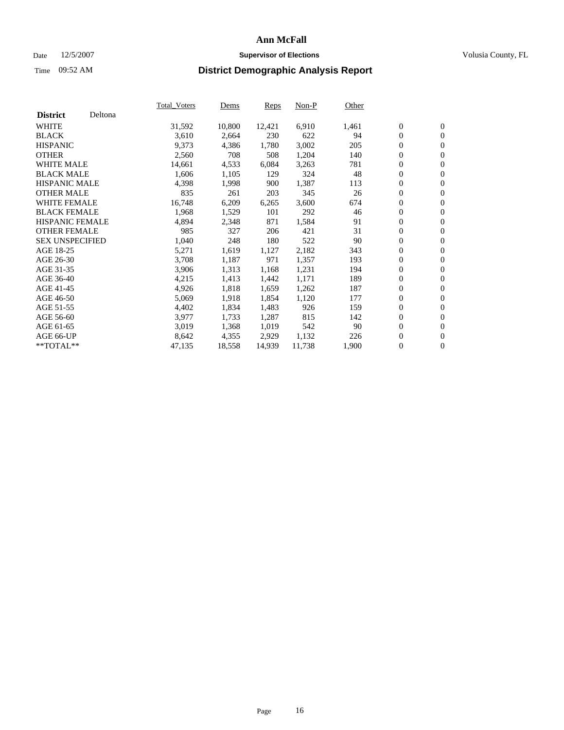# Ann McFall

Date 12/5/2007 **Supervisor of Elections** Volusia County, FL

Time 09:52 AM **District Demographic Analysis Report**

| **District** Deltona | Total_Voters | Dems | Reps | Non-P | Other | | |
|---|---|---|---|---|---|---|---|
| WHITE | 31,592 | 10,800 | 12,421 | 6,910 | 1,461 | 0 | 0 |
| BLACK | 3,610 | 2,664 | 230 | 622 | 94 | 0 | 0 |
| HISPANIC | 9,373 | 4,386 | 1,780 | 3,002 | 205 | 0 | 0 |
| OTHER | 2,560 | 708 | 508 | 1,204 | 140 | 0 | 0 |
| WHITE MALE | 14,661 | 4,533 | 6,084 | 3,263 | 781 | 0 | 0 |
| BLACK MALE | 1,606 | 1,105 | 129 | 324 | 48 | 0 | 0 |
| HISPANIC MALE | 4,398 | 1,998 | 900 | 1,387 | 113 | 0 | 0 |
| OTHER MALE | 835 | 261 | 203 | 345 | 26 | 0 | 0 |
| WHITE FEMALE | 16,748 | 6,209 | 6,265 | 3,600 | 674 | 0 | 0 |
| BLACK FEMALE | 1,968 | 1,529 | 101 | 292 | 46 | 0 | 0 |
| HISPANIC FEMALE | 4,894 | 2,348 | 871 | 1,584 | 91 | 0 | 0 |
| OTHER FEMALE | 985 | 327 | 206 | 421 | 31 | 0 | 0 |
| SEX UNSPECIFIED | 1,040 | 248 | 180 | 522 | 90 | 0 | 0 |
| AGE 18-25 | 5,271 | 1,619 | 1,127 | 2,182 | 343 | 0 | 0 |
| AGE 26-30 | 3,708 | 1,187 | 971 | 1,357 | 193 | 0 | 0 |
| AGE 31-35 | 3,906 | 1,313 | 1,168 | 1,231 | 194 | 0 | 0 |
| AGE 36-40 | 4,215 | 1,413 | 1,442 | 1,171 | 189 | 0 | 0 |
| AGE 41-45 | 4,926 | 1,818 | 1,659 | 1,262 | 187 | 0 | 0 |
| AGE 46-50 | 5,069 | 1,918 | 1,854 | 1,120 | 177 | 0 | 0 |
| AGE 51-55 | 4,402 | 1,834 | 1,483 | 926 | 159 | 0 | 0 |
| AGE 56-60 | 3,977 | 1,733 | 1,287 | 815 | 142 | 0 | 0 |
| AGE 61-65 | 3,019 | 1,368 | 1,019 | 542 | 90 | 0 | 0 |
| AGE 66-UP | 8,642 | 4,355 | 2,929 | 1,132 | 226 | 0 | 0 |
| **TOTAL** | 47,135 | 18,558 | 14,939 | 11,738 | 1,900 | 0 | 0 |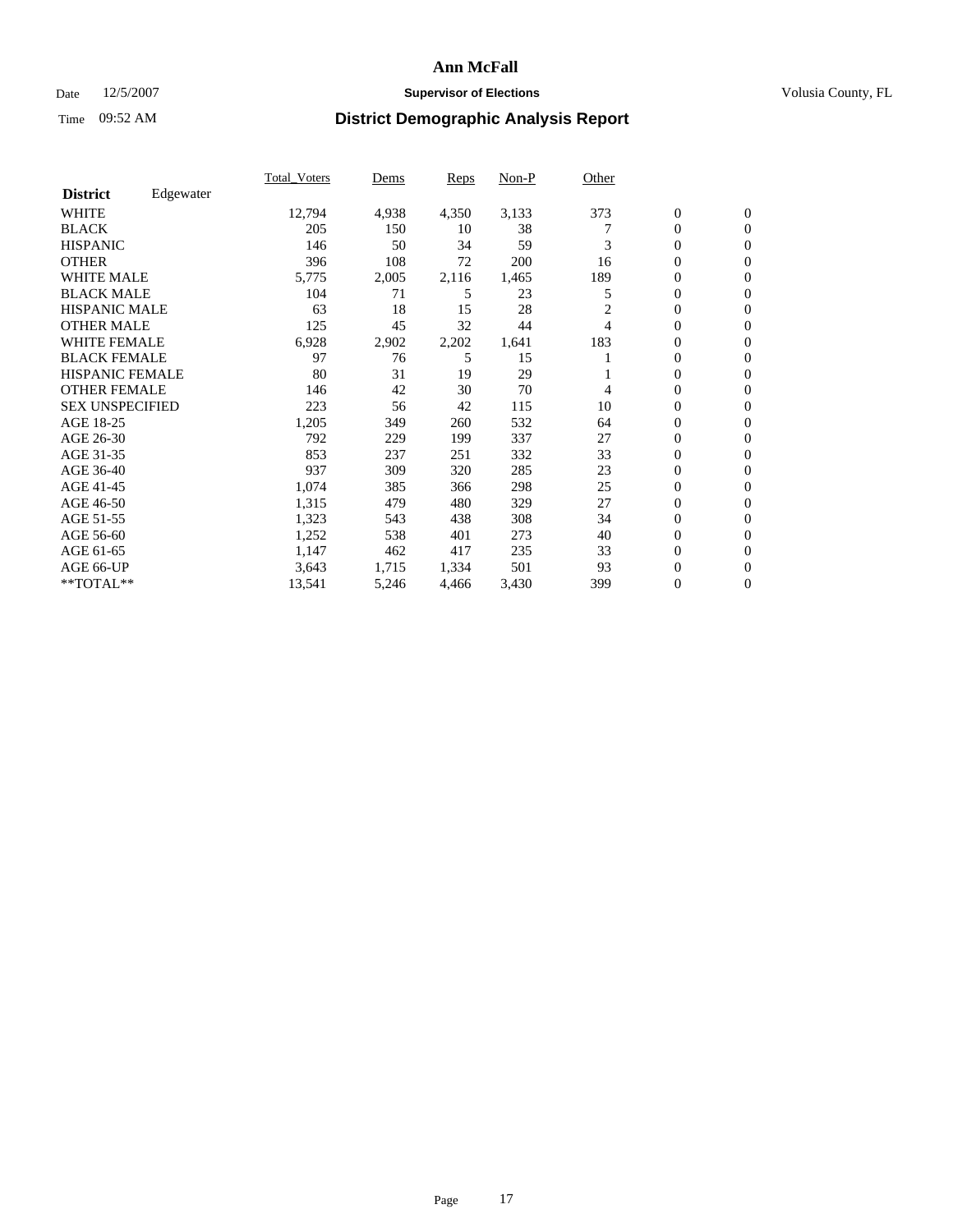# Ann McFall

Date 12/5/2007 **Supervisor of Elections** Volusia County, FL

Time 09:52 AM **District Demographic Analysis Report**

| | Total_Voters | Dems | Reps | Non-P | Other | | |
|---|---|---|---|---|---|---|---|
| **District** Edgewater | | | | | | | |
| WHITE | 12,794 | 4,938 | 4,350 | 3,133 | 373 | 0 | 0 |
| BLACK | 205 | 150 | 10 | 38 | 7 | 0 | 0 |
| HISPANIC | 146 | 50 | 34 | 59 | 3 | 0 | 0 |
| OTHER | 396 | 108 | 72 | 200 | 16 | 0 | 0 |
| WHITE MALE | 5,775 | 2,005 | 2,116 | 1,465 | 189 | 0 | 0 |
| BLACK MALE | 104 | 71 | 5 | 23 | 5 | 0 | 0 |
| HISPANIC MALE | 63 | 18 | 15 | 28 | 2 | 0 | 0 |
| OTHER MALE | 125 | 45 | 32 | 44 | 4 | 0 | 0 |
| WHITE FEMALE | 6,928 | 2,902 | 2,202 | 1,641 | 183 | 0 | 0 |
| BLACK FEMALE | 97 | 76 | 5 | 15 | 1 | 0 | 0 |
| HISPANIC FEMALE | 80 | 31 | 19 | 29 | 1 | 0 | 0 |
| OTHER FEMALE | 146 | 42 | 30 | 70 | 4 | 0 | 0 |
| SEX UNSPECIFIED | 223 | 56 | 42 | 115 | 10 | 0 | 0 |
| AGE 18-25 | 1,205 | 349 | 260 | 532 | 64 | 0 | 0 |
| AGE 26-30 | 792 | 229 | 199 | 337 | 27 | 0 | 0 |
| AGE 31-35 | 853 | 237 | 251 | 332 | 33 | 0 | 0 |
| AGE 36-40 | 937 | 309 | 320 | 285 | 23 | 0 | 0 |
| AGE 41-45 | 1,074 | 385 | 366 | 298 | 25 | 0 | 0 |
| AGE 46-50 | 1,315 | 479 | 480 | 329 | 27 | 0 | 0 |
| AGE 51-55 | 1,323 | 543 | 438 | 308 | 34 | 0 | 0 |
| AGE 56-60 | 1,252 | 538 | 401 | 273 | 40 | 0 | 0 |
| AGE 61-65 | 1,147 | 462 | 417 | 235 | 33 | 0 | 0 |
| AGE 66-UP | 3,643 | 1,715 | 1,334 | 501 | 93 | 0 | 0 |
| **TOTAL** | 13,541 | 5,246 | 4,466 | 3,430 | 399 | 0 | 0 |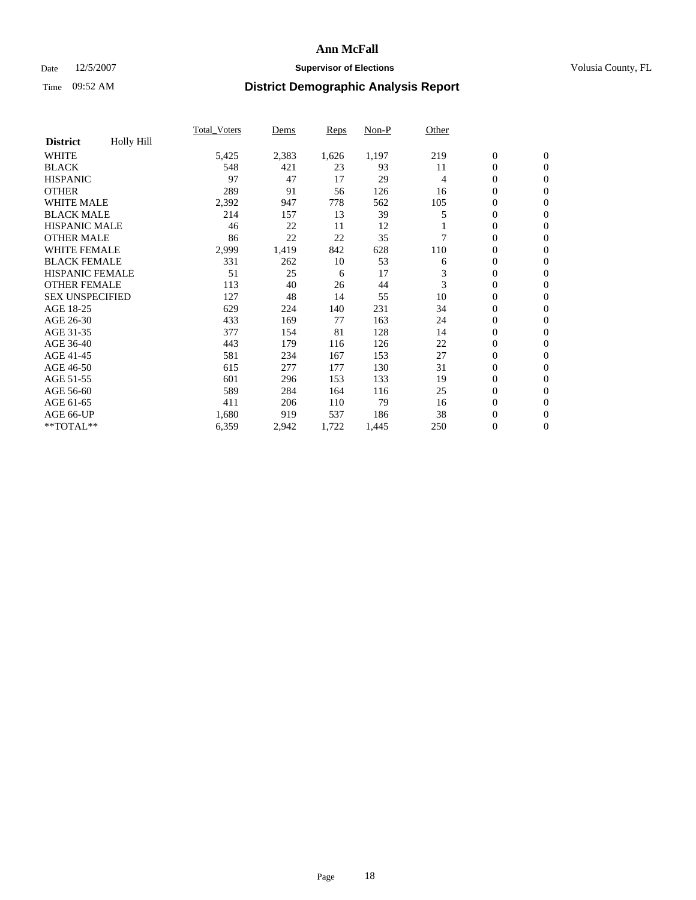**Ann McFall**

Date 12/5/2007 **Supervisor of Elections** Volusia County, FL

Time 09:52 AM

## District Demographic Analysis Report

| | Total_Voters | Dems | Reps | Non-P | Other | | |
|---|---|---|---|---|---|---|---|
| **District** Holly Hill | | | | | | | |
| WHITE | 5,425 | 2,383 | 1,626 | 1,197 | 219 | 0 | 0 |
| BLACK | 548 | 421 | 23 | 93 | 11 | 0 | 0 |
| HISPANIC | 97 | 47 | 17 | 29 | 4 | 0 | 0 |
| OTHER | 289 | 91 | 56 | 126 | 16 | 0 | 0 |
| WHITE MALE | 2,392 | 947 | 778 | 562 | 105 | 0 | 0 |
| BLACK MALE | 214 | 157 | 13 | 39 | 5 | 0 | 0 |
| HISPANIC MALE | 46 | 22 | 11 | 12 | 1 | 0 | 0 |
| OTHER MALE | 86 | 22 | 22 | 35 | 7 | 0 | 0 |
| WHITE FEMALE | 2,999 | 1,419 | 842 | 628 | 110 | 0 | 0 |
| BLACK FEMALE | 331 | 262 | 10 | 53 | 6 | 0 | 0 |
| HISPANIC FEMALE | 51 | 25 | 6 | 17 | 3 | 0 | 0 |
| OTHER FEMALE | 113 | 40 | 26 | 44 | 3 | 0 | 0 |
| SEX UNSPECIFIED | 127 | 48 | 14 | 55 | 10 | 0 | 0 |
| AGE 18-25 | 629 | 224 | 140 | 231 | 34 | 0 | 0 |
| AGE 26-30 | 433 | 169 | 77 | 163 | 24 | 0 | 0 |
| AGE 31-35 | 377 | 154 | 81 | 128 | 14 | 0 | 0 |
| AGE 36-40 | 443 | 179 | 116 | 126 | 22 | 0 | 0 |
| AGE 41-45 | 581 | 234 | 167 | 153 | 27 | 0 | 0 |
| AGE 46-50 | 615 | 277 | 177 | 130 | 31 | 0 | 0 |
| AGE 51-55 | 601 | 296 | 153 | 133 | 19 | 0 | 0 |
| AGE 56-60 | 589 | 284 | 164 | 116 | 25 | 0 | 0 |
| AGE 61-65 | 411 | 206 | 110 | 79 | 16 | 0 | 0 |
| AGE 66-UP | 1,680 | 919 | 537 | 186 | 38 | 0 | 0 |
| **TOTAL** | 6,359 | 2,942 | 1,722 | 1,445 | 250 | 0 | 0 |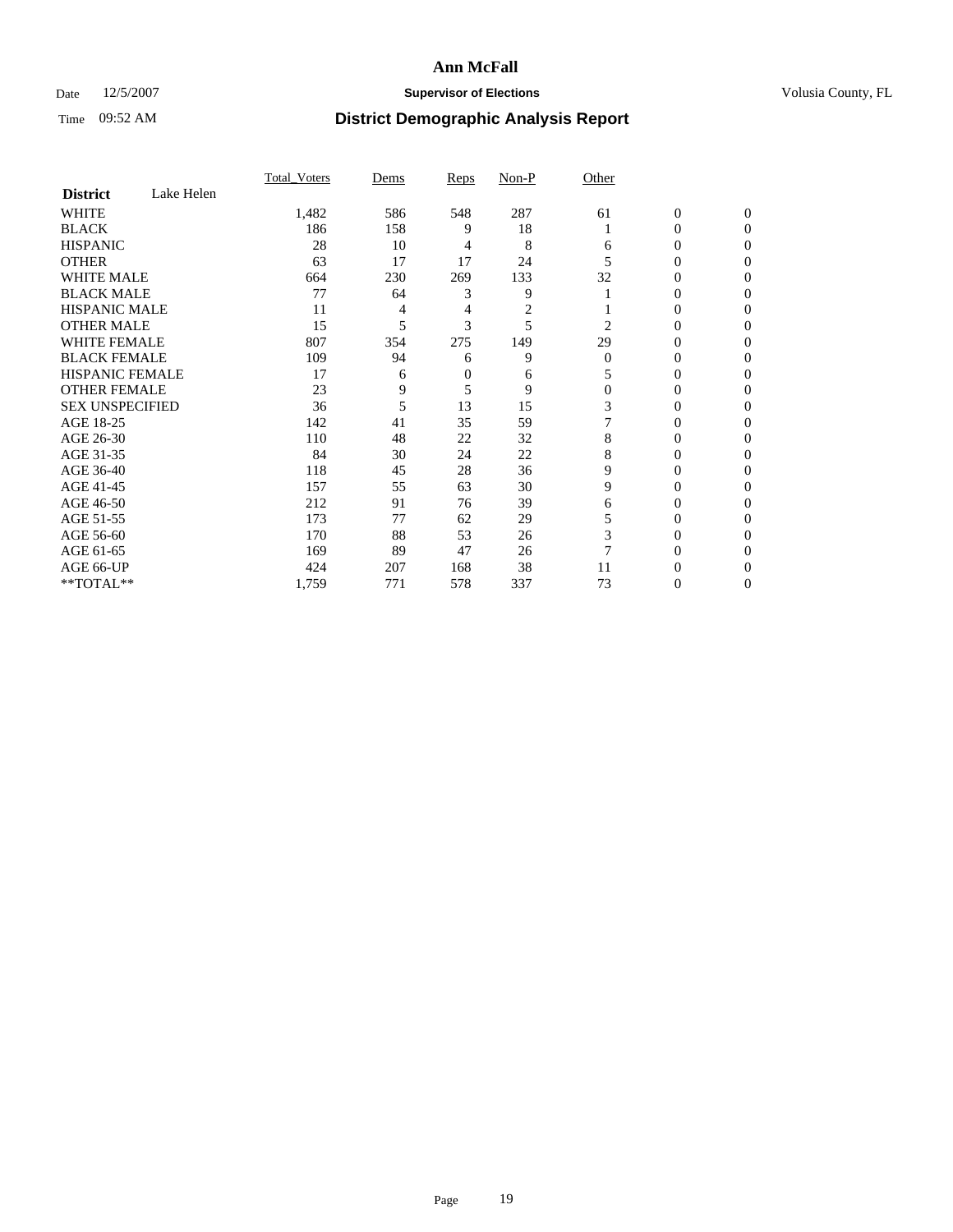# Ann McFall

Date 12/5/2007 **Supervisor of Elections** Volusia County, FL

Time 09:52 AM **District Demographic Analysis Report**

| **District** Lake Helen | Total_Voters | Dems | Reps | Non-P | Other | | |
|---|---|---|---|---|---|---|---|
| WHITE | 1,482 | 586 | 548 | 287 | 61 | 0 | 0 |
| BLACK | 186 | 158 | 9 | 18 | 1 | 0 | 0 |
| HISPANIC | 28 | 10 | 4 | 8 | 6 | 0 | 0 |
| OTHER | 63 | 17 | 17 | 24 | 5 | 0 | 0 |
| WHITE MALE | 664 | 230 | 269 | 133 | 32 | 0 | 0 |
| BLACK MALE | 77 | 64 | 3 | 9 | 1 | 0 | 0 |
| HISPANIC MALE | 11 | 4 | 4 | 2 | 1 | 0 | 0 |
| OTHER MALE | 15 | 5 | 3 | 5 | 2 | 0 | 0 |
| WHITE FEMALE | 807 | 354 | 275 | 149 | 29 | 0 | 0 |
| BLACK FEMALE | 109 | 94 | 6 | 9 | 0 | 0 | 0 |
| HISPANIC FEMALE | 17 | 6 | 0 | 6 | 5 | 0 | 0 |
| OTHER FEMALE | 23 | 9 | 5 | 9 | 0 | 0 | 0 |
| SEX UNSPECIFIED | 36 | 5 | 13 | 15 | 3 | 0 | 0 |
| AGE 18-25 | 142 | 41 | 35 | 59 | 7 | 0 | 0 |
| AGE 26-30 | 110 | 48 | 22 | 32 | 8 | 0 | 0 |
| AGE 31-35 | 84 | 30 | 24 | 22 | 8 | 0 | 0 |
| AGE 36-40 | 118 | 45 | 28 | 36 | 9 | 0 | 0 |
| AGE 41-45 | 157 | 55 | 63 | 30 | 9 | 0 | 0 |
| AGE 46-50 | 212 | 91 | 76 | 39 | 6 | 0 | 0 |
| AGE 51-55 | 173 | 77 | 62 | 29 | 5 | 0 | 0 |
| AGE 56-60 | 170 | 88 | 53 | 26 | 3 | 0 | 0 |
| AGE 61-65 | 169 | 89 | 47 | 26 | 7 | 0 | 0 |
| AGE 66-UP | 424 | 207 | 168 | 38 | 11 | 0 | 0 |
| **TOTAL** | 1,759 | 771 | 578 | 337 | 73 | 0 | 0 |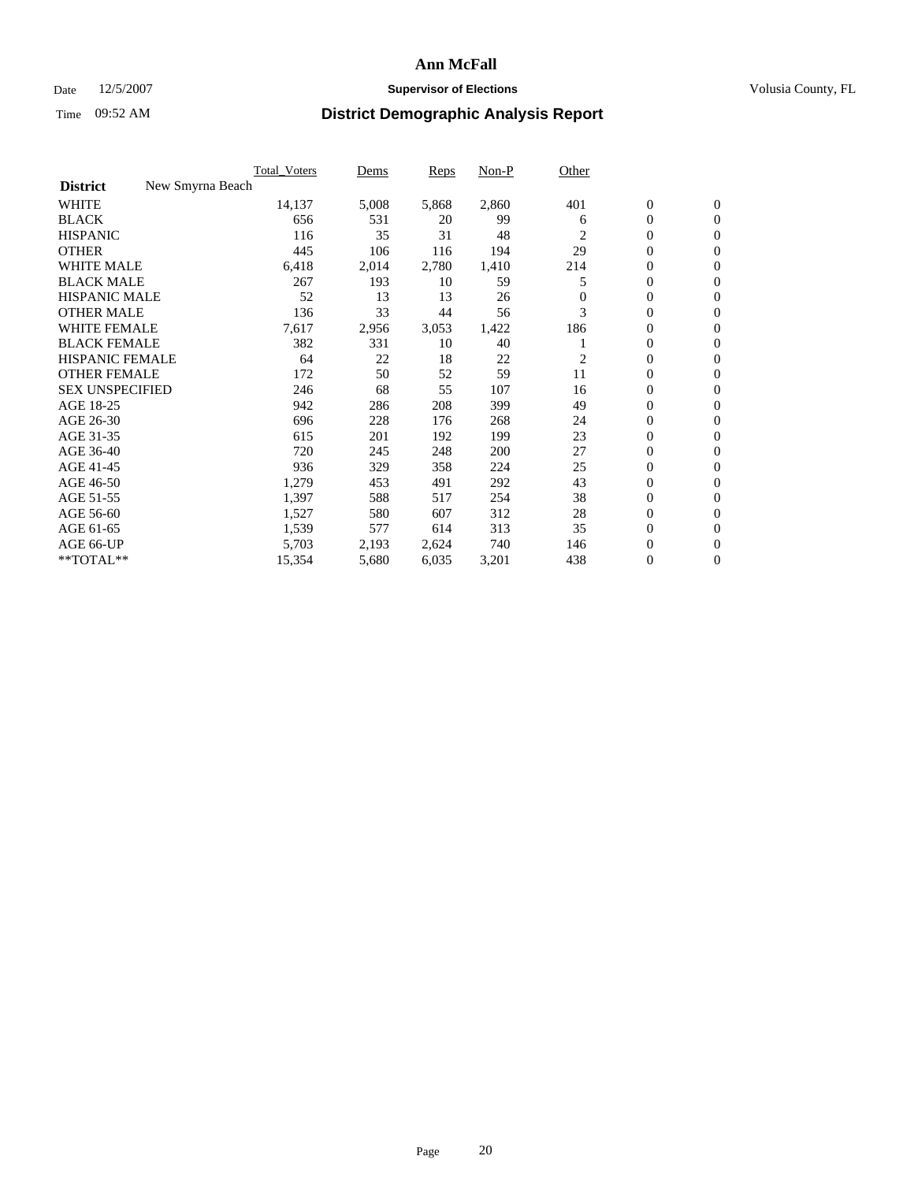# Ann McFall

Date 12/5/2007 **Supervisor of Elections** Volusia County, FL

Time 09:52 AM **District Demographic Analysis Report**

| | Total_Voters | Dems | Reps | Non-P | Other | | |
|---|---|---|---|---|---|---|---|
| **District** New Smyrna Beach | | | | | | | |
| WHITE | 14,137 | 5,008 | 5,868 | 2,860 | 401 | 0 | 0 |
| BLACK | 656 | 531 | 20 | 99 | 6 | 0 | 0 |
| HISPANIC | 116 | 35 | 31 | 48 | 2 | 0 | 0 |
| OTHER | 445 | 106 | 116 | 194 | 29 | 0 | 0 |
| WHITE MALE | 6,418 | 2,014 | 2,780 | 1,410 | 214 | 0 | 0 |
| BLACK MALE | 267 | 193 | 10 | 59 | 5 | 0 | 0 |
| HISPANIC MALE | 52 | 13 | 13 | 26 | 0 | 0 | 0 |
| OTHER MALE | 136 | 33 | 44 | 56 | 3 | 0 | 0 |
| WHITE FEMALE | 7,617 | 2,956 | 3,053 | 1,422 | 186 | 0 | 0 |
| BLACK FEMALE | 382 | 331 | 10 | 40 | 1 | 0 | 0 |
| HISPANIC FEMALE | 64 | 22 | 18 | 22 | 2 | 0 | 0 |
| OTHER FEMALE | 172 | 50 | 52 | 59 | 11 | 0 | 0 |
| SEX UNSPECIFIED | 246 | 68 | 55 | 107 | 16 | 0 | 0 |
| AGE 18-25 | 942 | 286 | 208 | 399 | 49 | 0 | 0 |
| AGE 26-30 | 696 | 228 | 176 | 268 | 24 | 0 | 0 |
| AGE 31-35 | 615 | 201 | 192 | 199 | 23 | 0 | 0 |
| AGE 36-40 | 720 | 245 | 248 | 200 | 27 | 0 | 0 |
| AGE 41-45 | 936 | 329 | 358 | 224 | 25 | 0 | 0 |
| AGE 46-50 | 1,279 | 453 | 491 | 292 | 43 | 0 | 0 |
| AGE 51-55 | 1,397 | 588 | 517 | 254 | 38 | 0 | 0 |
| AGE 56-60 | 1,527 | 580 | 607 | 312 | 28 | 0 | 0 |
| AGE 61-65 | 1,539 | 577 | 614 | 313 | 35 | 0 | 0 |
| AGE 66-UP | 5,703 | 2,193 | 2,624 | 740 | 146 | 0 | 0 |
| **TOTAL** | 15,354 | 5,680 | 6,035 | 3,201 | 438 | 0 | 0 |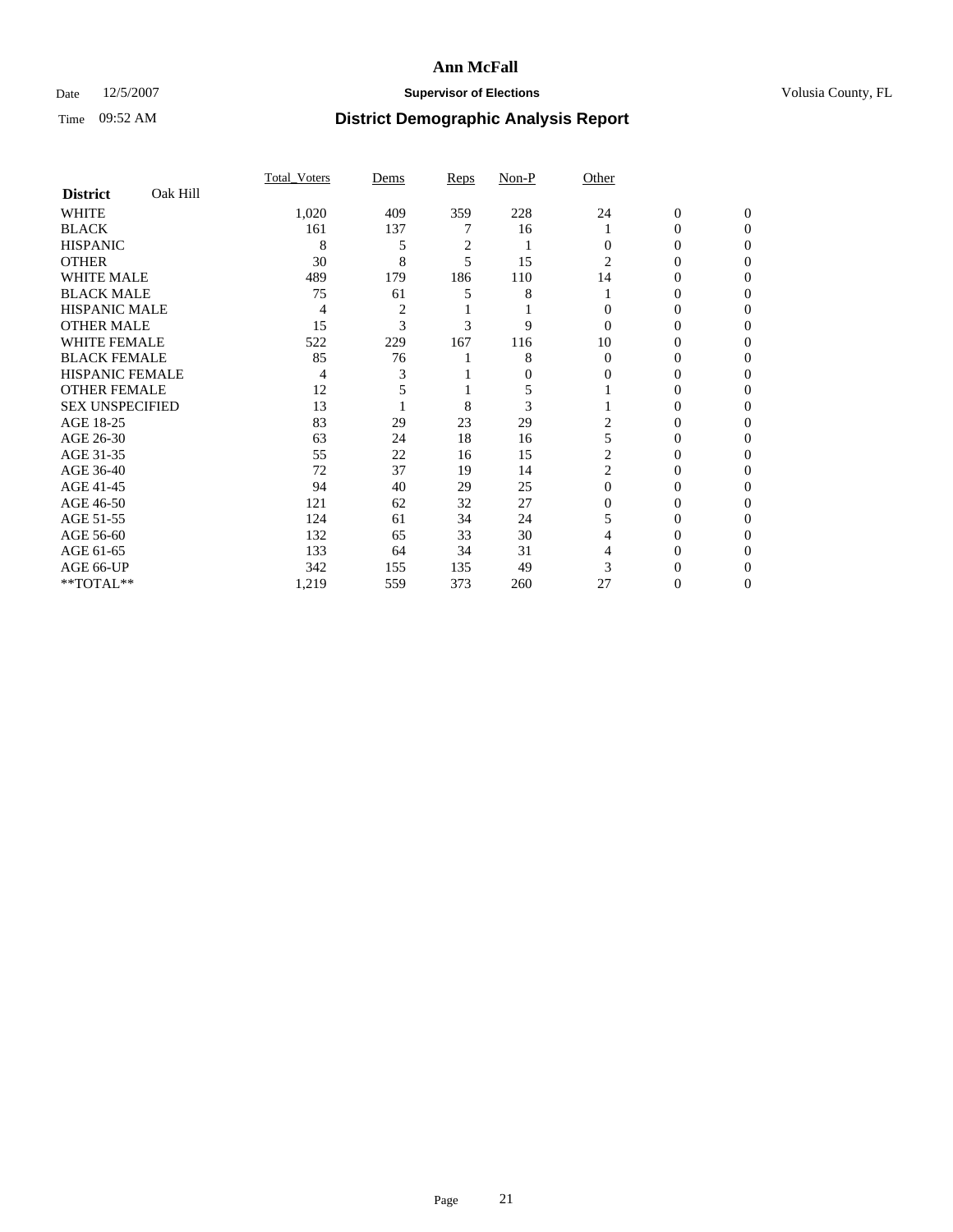# Ann McFall

Date 12/5/2007 **Supervisor of Elections** Volusia County, FL

Time 09:52 AM **District Demographic Analysis Report**

| **District** Oak Hill | Total_Voters | Dems | Reps | Non-P | Other | | |
|---|---|---|---|---|---|---|---|
| WHITE | 1,020 | 409 | 359 | 228 | 24 | 0 | 0 |
| BLACK | 161 | 137 | 7 | 16 | 1 | 0 | 0 |
| HISPANIC | 8 | 5 | 2 | 1 | 0 | 0 | 0 |
| OTHER | 30 | 8 | 5 | 15 | 2 | 0 | 0 |
| WHITE MALE | 489 | 179 | 186 | 110 | 14 | 0 | 0 |
| BLACK MALE | 75 | 61 | 5 | 8 | 1 | 0 | 0 |
| HISPANIC MALE | 4 | 2 | 1 | 1 | 0 | 0 | 0 |
| OTHER MALE | 15 | 3 | 3 | 9 | 0 | 0 | 0 |
| WHITE FEMALE | 522 | 229 | 167 | 116 | 10 | 0 | 0 |
| BLACK FEMALE | 85 | 76 | 1 | 8 | 0 | 0 | 0 |
| HISPANIC FEMALE | 4 | 3 | 1 | 0 | 0 | 0 | 0 |
| OTHER FEMALE | 12 | 5 | 1 | 5 | 1 | 0 | 0 |
| SEX UNSPECIFIED | 13 | 1 | 8 | 3 | 1 | 0 | 0 |
| AGE 18-25 | 83 | 29 | 23 | 29 | 2 | 0 | 0 |
| AGE 26-30 | 63 | 24 | 18 | 16 | 5 | 0 | 0 |
| AGE 31-35 | 55 | 22 | 16 | 15 | 2 | 0 | 0 |
| AGE 36-40 | 72 | 37 | 19 | 14 | 2 | 0 | 0 |
| AGE 41-45 | 94 | 40 | 29 | 25 | 0 | 0 | 0 |
| AGE 46-50 | 121 | 62 | 32 | 27 | 0 | 0 | 0 |
| AGE 51-55 | 124 | 61 | 34 | 24 | 5 | 0 | 0 |
| AGE 56-60 | 132 | 65 | 33 | 30 | 4 | 0 | 0 |
| AGE 61-65 | 133 | 64 | 34 | 31 | 4 | 0 | 0 |
| AGE 66-UP | 342 | 155 | 135 | 49 | 3 | 0 | 0 |
| **TOTAL** | 1,219 | 559 | 373 | 260 | 27 | 0 | 0 |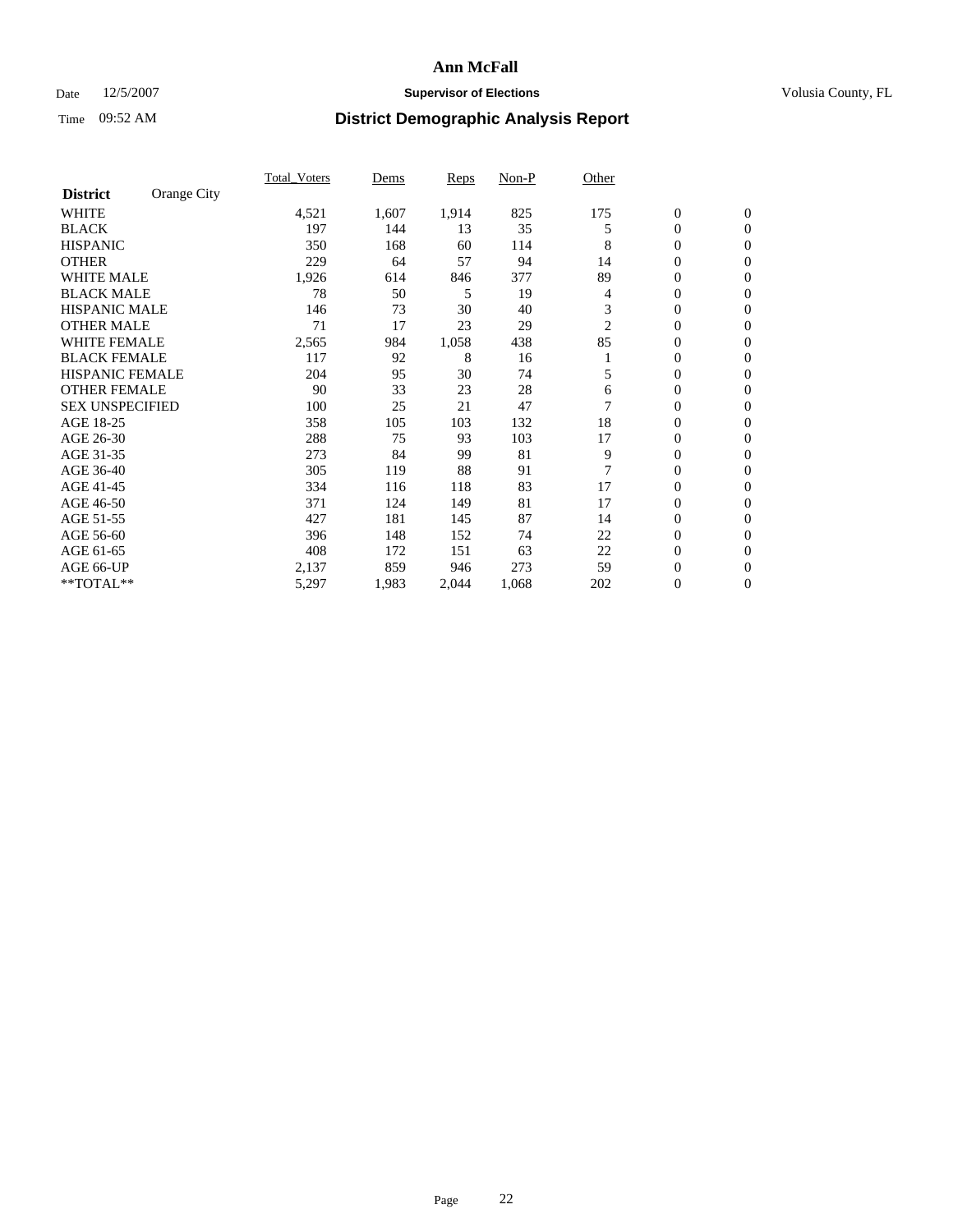# Ann McFall

Date 12/5/2007 **Supervisor of Elections** Volusia County, FL

Time 09:52 AM **District Demographic Analysis Report**

| **District** Orange City | Total_Voters | Dems | Reps | Non-P | Other | | |
|---|---|---|---|---|---|---|---|
| WHITE | 4,521 | 1,607 | 1,914 | 825 | 175 | 0 | 0 |
| BLACK | 197 | 144 | 13 | 35 | 5 | 0 | 0 |
| HISPANIC | 350 | 168 | 60 | 114 | 8 | 0 | 0 |
| OTHER | 229 | 64 | 57 | 94 | 14 | 0 | 0 |
| WHITE MALE | 1,926 | 614 | 846 | 377 | 89 | 0 | 0 |
| BLACK MALE | 78 | 50 | 5 | 19 | 4 | 0 | 0 |
| HISPANIC MALE | 146 | 73 | 30 | 40 | 3 | 0 | 0 |
| OTHER MALE | 71 | 17 | 23 | 29 | 2 | 0 | 0 |
| WHITE FEMALE | 2,565 | 984 | 1,058 | 438 | 85 | 0 | 0 |
| BLACK FEMALE | 117 | 92 | 8 | 16 | 1 | 0 | 0 |
| HISPANIC FEMALE | 204 | 95 | 30 | 74 | 5 | 0 | 0 |
| OTHER FEMALE | 90 | 33 | 23 | 28 | 6 | 0 | 0 |
| SEX UNSPECIFIED | 100 | 25 | 21 | 47 | 7 | 0 | 0 |
| AGE 18-25 | 358 | 105 | 103 | 132 | 18 | 0 | 0 |
| AGE 26-30 | 288 | 75 | 93 | 103 | 17 | 0 | 0 |
| AGE 31-35 | 273 | 84 | 99 | 81 | 9 | 0 | 0 |
| AGE 36-40 | 305 | 119 | 88 | 91 | 7 | 0 | 0 |
| AGE 41-45 | 334 | 116 | 118 | 83 | 17 | 0 | 0 |
| AGE 46-50 | 371 | 124 | 149 | 81 | 17 | 0 | 0 |
| AGE 51-55 | 427 | 181 | 145 | 87 | 14 | 0 | 0 |
| AGE 56-60 | 396 | 148 | 152 | 74 | 22 | 0 | 0 |
| AGE 61-65 | 408 | 172 | 151 | 63 | 22 | 0 | 0 |
| AGE 66-UP | 2,137 | 859 | 946 | 273 | 59 | 0 | 0 |
| **TOTAL** | 5,297 | 1,983 | 2,044 | 1,068 | 202 | 0 | 0 |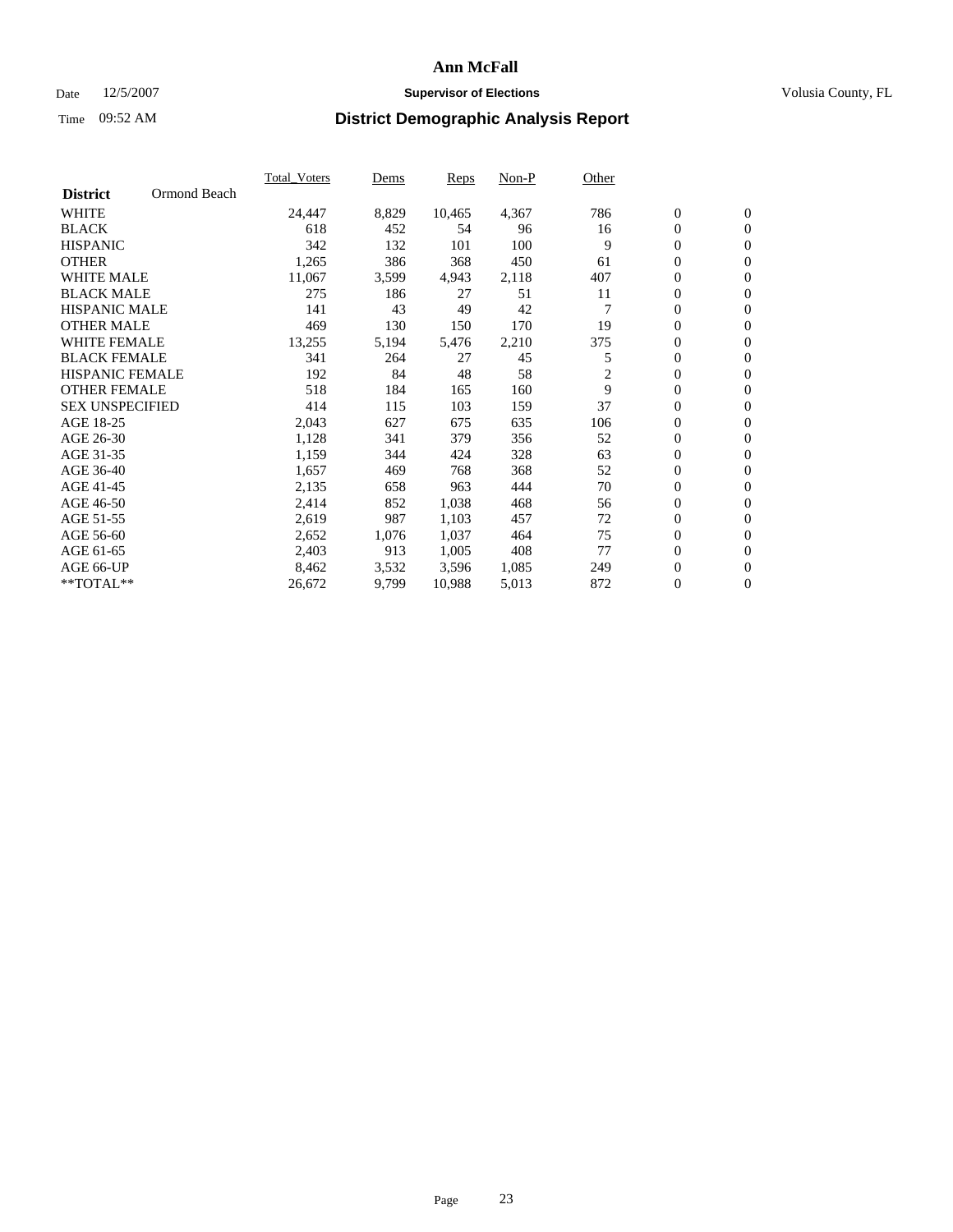# Ann McFall

Date 12/5/2007 **Supervisor of Elections** Volusia County, FL

Time 09:52 AM **District Demographic Analysis Report**

| **District** Ormond Beach | Total_Voters | Dems | Reps | Non-P | Other | | |
|---|---|---|---|---|---|---|---|
| WHITE | 24,447 | 8,829 | 10,465 | 4,367 | 786 | 0 | 0 |
| BLACK | 618 | 452 | 54 | 96 | 16 | 0 | 0 |
| HISPANIC | 342 | 132 | 101 | 100 | 9 | 0 | 0 |
| OTHER | 1,265 | 386 | 368 | 450 | 61 | 0 | 0 |
| WHITE MALE | 11,067 | 3,599 | 4,943 | 2,118 | 407 | 0 | 0 |
| BLACK MALE | 275 | 186 | 27 | 51 | 11 | 0 | 0 |
| HISPANIC MALE | 141 | 43 | 49 | 42 | 7 | 0 | 0 |
| OTHER MALE | 469 | 130 | 150 | 170 | 19 | 0 | 0 |
| WHITE FEMALE | 13,255 | 5,194 | 5,476 | 2,210 | 375 | 0 | 0 |
| BLACK FEMALE | 341 | 264 | 27 | 45 | 5 | 0 | 0 |
| HISPANIC FEMALE | 192 | 84 | 48 | 58 | 2 | 0 | 0 |
| OTHER FEMALE | 518 | 184 | 165 | 160 | 9 | 0 | 0 |
| SEX UNSPECIFIED | 414 | 115 | 103 | 159 | 37 | 0 | 0 |
| AGE 18-25 | 2,043 | 627 | 675 | 635 | 106 | 0 | 0 |
| AGE 26-30 | 1,128 | 341 | 379 | 356 | 52 | 0 | 0 |
| AGE 31-35 | 1,159 | 344 | 424 | 328 | 63 | 0 | 0 |
| AGE 36-40 | 1,657 | 469 | 768 | 368 | 52 | 0 | 0 |
| AGE 41-45 | 2,135 | 658 | 963 | 444 | 70 | 0 | 0 |
| AGE 46-50 | 2,414 | 852 | 1,038 | 468 | 56 | 0 | 0 |
| AGE 51-55 | 2,619 | 987 | 1,103 | 457 | 72 | 0 | 0 |
| AGE 56-60 | 2,652 | 1,076 | 1,037 | 464 | 75 | 0 | 0 |
| AGE 61-65 | 2,403 | 913 | 1,005 | 408 | 77 | 0 | 0 |
| AGE 66-UP | 8,462 | 3,532 | 3,596 | 1,085 | 249 | 0 | 0 |
| **TOTAL** | 26,672 | 9,799 | 10,988 | 5,013 | 872 | 0 | 0 |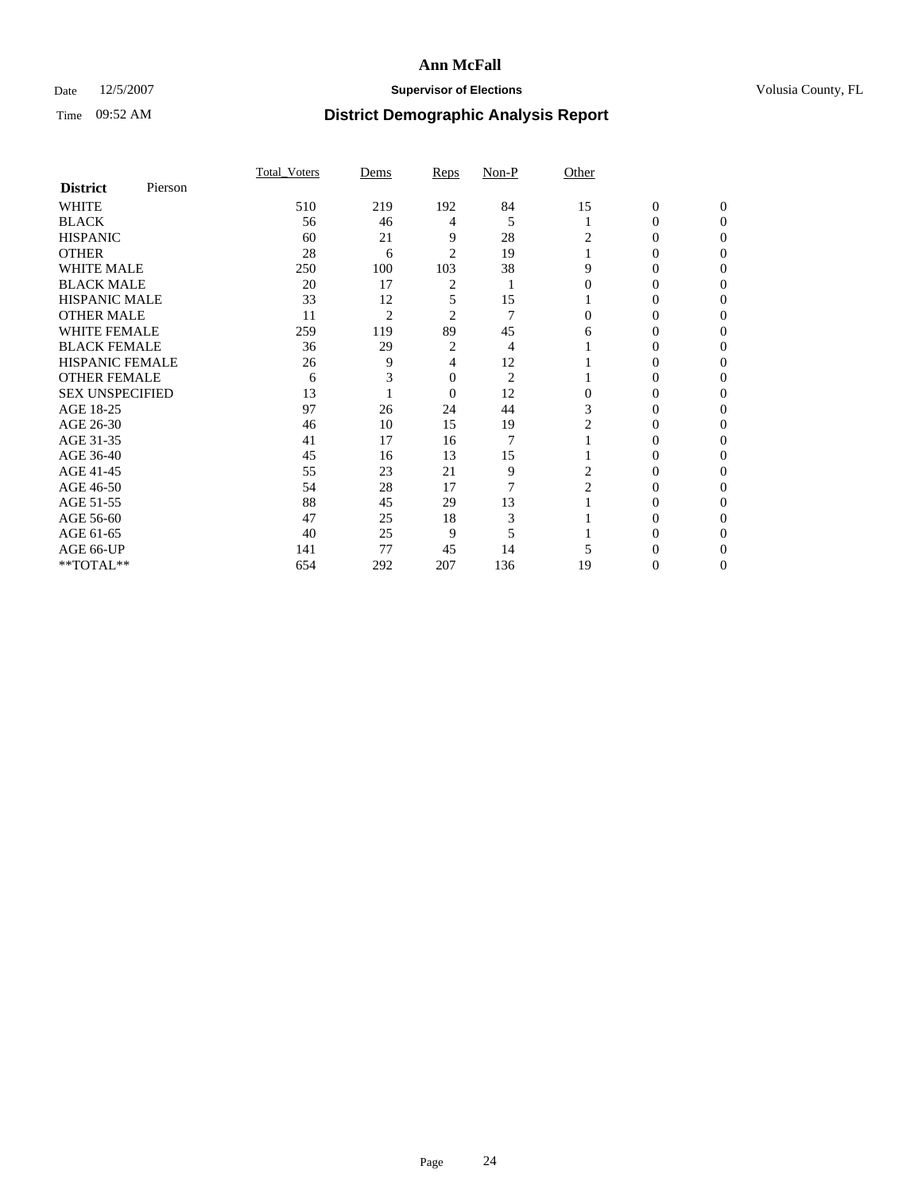# Ann McFall

Date 12/5/2007 **Supervisor of Elections** Volusia County, FL

Time 09:52 AM **District Demographic Analysis Report**

| **District** Pierson | Total_Voters | Dems | Reps | Non-P | Other | | |
|---|---|---|---|---|---|---|---|
| WHITE | 510 | 219 | 192 | 84 | 15 | 0 | 0 |
| BLACK | 56 | 46 | 4 | 5 | 1 | 0 | 0 |
| HISPANIC | 60 | 21 | 9 | 28 | 2 | 0 | 0 |
| OTHER | 28 | 6 | 2 | 19 | 1 | 0 | 0 |
| WHITE MALE | 250 | 100 | 103 | 38 | 9 | 0 | 0 |
| BLACK MALE | 20 | 17 | 2 | 1 | 0 | 0 | 0 |
| HISPANIC MALE | 33 | 12 | 5 | 15 | 1 | 0 | 0 |
| OTHER MALE | 11 | 2 | 2 | 7 | 0 | 0 | 0 |
| WHITE FEMALE | 259 | 119 | 89 | 45 | 6 | 0 | 0 |
| BLACK FEMALE | 36 | 29 | 2 | 4 | 1 | 0 | 0 |
| HISPANIC FEMALE | 26 | 9 | 4 | 12 | 1 | 0 | 0 |
| OTHER FEMALE | 6 | 3 | 0 | 2 | 1 | 0 | 0 |
| SEX UNSPECIFIED | 13 | 1 | 0 | 12 | 0 | 0 | 0 |
| AGE 18-25 | 97 | 26 | 24 | 44 | 3 | 0 | 0 |
| AGE 26-30 | 46 | 10 | 15 | 19 | 2 | 0 | 0 |
| AGE 31-35 | 41 | 17 | 16 | 7 | 1 | 0 | 0 |
| AGE 36-40 | 45 | 16 | 13 | 15 | 1 | 0 | 0 |
| AGE 41-45 | 55 | 23 | 21 | 9 | 2 | 0 | 0 |
| AGE 46-50 | 54 | 28 | 17 | 7 | 2 | 0 | 0 |
| AGE 51-55 | 88 | 45 | 29 | 13 | 1 | 0 | 0 |
| AGE 56-60 | 47 | 25 | 18 | 3 | 1 | 0 | 0 |
| AGE 61-65 | 40 | 25 | 9 | 5 | 1 | 0 | 0 |
| AGE 66-UP | 141 | 77 | 45 | 14 | 5 | 0 | 0 |
| **TOTAL** | 654 | 292 | 207 | 136 | 19 | 0 | 0 |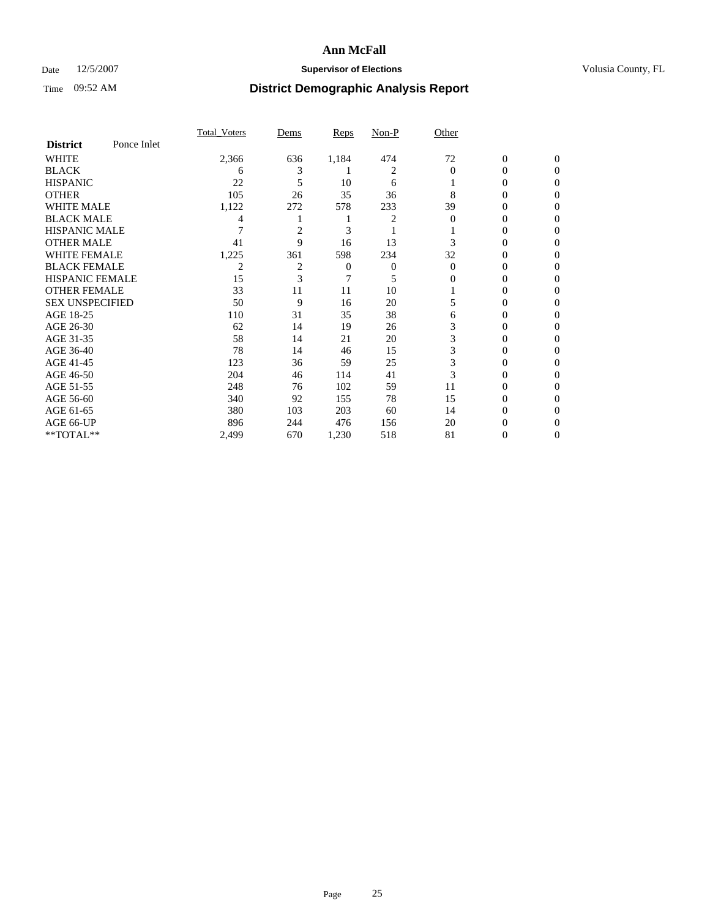# Ann McFall

Date 12/5/2007 **Supervisor of Elections** Volusia County, FL

Time 09:52 AM **District Demographic Analysis Report**

| | Total_Voters | Dems | Reps | Non-P | Other | | |
|---|---|---|---|---|---|---|---|
| **District** Ponce Inlet | | | | | | | |
| WHITE | 2,366 | 636 | 1,184 | 474 | 72 | 0 | 0 |
| BLACK | 6 | 3 | 1 | 2 | 0 | 0 | 0 |
| HISPANIC | 22 | 5 | 10 | 6 | 1 | 0 | 0 |
| OTHER | 105 | 26 | 35 | 36 | 8 | 0 | 0 |
| WHITE MALE | 1,122 | 272 | 578 | 233 | 39 | 0 | 0 |
| BLACK MALE | 4 | 1 | 1 | 2 | 0 | 0 | 0 |
| HISPANIC MALE | 7 | 2 | 3 | 1 | 1 | 0 | 0 |
| OTHER MALE | 41 | 9 | 16 | 13 | 3 | 0 | 0 |
| WHITE FEMALE | 1,225 | 361 | 598 | 234 | 32 | 0 | 0 |
| BLACK FEMALE | 2 | 2 | 0 | 0 | 0 | 0 | 0 |
| HISPANIC FEMALE | 15 | 3 | 7 | 5 | 0 | 0 | 0 |
| OTHER FEMALE | 33 | 11 | 11 | 10 | 1 | 0 | 0 |
| SEX UNSPECIFIED | 50 | 9 | 16 | 20 | 5 | 0 | 0 |
| AGE 18-25 | 110 | 31 | 35 | 38 | 6 | 0 | 0 |
| AGE 26-30 | 62 | 14 | 19 | 26 | 3 | 0 | 0 |
| AGE 31-35 | 58 | 14 | 21 | 20 | 3 | 0 | 0 |
| AGE 36-40 | 78 | 14 | 46 | 15 | 3 | 0 | 0 |
| AGE 41-45 | 123 | 36 | 59 | 25 | 3 | 0 | 0 |
| AGE 46-50 | 204 | 46 | 114 | 41 | 3 | 0 | 0 |
| AGE 51-55 | 248 | 76 | 102 | 59 | 11 | 0 | 0 |
| AGE 56-60 | 340 | 92 | 155 | 78 | 15 | 0 | 0 |
| AGE 61-65 | 380 | 103 | 203 | 60 | 14 | 0 | 0 |
| AGE 66-UP | 896 | 244 | 476 | 156 | 20 | 0 | 0 |
| **TOTAL** | 2,499 | 670 | 1,230 | 518 | 81 | 0 | 0 |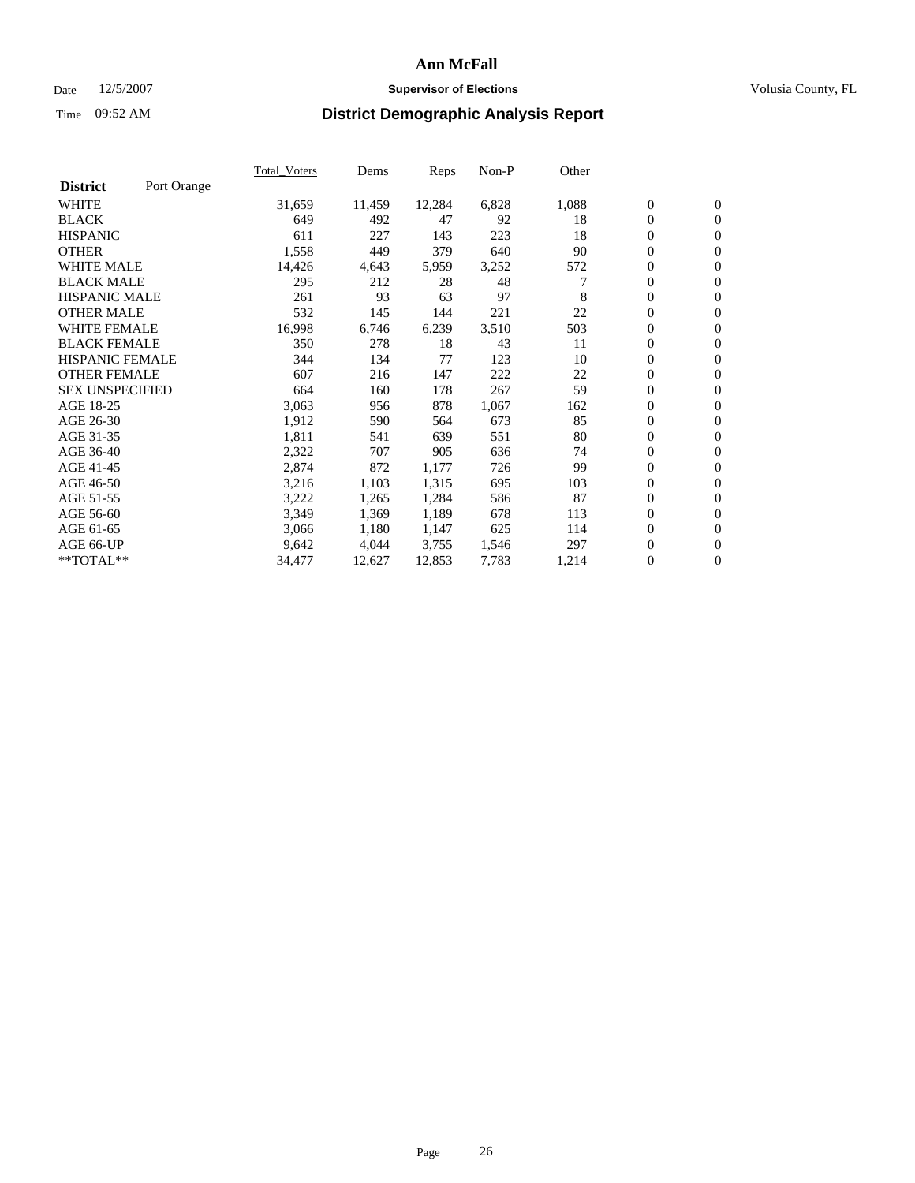# Ann McFall

Date 12/5/2007 **Supervisor of Elections** Volusia County, FL

Time 09:52 AM **District Demographic Analysis Report**

| **District** Port Orange | Total_Voters | Dems | Reps | Non-P | Other | | |
|---|---|---|---|---|---|---|---|
| WHITE | 31,659 | 11,459 | 12,284 | 6,828 | 1,088 | 0 | 0 |
| BLACK | 649 | 492 | 47 | 92 | 18 | 0 | 0 |
| HISPANIC | 611 | 227 | 143 | 223 | 18 | 0 | 0 |
| OTHER | 1,558 | 449 | 379 | 640 | 90 | 0 | 0 |
| WHITE MALE | 14,426 | 4,643 | 5,959 | 3,252 | 572 | 0 | 0 |
| BLACK MALE | 295 | 212 | 28 | 48 | 7 | 0 | 0 |
| HISPANIC MALE | 261 | 93 | 63 | 97 | 8 | 0 | 0 |
| OTHER MALE | 532 | 145 | 144 | 221 | 22 | 0 | 0 |
| WHITE FEMALE | 16,998 | 6,746 | 6,239 | 3,510 | 503 | 0 | 0 |
| BLACK FEMALE | 350 | 278 | 18 | 43 | 11 | 0 | 0 |
| HISPANIC FEMALE | 344 | 134 | 77 | 123 | 10 | 0 | 0 |
| OTHER FEMALE | 607 | 216 | 147 | 222 | 22 | 0 | 0 |
| SEX UNSPECIFIED | 664 | 160 | 178 | 267 | 59 | 0 | 0 |
| AGE 18-25 | 3,063 | 956 | 878 | 1,067 | 162 | 0 | 0 |
| AGE 26-30 | 1,912 | 590 | 564 | 673 | 85 | 0 | 0 |
| AGE 31-35 | 1,811 | 541 | 639 | 551 | 80 | 0 | 0 |
| AGE 36-40 | 2,322 | 707 | 905 | 636 | 74 | 0 | 0 |
| AGE 41-45 | 2,874 | 872 | 1,177 | 726 | 99 | 0 | 0 |
| AGE 46-50 | 3,216 | 1,103 | 1,315 | 695 | 103 | 0 | 0 |
| AGE 51-55 | 3,222 | 1,265 | 1,284 | 586 | 87 | 0 | 0 |
| AGE 56-60 | 3,349 | 1,369 | 1,189 | 678 | 113 | 0 | 0 |
| AGE 61-65 | 3,066 | 1,180 | 1,147 | 625 | 114 | 0 | 0 |
| AGE 66-UP | 9,642 | 4,044 | 3,755 | 1,546 | 297 | 0 | 0 |
| **TOTAL** | 34,477 | 12,627 | 12,853 | 7,783 | 1,214 | 0 | 0 |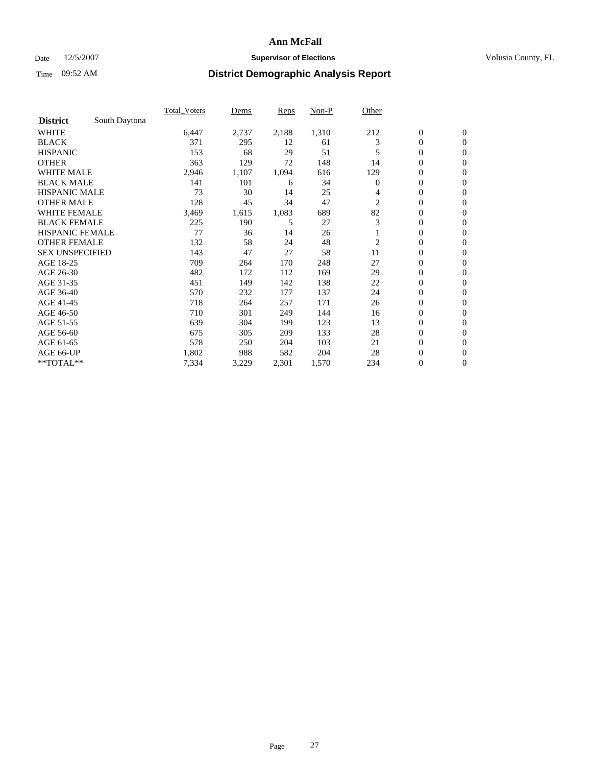# Ann McFall

Date 12/5/2007 **Supervisor of Elections** Volusia County, FL

Time 09:52 AM **District Demographic Analysis Report**

| | Total_Voters | Dems | Reps | Non-P | Other | | |
|---|---|---|---|---|---|---|---|
| **District** South Daytona | | | | | | | |
| WHITE | 6,447 | 2,737 | 2,188 | 1,310 | 212 | 0 | 0 |
| BLACK | 371 | 295 | 12 | 61 | 3 | 0 | 0 |
| HISPANIC | 153 | 68 | 29 | 51 | 5 | 0 | 0 |
| OTHER | 363 | 129 | 72 | 148 | 14 | 0 | 0 |
| WHITE MALE | 2,946 | 1,107 | 1,094 | 616 | 129 | 0 | 0 |
| BLACK MALE | 141 | 101 | 6 | 34 | 0 | 0 | 0 |
| HISPANIC MALE | 73 | 30 | 14 | 25 | 4 | 0 | 0 |
| OTHER MALE | 128 | 45 | 34 | 47 | 2 | 0 | 0 |
| WHITE FEMALE | 3,469 | 1,615 | 1,083 | 689 | 82 | 0 | 0 |
| BLACK FEMALE | 225 | 190 | 5 | 27 | 3 | 0 | 0 |
| HISPANIC FEMALE | 77 | 36 | 14 | 26 | 1 | 0 | 0 |
| OTHER FEMALE | 132 | 58 | 24 | 48 | 2 | 0 | 0 |
| SEX UNSPECIFIED | 143 | 47 | 27 | 58 | 11 | 0 | 0 |
| AGE 18-25 | 709 | 264 | 170 | 248 | 27 | 0 | 0 |
| AGE 26-30 | 482 | 172 | 112 | 169 | 29 | 0 | 0 |
| AGE 31-35 | 451 | 149 | 142 | 138 | 22 | 0 | 0 |
| AGE 36-40 | 570 | 232 | 177 | 137 | 24 | 0 | 0 |
| AGE 41-45 | 718 | 264 | 257 | 171 | 26 | 0 | 0 |
| AGE 46-50 | 710 | 301 | 249 | 144 | 16 | 0 | 0 |
| AGE 51-55 | 639 | 304 | 199 | 123 | 13 | 0 | 0 |
| AGE 56-60 | 675 | 305 | 209 | 133 | 28 | 0 | 0 |
| AGE 61-65 | 578 | 250 | 204 | 103 | 21 | 0 | 0 |
| AGE 66-UP | 1,802 | 988 | 582 | 204 | 28 | 0 | 0 |
| **TOTAL** | 7,334 | 3,229 | 2,301 | 1,570 | 234 | 0 | 0 |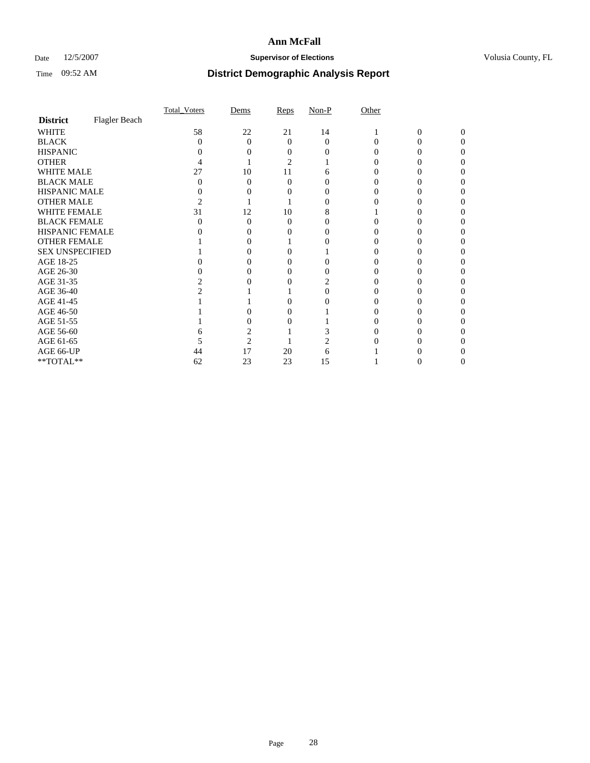# Ann McFall

Date 12/5/2007 **Supervisor of Elections** Volusia County, FL

Time 09:52 AM **District Demographic Analysis Report**

| | Total_Voters | Dems | Reps | Non-P | Other | | |
|---|---|---|---|---|---|---|---|
| **District** Flagler Beach | | | | | | | |
| WHITE | 58 | 22 | 21 | 14 | 1 | 0 | 0 |
| BLACK | 0 | 0 | 0 | 0 | 0 | 0 | 0 |
| HISPANIC | 0 | 0 | 0 | 0 | 0 | 0 | 0 |
| OTHER | 4 | 1 | 2 | 1 | 0 | 0 | 0 |
| WHITE MALE | 27 | 10 | 11 | 6 | 0 | 0 | 0 |
| BLACK MALE | 0 | 0 | 0 | 0 | 0 | 0 | 0 |
| HISPANIC MALE | 0 | 0 | 0 | 0 | 0 | 0 | 0 |
| OTHER MALE | 2 | 1 | 1 | 0 | 0 | 0 | 0 |
| WHITE FEMALE | 31 | 12 | 10 | 8 | 1 | 0 | 0 |
| BLACK FEMALE | 0 | 0 | 0 | 0 | 0 | 0 | 0 |
| HISPANIC FEMALE | 0 | 0 | 0 | 0 | 0 | 0 | 0 |
| OTHER FEMALE | 1 | 0 | 1 | 0 | 0 | 0 | 0 |
| SEX UNSPECIFIED | 1 | 0 | 0 | 1 | 0 | 0 | 0 |
| AGE 18-25 | 0 | 0 | 0 | 0 | 0 | 0 | 0 |
| AGE 26-30 | 0 | 0 | 0 | 0 | 0 | 0 | 0 |
| AGE 31-35 | 2 | 0 | 0 | 2 | 0 | 0 | 0 |
| AGE 36-40 | 2 | 1 | 1 | 0 | 0 | 0 | 0 |
| AGE 41-45 | 1 | 1 | 0 | 0 | 0 | 0 | 0 |
| AGE 46-50 | 1 | 0 | 0 | 1 | 0 | 0 | 0 |
| AGE 51-55 | 1 | 0 | 0 | 1 | 0 | 0 | 0 |
| AGE 56-60 | 6 | 2 | 1 | 3 | 0 | 0 | 0 |
| AGE 61-65 | 5 | 2 | 1 | 2 | 0 | 0 | 0 |
| AGE 66-UP | 44 | 17 | 20 | 6 | 1 | 0 | 0 |
| **TOTAL** | 62 | 23 | 23 | 15 | 1 | 0 | 0 |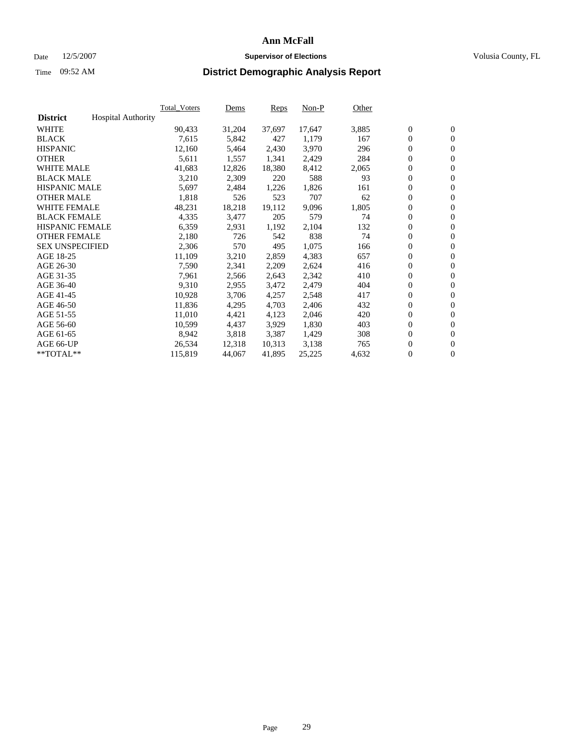# Ann McFall

Date 12/5/2007 **Supervisor of Elections** Volusia County, FL

Time 09:52 AM **District Demographic Analysis Report**

| | Total_Voters | Dems | Reps | Non-P | Other | | |
|---|---|---|---|---|---|---|---|
| **District** Hospital Authority | | | | | | | |
| WHITE | 90,433 | 31,204 | 37,697 | 17,647 | 3,885 | 0 | 0 |
| BLACK | 7,615 | 5,842 | 427 | 1,179 | 167 | 0 | 0 |
| HISPANIC | 12,160 | 5,464 | 2,430 | 3,970 | 296 | 0 | 0 |
| OTHER | 5,611 | 1,557 | 1,341 | 2,429 | 284 | 0 | 0 |
| WHITE MALE | 41,683 | 12,826 | 18,380 | 8,412 | 2,065 | 0 | 0 |
| BLACK MALE | 3,210 | 2,309 | 220 | 588 | 93 | 0 | 0 |
| HISPANIC MALE | 5,697 | 2,484 | 1,226 | 1,826 | 161 | 0 | 0 |
| OTHER MALE | 1,818 | 526 | 523 | 707 | 62 | 0 | 0 |
| WHITE FEMALE | 48,231 | 18,218 | 19,112 | 9,096 | 1,805 | 0 | 0 |
| BLACK FEMALE | 4,335 | 3,477 | 205 | 579 | 74 | 0 | 0 |
| HISPANIC FEMALE | 6,359 | 2,931 | 1,192 | 2,104 | 132 | 0 | 0 |
| OTHER FEMALE | 2,180 | 726 | 542 | 838 | 74 | 0 | 0 |
| SEX UNSPECIFIED | 2,306 | 570 | 495 | 1,075 | 166 | 0 | 0 |
| AGE 18-25 | 11,109 | 3,210 | 2,859 | 4,383 | 657 | 0 | 0 |
| AGE 26-30 | 7,590 | 2,341 | 2,209 | 2,624 | 416 | 0 | 0 |
| AGE 31-35 | 7,961 | 2,566 | 2,643 | 2,342 | 410 | 0 | 0 |
| AGE 36-40 | 9,310 | 2,955 | 3,472 | 2,479 | 404 | 0 | 0 |
| AGE 41-45 | 10,928 | 3,706 | 4,257 | 2,548 | 417 | 0 | 0 |
| AGE 46-50 | 11,836 | 4,295 | 4,703 | 2,406 | 432 | 0 | 0 |
| AGE 51-55 | 11,010 | 4,421 | 4,123 | 2,046 | 420 | 0 | 0 |
| AGE 56-60 | 10,599 | 4,437 | 3,929 | 1,830 | 403 | 0 | 0 |
| AGE 61-65 | 8,942 | 3,818 | 3,387 | 1,429 | 308 | 0 | 0 |
| AGE 66-UP | 26,534 | 12,318 | 10,313 | 3,138 | 765 | 0 | 0 |
| **TOTAL** | 115,819 | 44,067 | 41,895 | 25,225 | 4,632 | 0 | 0 |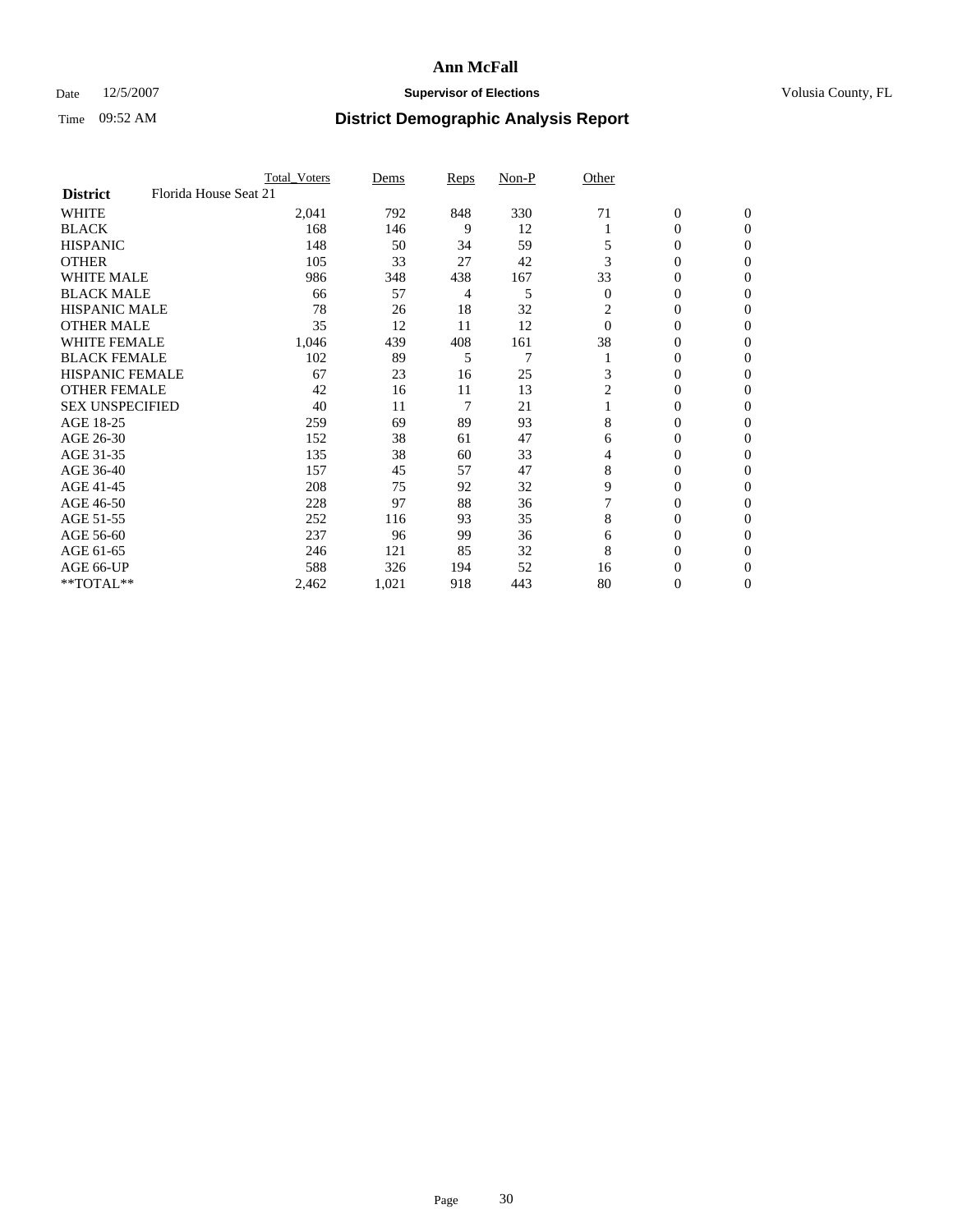# Ann McFall

Date 12/5/2007 **Supervisor of Elections** Volusia County, FL

Time 09:52 AM **District Demographic Analysis Report**

| | Total_Voters | Dems | Reps | Non-P | Other | | |
|---|---|---|---|---|---|---|---|
| **District** Florida House Seat 21 | | | | | | | |
| WHITE | 2,041 | 792 | 848 | 330 | 71 | 0 | 0 |
| BLACK | 168 | 146 | 9 | 12 | 1 | 0 | 0 |
| HISPANIC | 148 | 50 | 34 | 59 | 5 | 0 | 0 |
| OTHER | 105 | 33 | 27 | 42 | 3 | 0 | 0 |
| WHITE MALE | 986 | 348 | 438 | 167 | 33 | 0 | 0 |
| BLACK MALE | 66 | 57 | 4 | 5 | 0 | 0 | 0 |
| HISPANIC MALE | 78 | 26 | 18 | 32 | 2 | 0 | 0 |
| OTHER MALE | 35 | 12 | 11 | 12 | 0 | 0 | 0 |
| WHITE FEMALE | 1,046 | 439 | 408 | 161 | 38 | 0 | 0 |
| BLACK FEMALE | 102 | 89 | 5 | 7 | 1 | 0 | 0 |
| HISPANIC FEMALE | 67 | 23 | 16 | 25 | 3 | 0 | 0 |
| OTHER FEMALE | 42 | 16 | 11 | 13 | 2 | 0 | 0 |
| SEX UNSPECIFIED | 40 | 11 | 7 | 21 | 1 | 0 | 0 |
| AGE 18-25 | 259 | 69 | 89 | 93 | 8 | 0 | 0 |
| AGE 26-30 | 152 | 38 | 61 | 47 | 6 | 0 | 0 |
| AGE 31-35 | 135 | 38 | 60 | 33 | 4 | 0 | 0 |
| AGE 36-40 | 157 | 45 | 57 | 47 | 8 | 0 | 0 |
| AGE 41-45 | 208 | 75 | 92 | 32 | 9 | 0 | 0 |
| AGE 46-50 | 228 | 97 | 88 | 36 | 7 | 0 | 0 |
| AGE 51-55 | 252 | 116 | 93 | 35 | 8 | 0 | 0 |
| AGE 56-60 | 237 | 96 | 99 | 36 | 6 | 0 | 0 |
| AGE 61-65 | 246 | 121 | 85 | 32 | 8 | 0 | 0 |
| AGE 66-UP | 588 | 326 | 194 | 52 | 16 | 0 | 0 |
| **TOTAL** | 2,462 | 1,021 | 918 | 443 | 80 | 0 | 0 |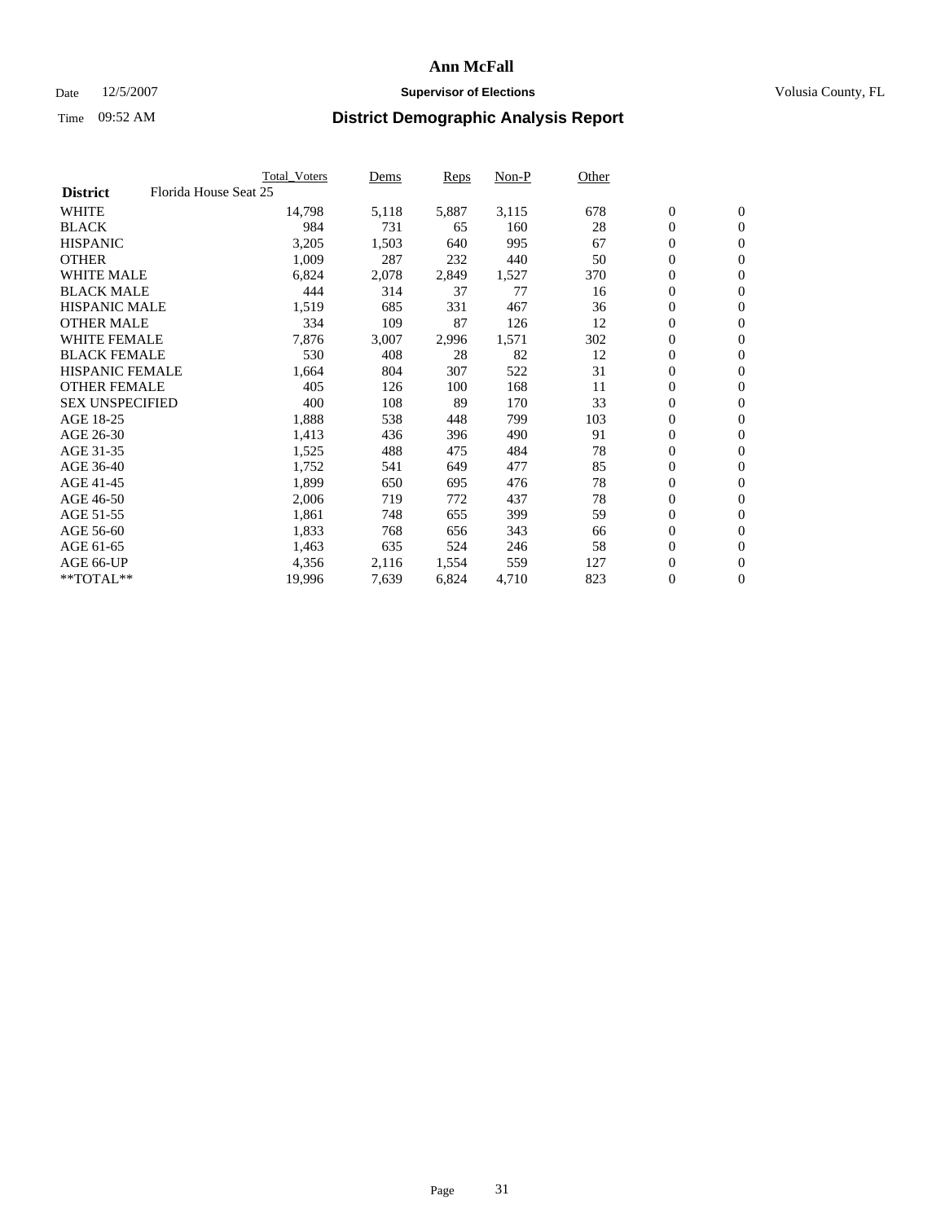# Ann McFall

Date 12/5/2007 **Supervisor of Elections** Volusia County, FL

Time 09:52 AM **District Demographic Analysis Report**

| **District** Florida House Seat 25 | Total_Voters | Dems | Reps | Non-P | Other | | |
|---|---|---|---|---|---|---|---|
| WHITE | 14,798 | 5,118 | 5,887 | 3,115 | 678 | 0 | 0 |
| BLACK | 984 | 731 | 65 | 160 | 28 | 0 | 0 |
| HISPANIC | 3,205 | 1,503 | 640 | 995 | 67 | 0 | 0 |
| OTHER | 1,009 | 287 | 232 | 440 | 50 | 0 | 0 |
| WHITE MALE | 6,824 | 2,078 | 2,849 | 1,527 | 370 | 0 | 0 |
| BLACK MALE | 444 | 314 | 37 | 77 | 16 | 0 | 0 |
| HISPANIC MALE | 1,519 | 685 | 331 | 467 | 36 | 0 | 0 |
| OTHER MALE | 334 | 109 | 87 | 126 | 12 | 0 | 0 |
| WHITE FEMALE | 7,876 | 3,007 | 2,996 | 1,571 | 302 | 0 | 0 |
| BLACK FEMALE | 530 | 408 | 28 | 82 | 12 | 0 | 0 |
| HISPANIC FEMALE | 1,664 | 804 | 307 | 522 | 31 | 0 | 0 |
| OTHER FEMALE | 405 | 126 | 100 | 168 | 11 | 0 | 0 |
| SEX UNSPECIFIED | 400 | 108 | 89 | 170 | 33 | 0 | 0 |
| AGE 18-25 | 1,888 | 538 | 448 | 799 | 103 | 0 | 0 |
| AGE 26-30 | 1,413 | 436 | 396 | 490 | 91 | 0 | 0 |
| AGE 31-35 | 1,525 | 488 | 475 | 484 | 78 | 0 | 0 |
| AGE 36-40 | 1,752 | 541 | 649 | 477 | 85 | 0 | 0 |
| AGE 41-45 | 1,899 | 650 | 695 | 476 | 78 | 0 | 0 |
| AGE 46-50 | 2,006 | 719 | 772 | 437 | 78 | 0 | 0 |
| AGE 51-55 | 1,861 | 748 | 655 | 399 | 59 | 0 | 0 |
| AGE 56-60 | 1,833 | 768 | 656 | 343 | 66 | 0 | 0 |
| AGE 61-65 | 1,463 | 635 | 524 | 246 | 58 | 0 | 0 |
| AGE 66-UP | 4,356 | 2,116 | 1,554 | 559 | 127 | 0 | 0 |
| **TOTAL** | 19,996 | 7,639 | 6,824 | 4,710 | 823 | 0 | 0 |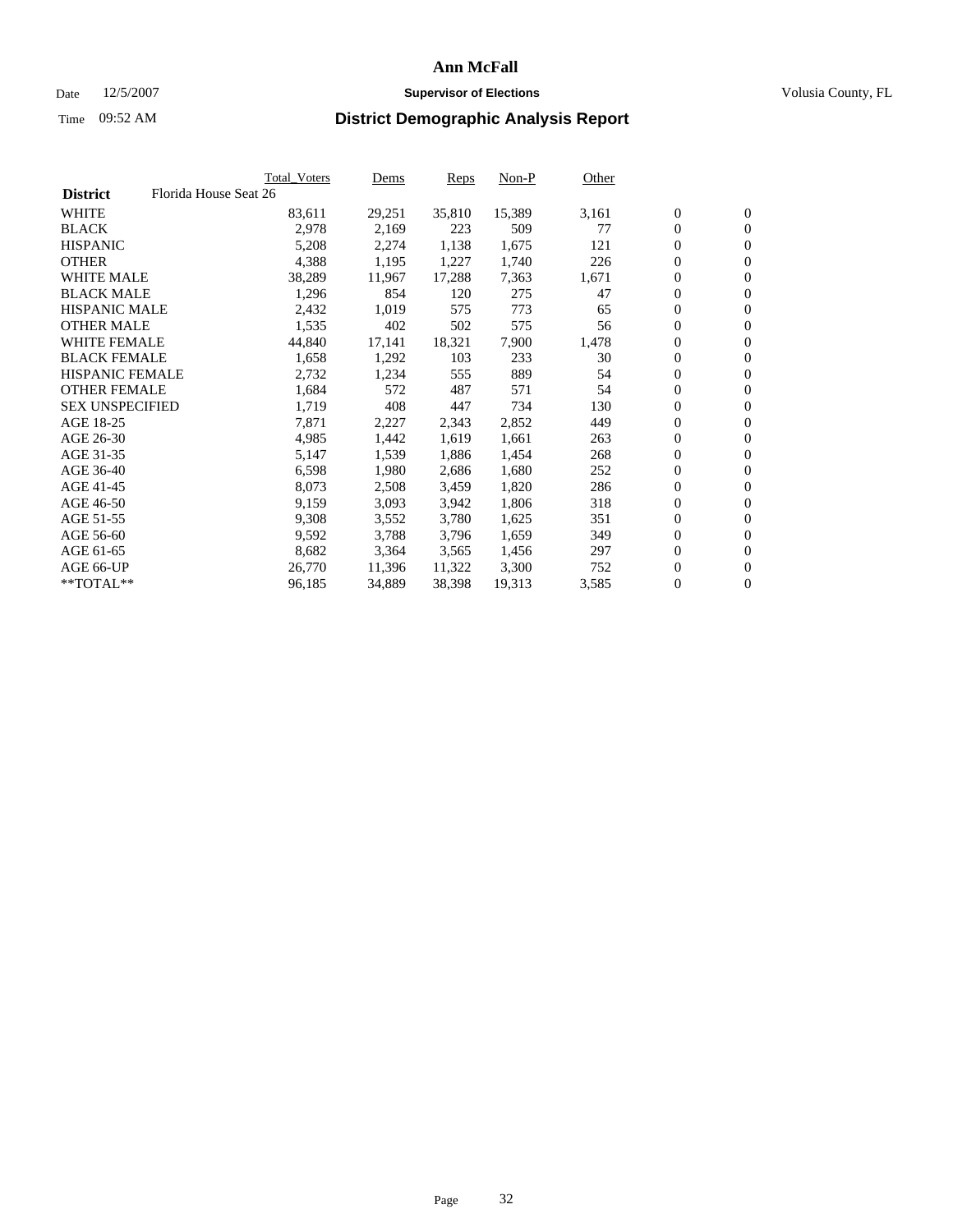# Ann McFall

Date 12/5/2007 **Supervisor of Elections** Volusia County, FL

Time 09:52 AM **District Demographic Analysis Report**

| | Total_Voters | Dems | Reps | Non-P | Other | | |
|---|---|---|---|---|---|---|---|
| **District** Florida House Seat 26 | | | | | | | |
| WHITE | 83,611 | 29,251 | 35,810 | 15,389 | 3,161 | 0 | 0 |
| BLACK | 2,978 | 2,169 | 223 | 509 | 77 | 0 | 0 |
| HISPANIC | 5,208 | 2,274 | 1,138 | 1,675 | 121 | 0 | 0 |
| OTHER | 4,388 | 1,195 | 1,227 | 1,740 | 226 | 0 | 0 |
| WHITE MALE | 38,289 | 11,967 | 17,288 | 7,363 | 1,671 | 0 | 0 |
| BLACK MALE | 1,296 | 854 | 120 | 275 | 47 | 0 | 0 |
| HISPANIC MALE | 2,432 | 1,019 | 575 | 773 | 65 | 0 | 0 |
| OTHER MALE | 1,535 | 402 | 502 | 575 | 56 | 0 | 0 |
| WHITE FEMALE | 44,840 | 17,141 | 18,321 | 7,900 | 1,478 | 0 | 0 |
| BLACK FEMALE | 1,658 | 1,292 | 103 | 233 | 30 | 0 | 0 |
| HISPANIC FEMALE | 2,732 | 1,234 | 555 | 889 | 54 | 0 | 0 |
| OTHER FEMALE | 1,684 | 572 | 487 | 571 | 54 | 0 | 0 |
| SEX UNSPECIFIED | 1,719 | 408 | 447 | 734 | 130 | 0 | 0 |
| AGE 18-25 | 7,871 | 2,227 | 2,343 | 2,852 | 449 | 0 | 0 |
| AGE 26-30 | 4,985 | 1,442 | 1,619 | 1,661 | 263 | 0 | 0 |
| AGE 31-35 | 5,147 | 1,539 | 1,886 | 1,454 | 268 | 0 | 0 |
| AGE 36-40 | 6,598 | 1,980 | 2,686 | 1,680 | 252 | 0 | 0 |
| AGE 41-45 | 8,073 | 2,508 | 3,459 | 1,820 | 286 | 0 | 0 |
| AGE 46-50 | 9,159 | 3,093 | 3,942 | 1,806 | 318 | 0 | 0 |
| AGE 51-55 | 9,308 | 3,552 | 3,780 | 1,625 | 351 | 0 | 0 |
| AGE 56-60 | 9,592 | 3,788 | 3,796 | 1,659 | 349 | 0 | 0 |
| AGE 61-65 | 8,682 | 3,364 | 3,565 | 1,456 | 297 | 0 | 0 |
| AGE 66-UP | 26,770 | 11,396 | 11,322 | 3,300 | 752 | 0 | 0 |
| **TOTAL** | 96,185 | 34,889 | 38,398 | 19,313 | 3,585 | 0 | 0 |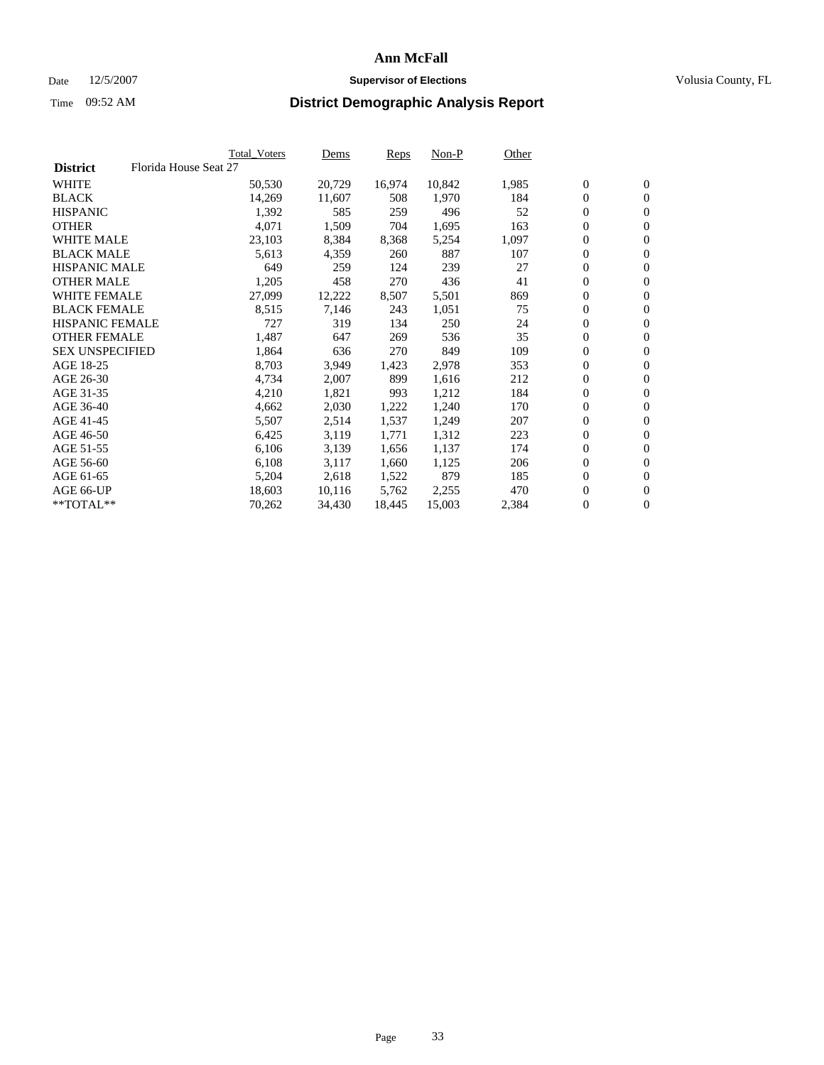# Ann McFall

Date 12/5/2007 **Supervisor of Elections** Volusia County, FL

Time 09:52 AM **District Demographic Analysis Report**

| | Total_Voters | Dems | Reps | Non-P | Other | | |
|---|---|---|---|---|---|---|---|
| **District** Florida House Seat 27 | | | | | | | |
| WHITE | 50,530 | 20,729 | 16,974 | 10,842 | 1,985 | 0 | 0 |
| BLACK | 14,269 | 11,607 | 508 | 1,970 | 184 | 0 | 0 |
| HISPANIC | 1,392 | 585 | 259 | 496 | 52 | 0 | 0 |
| OTHER | 4,071 | 1,509 | 704 | 1,695 | 163 | 0 | 0 |
| WHITE MALE | 23,103 | 8,384 | 8,368 | 5,254 | 1,097 | 0 | 0 |
| BLACK MALE | 5,613 | 4,359 | 260 | 887 | 107 | 0 | 0 |
| HISPANIC MALE | 649 | 259 | 124 | 239 | 27 | 0 | 0 |
| OTHER MALE | 1,205 | 458 | 270 | 436 | 41 | 0 | 0 |
| WHITE FEMALE | 27,099 | 12,222 | 8,507 | 5,501 | 869 | 0 | 0 |
| BLACK FEMALE | 8,515 | 7,146 | 243 | 1,051 | 75 | 0 | 0 |
| HISPANIC FEMALE | 727 | 319 | 134 | 250 | 24 | 0 | 0 |
| OTHER FEMALE | 1,487 | 647 | 269 | 536 | 35 | 0 | 0 |
| SEX UNSPECIFIED | 1,864 | 636 | 270 | 849 | 109 | 0 | 0 |
| AGE 18-25 | 8,703 | 3,949 | 1,423 | 2,978 | 353 | 0 | 0 |
| AGE 26-30 | 4,734 | 2,007 | 899 | 1,616 | 212 | 0 | 0 |
| AGE 31-35 | 4,210 | 1,821 | 993 | 1,212 | 184 | 0 | 0 |
| AGE 36-40 | 4,662 | 2,030 | 1,222 | 1,240 | 170 | 0 | 0 |
| AGE 41-45 | 5,507 | 2,514 | 1,537 | 1,249 | 207 | 0 | 0 |
| AGE 46-50 | 6,425 | 3,119 | 1,771 | 1,312 | 223 | 0 | 0 |
| AGE 51-55 | 6,106 | 3,139 | 1,656 | 1,137 | 174 | 0 | 0 |
| AGE 56-60 | 6,108 | 3,117 | 1,660 | 1,125 | 206 | 0 | 0 |
| AGE 61-65 | 5,204 | 2,618 | 1,522 | 879 | 185 | 0 | 0 |
| AGE 66-UP | 18,603 | 10,116 | 5,762 | 2,255 | 470 | 0 | 0 |
| **TOTAL** | 70,262 | 34,430 | 18,445 | 15,003 | 2,384 | 0 | 0 |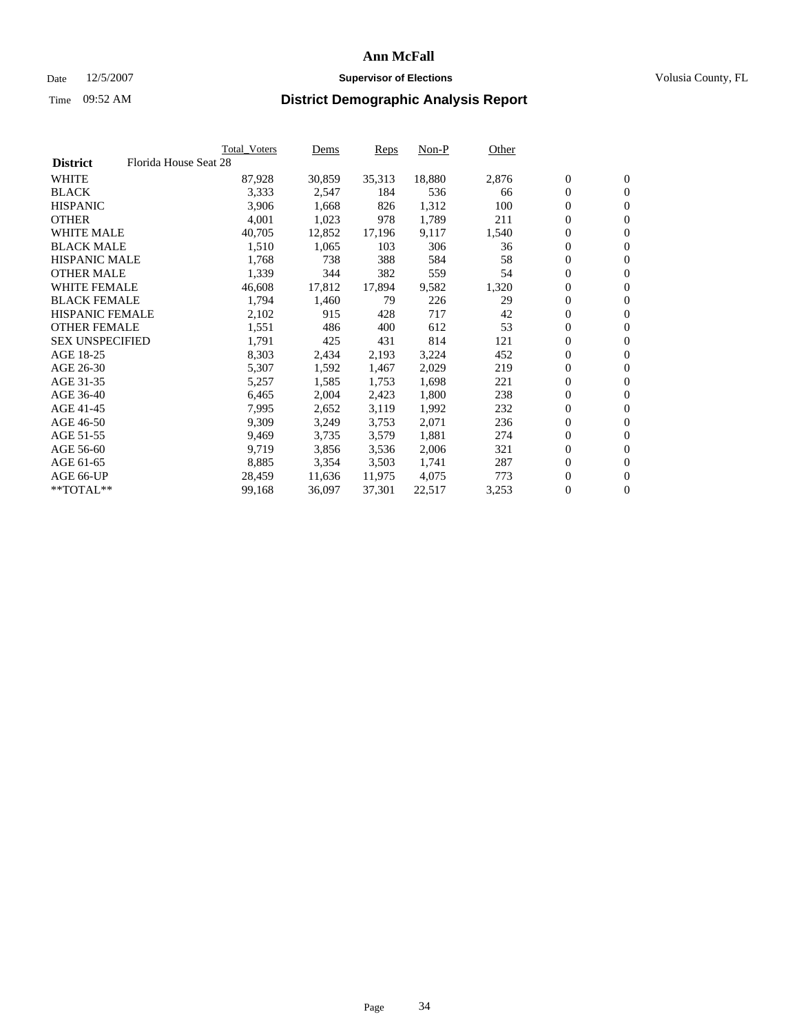# Ann McFall

Date 12/5/2007 **Supervisor of Elections** Volusia County, FL

Time 09:52 AM

## District Demographic Analysis Report

| **District** Florida House Seat 28 | Total_Voters | Dems | Reps | Non-P | Other | | |
|---|---|---|---|---|---|---|---|
| WHITE | 87,928 | 30,859 | 35,313 | 18,880 | 2,876 | 0 | 0 |
| BLACK | 3,333 | 2,547 | 184 | 536 | 66 | 0 | 0 |
| HISPANIC | 3,906 | 1,668 | 826 | 1,312 | 100 | 0 | 0 |
| OTHER | 4,001 | 1,023 | 978 | 1,789 | 211 | 0 | 0 |
| WHITE MALE | 40,705 | 12,852 | 17,196 | 9,117 | 1,540 | 0 | 0 |
| BLACK MALE | 1,510 | 1,065 | 103 | 306 | 36 | 0 | 0 |
| HISPANIC MALE | 1,768 | 738 | 388 | 584 | 58 | 0 | 0 |
| OTHER MALE | 1,339 | 344 | 382 | 559 | 54 | 0 | 0 |
| WHITE FEMALE | 46,608 | 17,812 | 17,894 | 9,582 | 1,320 | 0 | 0 |
| BLACK FEMALE | 1,794 | 1,460 | 79 | 226 | 29 | 0 | 0 |
| HISPANIC FEMALE | 2,102 | 915 | 428 | 717 | 42 | 0 | 0 |
| OTHER FEMALE | 1,551 | 486 | 400 | 612 | 53 | 0 | 0 |
| SEX UNSPECIFIED | 1,791 | 425 | 431 | 814 | 121 | 0 | 0 |
| AGE 18-25 | 8,303 | 2,434 | 2,193 | 3,224 | 452 | 0 | 0 |
| AGE 26-30 | 5,307 | 1,592 | 1,467 | 2,029 | 219 | 0 | 0 |
| AGE 31-35 | 5,257 | 1,585 | 1,753 | 1,698 | 221 | 0 | 0 |
| AGE 36-40 | 6,465 | 2,004 | 2,423 | 1,800 | 238 | 0 | 0 |
| AGE 41-45 | 7,995 | 2,652 | 3,119 | 1,992 | 232 | 0 | 0 |
| AGE 46-50 | 9,309 | 3,249 | 3,753 | 2,071 | 236 | 0 | 0 |
| AGE 51-55 | 9,469 | 3,735 | 3,579 | 1,881 | 274 | 0 | 0 |
| AGE 56-60 | 9,719 | 3,856 | 3,536 | 2,006 | 321 | 0 | 0 |
| AGE 61-65 | 8,885 | 3,354 | 3,503 | 1,741 | 287 | 0 | 0 |
| AGE 66-UP | 28,459 | 11,636 | 11,975 | 4,075 | 773 | 0 | 0 |
| **TOTAL** | 99,168 | 36,097 | 37,301 | 22,517 | 3,253 | 0 | 0 |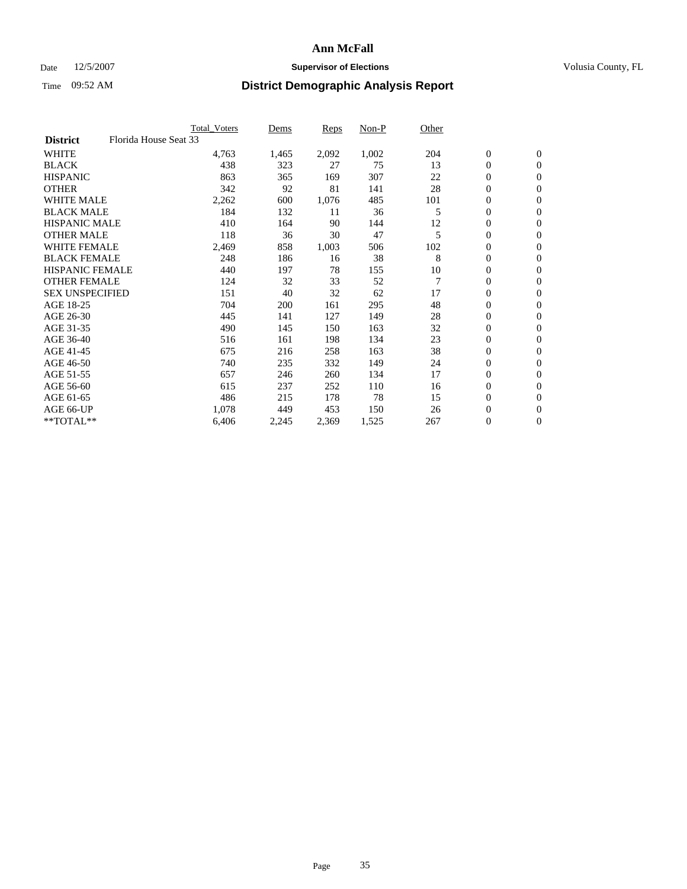# Ann McFall

Date 12/5/2007 **Supervisor of Elections** Volusia County, FL

Time 09:52 AM **District Demographic Analysis Report**

| | Total_Voters | Dems | Reps | Non-P | Other | | |
|---|---|---|---|---|---|---|---|
| **District** Florida House Seat 33 | | | | | | | |
| WHITE | 4,763 | 1,465 | 2,092 | 1,002 | 204 | 0 | 0 |
| BLACK | 438 | 323 | 27 | 75 | 13 | 0 | 0 |
| HISPANIC | 863 | 365 | 169 | 307 | 22 | 0 | 0 |
| OTHER | 342 | 92 | 81 | 141 | 28 | 0 | 0 |
| WHITE MALE | 2,262 | 600 | 1,076 | 485 | 101 | 0 | 0 |
| BLACK MALE | 184 | 132 | 11 | 36 | 5 | 0 | 0 |
| HISPANIC MALE | 410 | 164 | 90 | 144 | 12 | 0 | 0 |
| OTHER MALE | 118 | 36 | 30 | 47 | 5 | 0 | 0 |
| WHITE FEMALE | 2,469 | 858 | 1,003 | 506 | 102 | 0 | 0 |
| BLACK FEMALE | 248 | 186 | 16 | 38 | 8 | 0 | 0 |
| HISPANIC FEMALE | 440 | 197 | 78 | 155 | 10 | 0 | 0 |
| OTHER FEMALE | 124 | 32 | 33 | 52 | 7 | 0 | 0 |
| SEX UNSPECIFIED | 151 | 40 | 32 | 62 | 17 | 0 | 0 |
| AGE 18-25 | 704 | 200 | 161 | 295 | 48 | 0 | 0 |
| AGE 26-30 | 445 | 141 | 127 | 149 | 28 | 0 | 0 |
| AGE 31-35 | 490 | 145 | 150 | 163 | 32 | 0 | 0 |
| AGE 36-40 | 516 | 161 | 198 | 134 | 23 | 0 | 0 |
| AGE 41-45 | 675 | 216 | 258 | 163 | 38 | 0 | 0 |
| AGE 46-50 | 740 | 235 | 332 | 149 | 24 | 0 | 0 |
| AGE 51-55 | 657 | 246 | 260 | 134 | 17 | 0 | 0 |
| AGE 56-60 | 615 | 237 | 252 | 110 | 16 | 0 | 0 |
| AGE 61-65 | 486 | 215 | 178 | 78 | 15 | 0 | 0 |
| AGE 66-UP | 1,078 | 449 | 453 | 150 | 26 | 0 | 0 |
| **TOTAL** | 6,406 | 2,245 | 2,369 | 1,525 | 267 | 0 | 0 |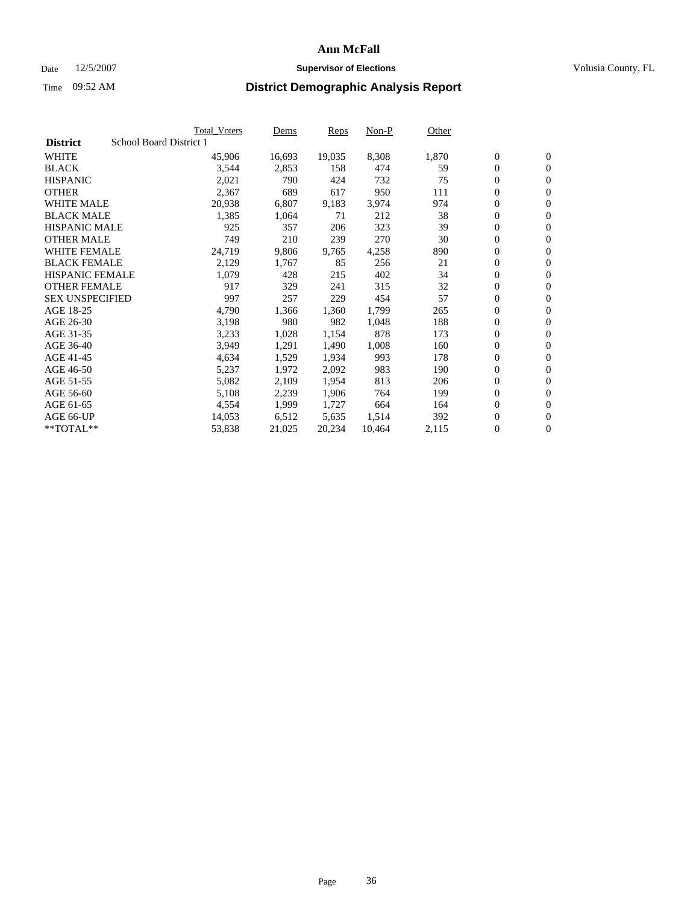# Ann McFall

Date 12/5/2007 **Supervisor of Elections** Volusia County, FL

Time 09:52 AM **District Demographic Analysis Report**

| | Total_Voters | Dems | Reps | Non-P | Other | | |
|---|---|---|---|---|---|---|---|
| **District** School Board District 1 | | | | | | | |
| WHITE | 45,906 | 16,693 | 19,035 | 8,308 | 1,870 | 0 | 0 |
| BLACK | 3,544 | 2,853 | 158 | 474 | 59 | 0 | 0 |
| HISPANIC | 2,021 | 790 | 424 | 732 | 75 | 0 | 0 |
| OTHER | 2,367 | 689 | 617 | 950 | 111 | 0 | 0 |
| WHITE MALE | 20,938 | 6,807 | 9,183 | 3,974 | 974 | 0 | 0 |
| BLACK MALE | 1,385 | 1,064 | 71 | 212 | 38 | 0 | 0 |
| HISPANIC MALE | 925 | 357 | 206 | 323 | 39 | 0 | 0 |
| OTHER MALE | 749 | 210 | 239 | 270 | 30 | 0 | 0 |
| WHITE FEMALE | 24,719 | 9,806 | 9,765 | 4,258 | 890 | 0 | 0 |
| BLACK FEMALE | 2,129 | 1,767 | 85 | 256 | 21 | 0 | 0 |
| HISPANIC FEMALE | 1,079 | 428 | 215 | 402 | 34 | 0 | 0 |
| OTHER FEMALE | 917 | 329 | 241 | 315 | 32 | 0 | 0 |
| SEX UNSPECIFIED | 997 | 257 | 229 | 454 | 57 | 0 | 0 |
| AGE 18-25 | 4,790 | 1,366 | 1,360 | 1,799 | 265 | 0 | 0 |
| AGE 26-30 | 3,198 | 980 | 982 | 1,048 | 188 | 0 | 0 |
| AGE 31-35 | 3,233 | 1,028 | 1,154 | 878 | 173 | 0 | 0 |
| AGE 36-40 | 3,949 | 1,291 | 1,490 | 1,008 | 160 | 0 | 0 |
| AGE 41-45 | 4,634 | 1,529 | 1,934 | 993 | 178 | 0 | 0 |
| AGE 46-50 | 5,237 | 1,972 | 2,092 | 983 | 190 | 0 | 0 |
| AGE 51-55 | 5,082 | 2,109 | 1,954 | 813 | 206 | 0 | 0 |
| AGE 56-60 | 5,108 | 2,239 | 1,906 | 764 | 199 | 0 | 0 |
| AGE 61-65 | 4,554 | 1,999 | 1,727 | 664 | 164 | 0 | 0 |
| AGE 66-UP | 14,053 | 6,512 | 5,635 | 1,514 | 392 | 0 | 0 |
| **TOTAL** | 53,838 | 21,025 | 20,234 | 10,464 | 2,115 | 0 | 0 |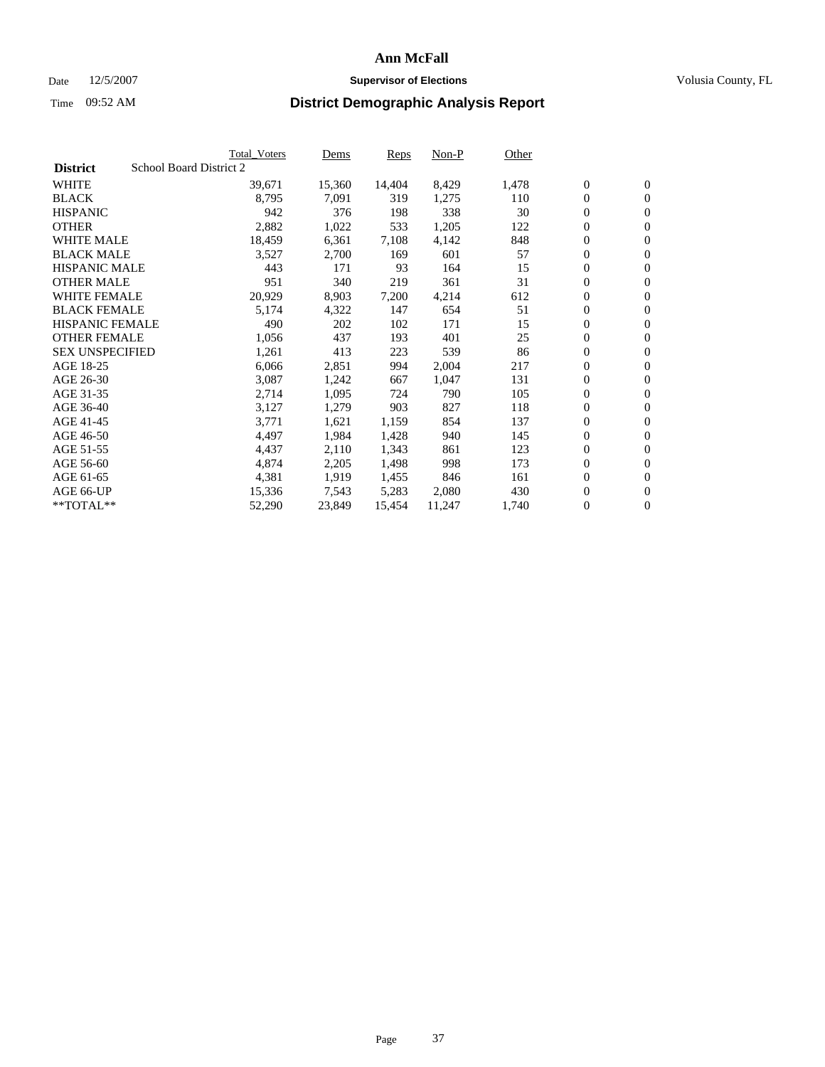# Ann McFall

Date 12/5/2007 **Supervisor of Elections** Volusia County, FL

Time 09:52 AM **District Demographic Analysis Report**

| **District** School Board District 2 | Total_Voters | Dems | Reps | Non-P | Other | | |
|---|---|---|---|---|---|---|---|
| WHITE | 39,671 | 15,360 | 14,404 | 8,429 | 1,478 | 0 | 0 |
| BLACK | 8,795 | 7,091 | 319 | 1,275 | 110 | 0 | 0 |
| HISPANIC | 942 | 376 | 198 | 338 | 30 | 0 | 0 |
| OTHER | 2,882 | 1,022 | 533 | 1,205 | 122 | 0 | 0 |
| WHITE MALE | 18,459 | 6,361 | 7,108 | 4,142 | 848 | 0 | 0 |
| BLACK MALE | 3,527 | 2,700 | 169 | 601 | 57 | 0 | 0 |
| HISPANIC MALE | 443 | 171 | 93 | 164 | 15 | 0 | 0 |
| OTHER MALE | 951 | 340 | 219 | 361 | 31 | 0 | 0 |
| WHITE FEMALE | 20,929 | 8,903 | 7,200 | 4,214 | 612 | 0 | 0 |
| BLACK FEMALE | 5,174 | 4,322 | 147 | 654 | 51 | 0 | 0 |
| HISPANIC FEMALE | 490 | 202 | 102 | 171 | 15 | 0 | 0 |
| OTHER FEMALE | 1,056 | 437 | 193 | 401 | 25 | 0 | 0 |
| SEX UNSPECIFIED | 1,261 | 413 | 223 | 539 | 86 | 0 | 0 |
| AGE 18-25 | 6,066 | 2,851 | 994 | 2,004 | 217 | 0 | 0 |
| AGE 26-30 | 3,087 | 1,242 | 667 | 1,047 | 131 | 0 | 0 |
| AGE 31-35 | 2,714 | 1,095 | 724 | 790 | 105 | 0 | 0 |
| AGE 36-40 | 3,127 | 1,279 | 903 | 827 | 118 | 0 | 0 |
| AGE 41-45 | 3,771 | 1,621 | 1,159 | 854 | 137 | 0 | 0 |
| AGE 46-50 | 4,497 | 1,984 | 1,428 | 940 | 145 | 0 | 0 |
| AGE 51-55 | 4,437 | 2,110 | 1,343 | 861 | 123 | 0 | 0 |
| AGE 56-60 | 4,874 | 2,205 | 1,498 | 998 | 173 | 0 | 0 |
| AGE 61-65 | 4,381 | 1,919 | 1,455 | 846 | 161 | 0 | 0 |
| AGE 66-UP | 15,336 | 7,543 | 5,283 | 2,080 | 430 | 0 | 0 |
| **TOTAL** | 52,290 | 23,849 | 15,454 | 11,247 | 1,740 | 0 | 0 |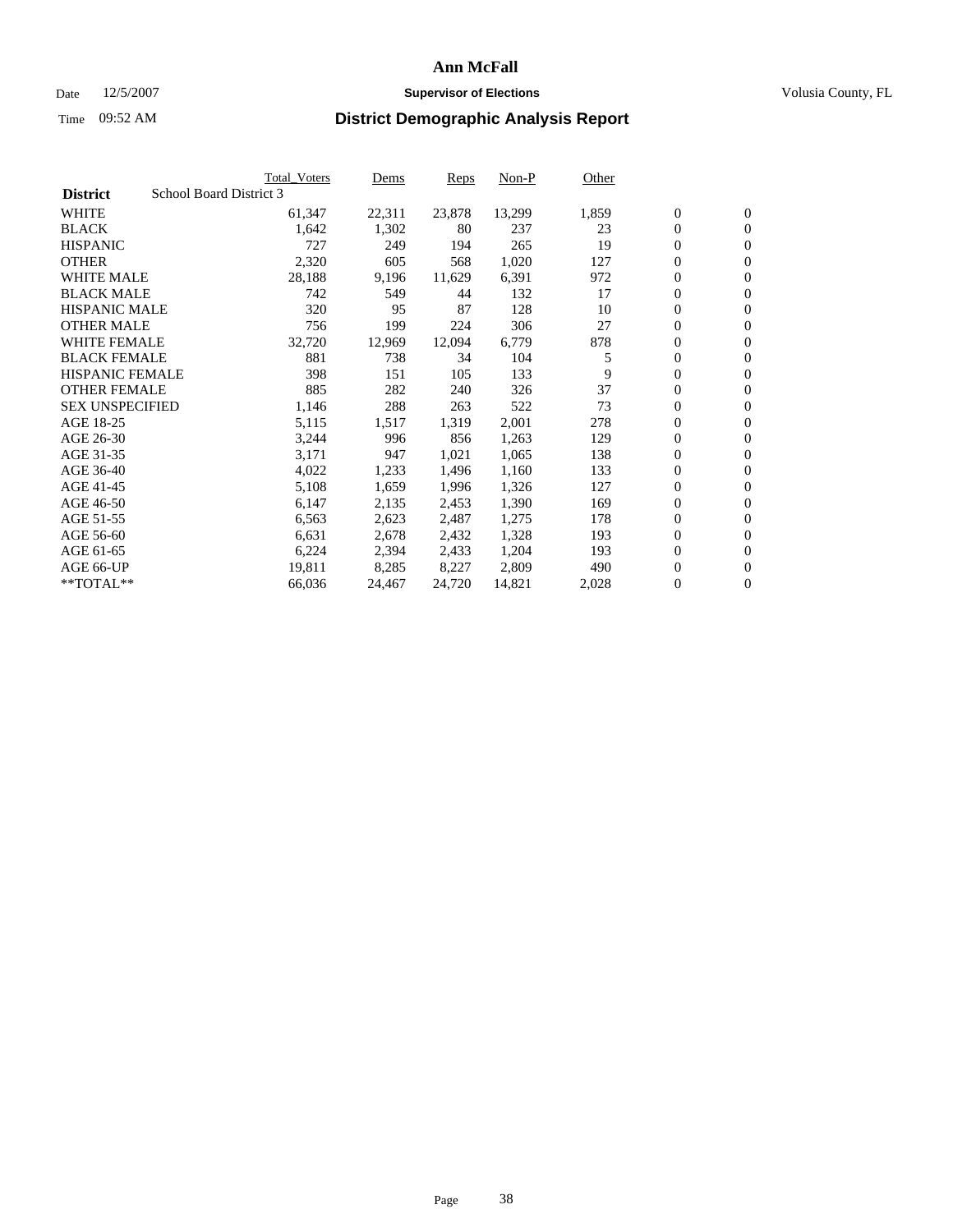# Ann McFall

Date 12/5/2007 **Supervisor of Elections** Volusia County, FL

Time 09:52 AM **District Demographic Analysis Report**

| | Total_Voters | Dems | Reps | Non-P | Other | | |
|---|---|---|---|---|---|---|---|
| **District** School Board District 3 | | | | | | | |
| WHITE | 61,347 | 22,311 | 23,878 | 13,299 | 1,859 | 0 | 0 |
| BLACK | 1,642 | 1,302 | 80 | 237 | 23 | 0 | 0 |
| HISPANIC | 727 | 249 | 194 | 265 | 19 | 0 | 0 |
| OTHER | 2,320 | 605 | 568 | 1,020 | 127 | 0 | 0 |
| WHITE MALE | 28,188 | 9,196 | 11,629 | 6,391 | 972 | 0 | 0 |
| BLACK MALE | 742 | 549 | 44 | 132 | 17 | 0 | 0 |
| HISPANIC MALE | 320 | 95 | 87 | 128 | 10 | 0 | 0 |
| OTHER MALE | 756 | 199 | 224 | 306 | 27 | 0 | 0 |
| WHITE FEMALE | 32,720 | 12,969 | 12,094 | 6,779 | 878 | 0 | 0 |
| BLACK FEMALE | 881 | 738 | 34 | 104 | 5 | 0 | 0 |
| HISPANIC FEMALE | 398 | 151 | 105 | 133 | 9 | 0 | 0 |
| OTHER FEMALE | 885 | 282 | 240 | 326 | 37 | 0 | 0 |
| SEX UNSPECIFIED | 1,146 | 288 | 263 | 522 | 73 | 0 | 0 |
| AGE 18-25 | 5,115 | 1,517 | 1,319 | 2,001 | 278 | 0 | 0 |
| AGE 26-30 | 3,244 | 996 | 856 | 1,263 | 129 | 0 | 0 |
| AGE 31-35 | 3,171 | 947 | 1,021 | 1,065 | 138 | 0 | 0 |
| AGE 36-40 | 4,022 | 1,233 | 1,496 | 1,160 | 133 | 0 | 0 |
| AGE 41-45 | 5,108 | 1,659 | 1,996 | 1,326 | 127 | 0 | 0 |
| AGE 46-50 | 6,147 | 2,135 | 2,453 | 1,390 | 169 | 0 | 0 |
| AGE 51-55 | 6,563 | 2,623 | 2,487 | 1,275 | 178 | 0 | 0 |
| AGE 56-60 | 6,631 | 2,678 | 2,432 | 1,328 | 193 | 0 | 0 |
| AGE 61-65 | 6,224 | 2,394 | 2,433 | 1,204 | 193 | 0 | 0 |
| AGE 66-UP | 19,811 | 8,285 | 8,227 | 2,809 | 490 | 0 | 0 |
| **TOTAL** | 66,036 | 24,467 | 24,720 | 14,821 | 2,028 | 0 | 0 |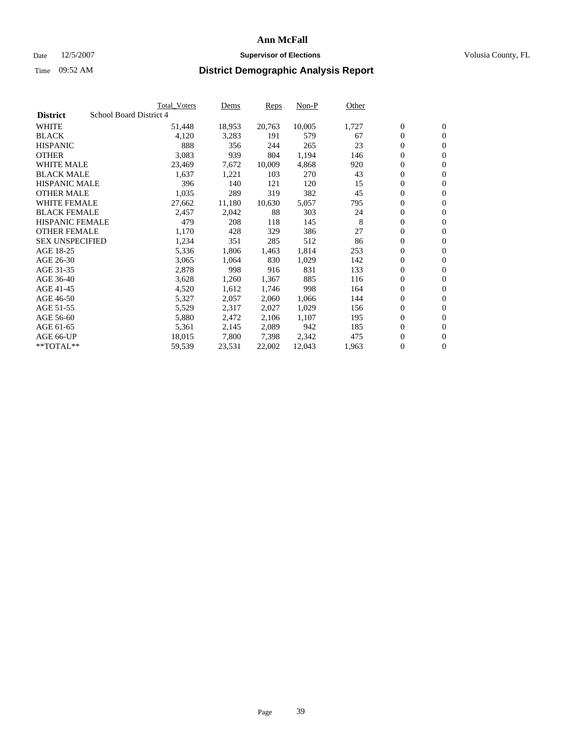# Ann McFall

Date 12/5/2007 **Supervisor of Elections** Volusia County, FL

Time 09:52 AM **District Demographic Analysis Report**

| **District** School Board District 4 | Total_Voters | Dems | Reps | Non-P | Other | | |
|---|---|---|---|---|---|---|---|
| WHITE | 51,448 | 18,953 | 20,763 | 10,005 | 1,727 | 0 | 0 |
| BLACK | 4,120 | 3,283 | 191 | 579 | 67 | 0 | 0 |
| HISPANIC | 888 | 356 | 244 | 265 | 23 | 0 | 0 |
| OTHER | 3,083 | 939 | 804 | 1,194 | 146 | 0 | 0 |
| WHITE MALE | 23,469 | 7,672 | 10,009 | 4,868 | 920 | 0 | 0 |
| BLACK MALE | 1,637 | 1,221 | 103 | 270 | 43 | 0 | 0 |
| HISPANIC MALE | 396 | 140 | 121 | 120 | 15 | 0 | 0 |
| OTHER MALE | 1,035 | 289 | 319 | 382 | 45 | 0 | 0 |
| WHITE FEMALE | 27,662 | 11,180 | 10,630 | 5,057 | 795 | 0 | 0 |
| BLACK FEMALE | 2,457 | 2,042 | 88 | 303 | 24 | 0 | 0 |
| HISPANIC FEMALE | 479 | 208 | 118 | 145 | 8 | 0 | 0 |
| OTHER FEMALE | 1,170 | 428 | 329 | 386 | 27 | 0 | 0 |
| SEX UNSPECIFIED | 1,234 | 351 | 285 | 512 | 86 | 0 | 0 |
| AGE 18-25 | 5,336 | 1,806 | 1,463 | 1,814 | 253 | 0 | 0 |
| AGE 26-30 | 3,065 | 1,064 | 830 | 1,029 | 142 | 0 | 0 |
| AGE 31-35 | 2,878 | 998 | 916 | 831 | 133 | 0 | 0 |
| AGE 36-40 | 3,628 | 1,260 | 1,367 | 885 | 116 | 0 | 0 |
| AGE 41-45 | 4,520 | 1,612 | 1,746 | 998 | 164 | 0 | 0 |
| AGE 46-50 | 5,327 | 2,057 | 2,060 | 1,066 | 144 | 0 | 0 |
| AGE 51-55 | 5,529 | 2,317 | 2,027 | 1,029 | 156 | 0 | 0 |
| AGE 56-60 | 5,880 | 2,472 | 2,106 | 1,107 | 195 | 0 | 0 |
| AGE 61-65 | 5,361 | 2,145 | 2,089 | 942 | 185 | 0 | 0 |
| AGE 66-UP | 18,015 | 7,800 | 7,398 | 2,342 | 475 | 0 | 0 |
| **TOTAL** | 59,539 | 23,531 | 22,002 | 12,043 | 1,963 | 0 | 0 |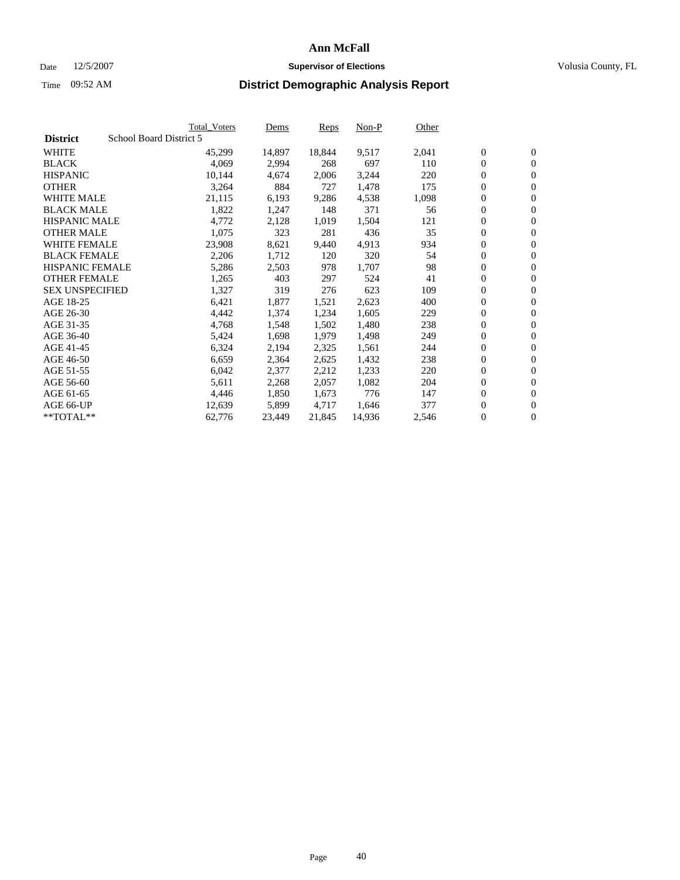# Ann McFall

Date 12/5/2007 **Supervisor of Elections** Volusia County, FL

Time 09:52 AM **District Demographic Analysis Report**

| | Total_Voters | Dems | Reps | Non-P | Other | | |
|---|---|---|---|---|---|---|---|
| **District** School Board District 5 | | | | | | | |
| WHITE | 45,299 | 14,897 | 18,844 | 9,517 | 2,041 | 0 | 0 |
| BLACK | 4,069 | 2,994 | 268 | 697 | 110 | 0 | 0 |
| HISPANIC | 10,144 | 4,674 | 2,006 | 3,244 | 220 | 0 | 0 |
| OTHER | 3,264 | 884 | 727 | 1,478 | 175 | 0 | 0 |
| WHITE MALE | 21,115 | 6,193 | 9,286 | 4,538 | 1,098 | 0 | 0 |
| BLACK MALE | 1,822 | 1,247 | 148 | 371 | 56 | 0 | 0 |
| HISPANIC MALE | 4,772 | 2,128 | 1,019 | 1,504 | 121 | 0 | 0 |
| OTHER MALE | 1,075 | 323 | 281 | 436 | 35 | 0 | 0 |
| WHITE FEMALE | 23,908 | 8,621 | 9,440 | 4,913 | 934 | 0 | 0 |
| BLACK FEMALE | 2,206 | 1,712 | 120 | 320 | 54 | 0 | 0 |
| HISPANIC FEMALE | 5,286 | 2,503 | 978 | 1,707 | 98 | 0 | 0 |
| OTHER FEMALE | 1,265 | 403 | 297 | 524 | 41 | 0 | 0 |
| SEX UNSPECIFIED | 1,327 | 319 | 276 | 623 | 109 | 0 | 0 |
| AGE 18-25 | 6,421 | 1,877 | 1,521 | 2,623 | 400 | 0 | 0 |
| AGE 26-30 | 4,442 | 1,374 | 1,234 | 1,605 | 229 | 0 | 0 |
| AGE 31-35 | 4,768 | 1,548 | 1,502 | 1,480 | 238 | 0 | 0 |
| AGE 36-40 | 5,424 | 1,698 | 1,979 | 1,498 | 249 | 0 | 0 |
| AGE 41-45 | 6,324 | 2,194 | 2,325 | 1,561 | 244 | 0 | 0 |
| AGE 46-50 | 6,659 | 2,364 | 2,625 | 1,432 | 238 | 0 | 0 |
| AGE 51-55 | 6,042 | 2,377 | 2,212 | 1,233 | 220 | 0 | 0 |
| AGE 56-60 | 5,611 | 2,268 | 2,057 | 1,082 | 204 | 0 | 0 |
| AGE 61-65 | 4,446 | 1,850 | 1,673 | 776 | 147 | 0 | 0 |
| AGE 66-UP | 12,639 | 5,899 | 4,717 | 1,646 | 377 | 0 | 0 |
| **TOTAL** | 62,776 | 23,449 | 21,845 | 14,936 | 2,546 | 0 | 0 |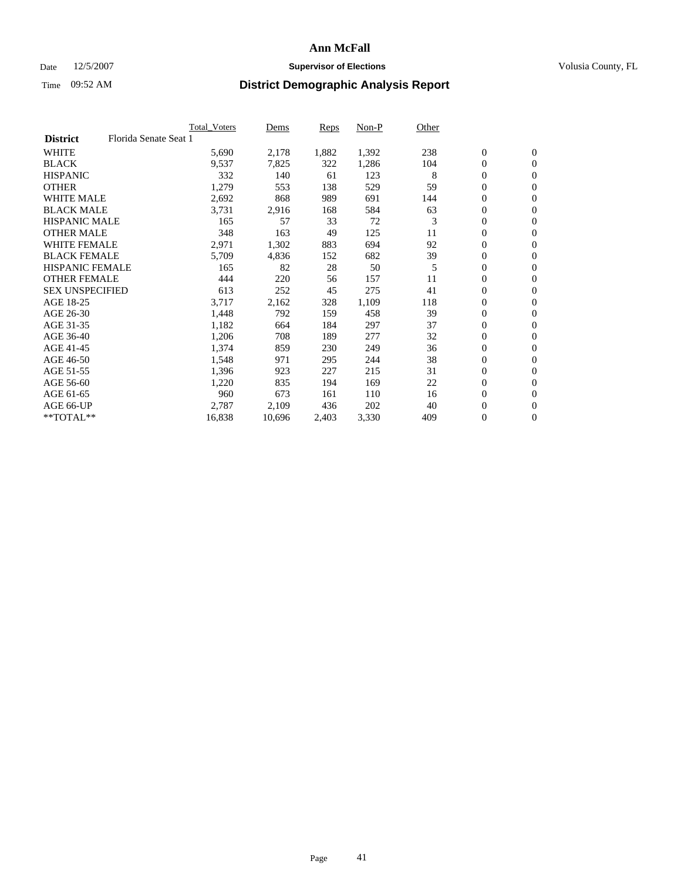# Ann McFall

Date 12/5/2007 **Supervisor of Elections** Volusia County, FL

Time 09:52 AM **District Demographic Analysis Report**

| | Total_Voters | Dems | Reps | Non-P | Other | | |
|---|---|---|---|---|---|---|---|
| **District** Florida Senate Seat 1 | | | | | | | |
| WHITE | 5,690 | 2,178 | 1,882 | 1,392 | 238 | 0 | 0 |
| BLACK | 9,537 | 7,825 | 322 | 1,286 | 104 | 0 | 0 |
| HISPANIC | 332 | 140 | 61 | 123 | 8 | 0 | 0 |
| OTHER | 1,279 | 553 | 138 | 529 | 59 | 0 | 0 |
| WHITE MALE | 2,692 | 868 | 989 | 691 | 144 | 0 | 0 |
| BLACK MALE | 3,731 | 2,916 | 168 | 584 | 63 | 0 | 0 |
| HISPANIC MALE | 165 | 57 | 33 | 72 | 3 | 0 | 0 |
| OTHER MALE | 348 | 163 | 49 | 125 | 11 | 0 | 0 |
| WHITE FEMALE | 2,971 | 1,302 | 883 | 694 | 92 | 0 | 0 |
| BLACK FEMALE | 5,709 | 4,836 | 152 | 682 | 39 | 0 | 0 |
| HISPANIC FEMALE | 165 | 82 | 28 | 50 | 5 | 0 | 0 |
| OTHER FEMALE | 444 | 220 | 56 | 157 | 11 | 0 | 0 |
| SEX UNSPECIFIED | 613 | 252 | 45 | 275 | 41 | 0 | 0 |
| AGE 18-25 | 3,717 | 2,162 | 328 | 1,109 | 118 | 0 | 0 |
| AGE 26-30 | 1,448 | 792 | 159 | 458 | 39 | 0 | 0 |
| AGE 31-35 | 1,182 | 664 | 184 | 297 | 37 | 0 | 0 |
| AGE 36-40 | 1,206 | 708 | 189 | 277 | 32 | 0 | 0 |
| AGE 41-45 | 1,374 | 859 | 230 | 249 | 36 | 0 | 0 |
| AGE 46-50 | 1,548 | 971 | 295 | 244 | 38 | 0 | 0 |
| AGE 51-55 | 1,396 | 923 | 227 | 215 | 31 | 0 | 0 |
| AGE 56-60 | 1,220 | 835 | 194 | 169 | 22 | 0 | 0 |
| AGE 61-65 | 960 | 673 | 161 | 110 | 16 | 0 | 0 |
| AGE 66-UP | 2,787 | 2,109 | 436 | 202 | 40 | 0 | 0 |
| **TOTAL** | 16,838 | 10,696 | 2,403 | 3,330 | 409 | 0 | 0 |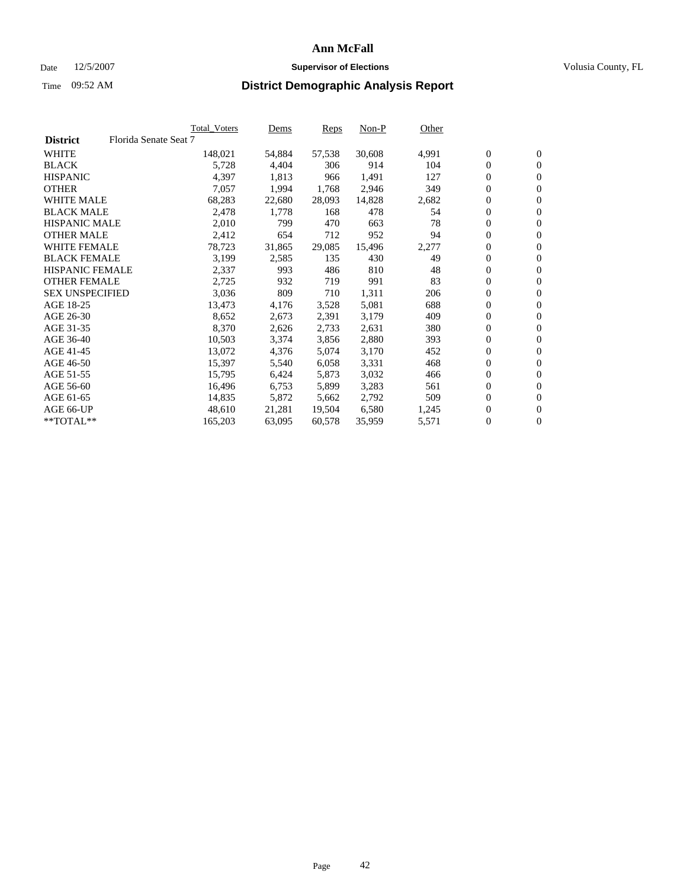# Ann McFall

Date 12/5/2007 **Supervisor of Elections** Volusia County, FL

Time 09:52 AM **District Demographic Analysis Report**

| | Total_Voters | Dems | Reps | Non-P | Other | | |
|---|---|---|---|---|---|---|---|
| **District** Florida Senate Seat 7 | | | | | | | |
| WHITE | 148,021 | 54,884 | 57,538 | 30,608 | 4,991 | 0 | 0 |
| BLACK | 5,728 | 4,404 | 306 | 914 | 104 | 0 | 0 |
| HISPANIC | 4,397 | 1,813 | 966 | 1,491 | 127 | 0 | 0 |
| OTHER | 7,057 | 1,994 | 1,768 | 2,946 | 349 | 0 | 0 |
| WHITE MALE | 68,283 | 22,680 | 28,093 | 14,828 | 2,682 | 0 | 0 |
| BLACK MALE | 2,478 | 1,778 | 168 | 478 | 54 | 0 | 0 |
| HISPANIC MALE | 2,010 | 799 | 470 | 663 | 78 | 0 | 0 |
| OTHER MALE | 2,412 | 654 | 712 | 952 | 94 | 0 | 0 |
| WHITE FEMALE | 78,723 | 31,865 | 29,085 | 15,496 | 2,277 | 0 | 0 |
| BLACK FEMALE | 3,199 | 2,585 | 135 | 430 | 49 | 0 | 0 |
| HISPANIC FEMALE | 2,337 | 993 | 486 | 810 | 48 | 0 | 0 |
| OTHER FEMALE | 2,725 | 932 | 719 | 991 | 83 | 0 | 0 |
| SEX UNSPECIFIED | 3,036 | 809 | 710 | 1,311 | 206 | 0 | 0 |
| AGE 18-25 | 13,473 | 4,176 | 3,528 | 5,081 | 688 | 0 | 0 |
| AGE 26-30 | 8,652 | 2,673 | 2,391 | 3,179 | 409 | 0 | 0 |
| AGE 31-35 | 8,370 | 2,626 | 2,733 | 2,631 | 380 | 0 | 0 |
| AGE 36-40 | 10,503 | 3,374 | 3,856 | 2,880 | 393 | 0 | 0 |
| AGE 41-45 | 13,072 | 4,376 | 5,074 | 3,170 | 452 | 0 | 0 |
| AGE 46-50 | 15,397 | 5,540 | 6,058 | 3,331 | 468 | 0 | 0 |
| AGE 51-55 | 15,795 | 6,424 | 5,873 | 3,032 | 466 | 0 | 0 |
| AGE 56-60 | 16,496 | 6,753 | 5,899 | 3,283 | 561 | 0 | 0 |
| AGE 61-65 | 14,835 | 5,872 | 5,662 | 2,792 | 509 | 0 | 0 |
| AGE 66-UP | 48,610 | 21,281 | 19,504 | 6,580 | 1,245 | 0 | 0 |
| **TOTAL** | 165,203 | 63,095 | 60,578 | 35,959 | 5,571 | 0 | 0 |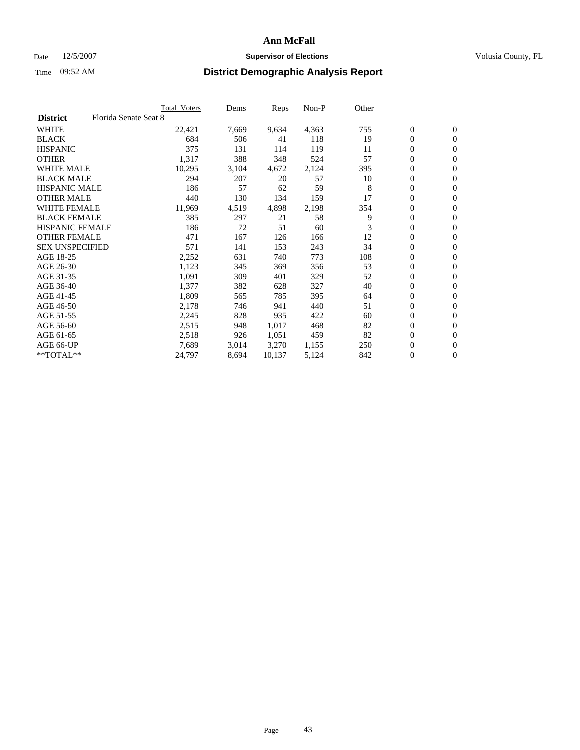# Ann McFall

Date 12/5/2007 **Supervisor of Elections** Volusia County, FL

Time 09:52 AM **District Demographic Analysis Report**

| | Total_Voters | Dems | Reps | Non-P | Other | | |
|---|---|---|---|---|---|---|---|
| **District** Florida Senate Seat 8 | | | | | | | |
| WHITE | 22,421 | 7,669 | 9,634 | 4,363 | 755 | 0 | 0 |
| BLACK | 684 | 506 | 41 | 118 | 19 | 0 | 0 |
| HISPANIC | 375 | 131 | 114 | 119 | 11 | 0 | 0 |
| OTHER | 1,317 | 388 | 348 | 524 | 57 | 0 | 0 |
| WHITE MALE | 10,295 | 3,104 | 4,672 | 2,124 | 395 | 0 | 0 |
| BLACK MALE | 294 | 207 | 20 | 57 | 10 | 0 | 0 |
| HISPANIC MALE | 186 | 57 | 62 | 59 | 8 | 0 | 0 |
| OTHER MALE | 440 | 130 | 134 | 159 | 17 | 0 | 0 |
| WHITE FEMALE | 11,969 | 4,519 | 4,898 | 2,198 | 354 | 0 | 0 |
| BLACK FEMALE | 385 | 297 | 21 | 58 | 9 | 0 | 0 |
| HISPANIC FEMALE | 186 | 72 | 51 | 60 | 3 | 0 | 0 |
| OTHER FEMALE | 471 | 167 | 126 | 166 | 12 | 0 | 0 |
| SEX UNSPECIFIED | 571 | 141 | 153 | 243 | 34 | 0 | 0 |
| AGE 18-25 | 2,252 | 631 | 740 | 773 | 108 | 0 | 0 |
| AGE 26-30 | 1,123 | 345 | 369 | 356 | 53 | 0 | 0 |
| AGE 31-35 | 1,091 | 309 | 401 | 329 | 52 | 0 | 0 |
| AGE 36-40 | 1,377 | 382 | 628 | 327 | 40 | 0 | 0 |
| AGE 41-45 | 1,809 | 565 | 785 | 395 | 64 | 0 | 0 |
| AGE 46-50 | 2,178 | 746 | 941 | 440 | 51 | 0 | 0 |
| AGE 51-55 | 2,245 | 828 | 935 | 422 | 60 | 0 | 0 |
| AGE 56-60 | 2,515 | 948 | 1,017 | 468 | 82 | 0 | 0 |
| AGE 61-65 | 2,518 | 926 | 1,051 | 459 | 82 | 0 | 0 |
| AGE 66-UP | 7,689 | 3,014 | 3,270 | 1,155 | 250 | 0 | 0 |
| **TOTAL** | 24,797 | 8,694 | 10,137 | 5,124 | 842 | 0 | 0 |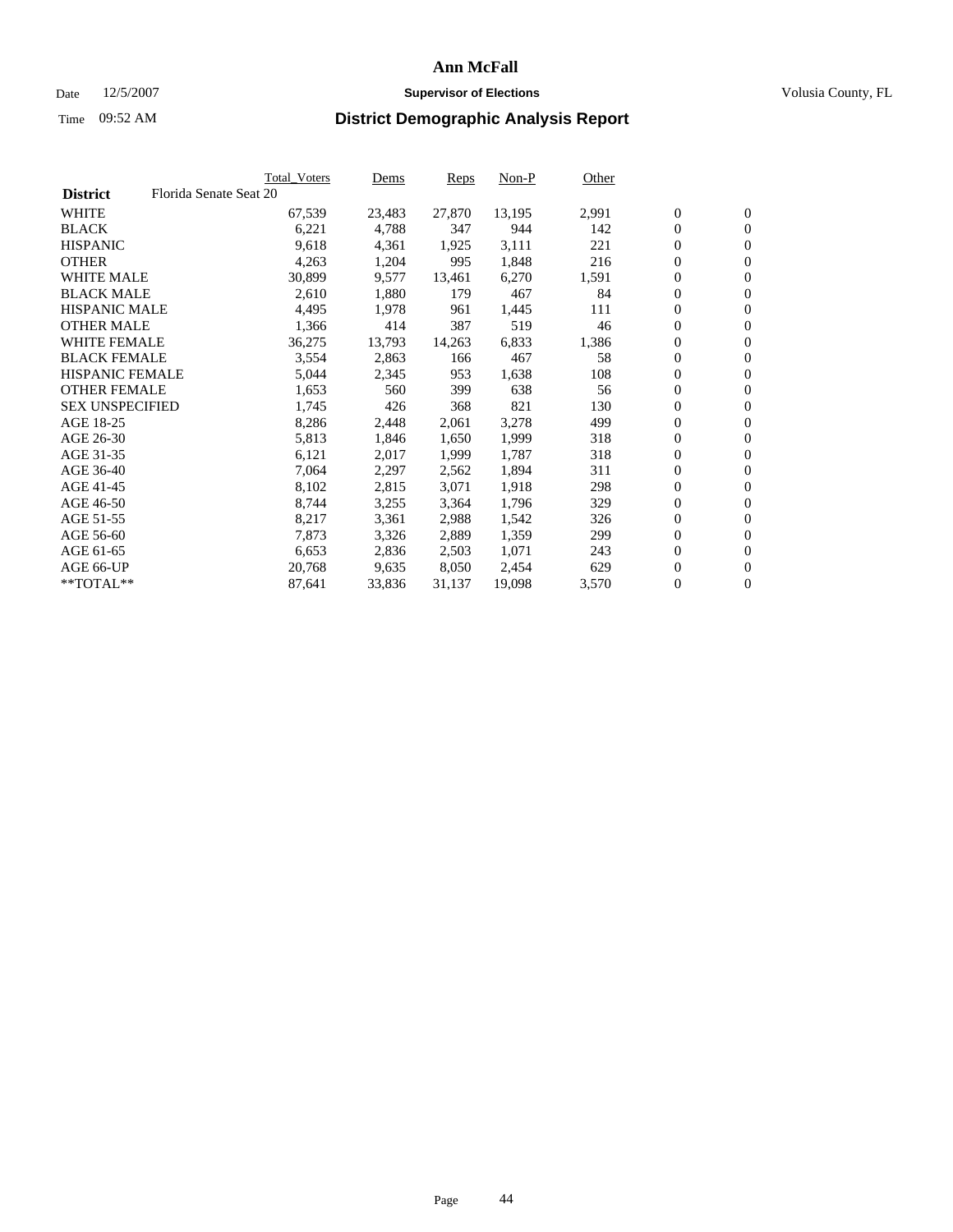# Ann McFall

Date 12/5/2007 **Supervisor of Elections** Volusia County, FL

Time 09:52 AM

## District Demographic Analysis Report

| **District** | Florida Senate Seat 20 | Total_Voters | Dems | Reps | Non-P | Other | | |
|---|---|---|---|---|---|---|---|---|
| WHITE | | 67,539 | 23,483 | 27,870 | 13,195 | 2,991 | 0 | 0 |
| BLACK | | 6,221 | 4,788 | 347 | 944 | 142 | 0 | 0 |
| HISPANIC | | 9,618 | 4,361 | 1,925 | 3,111 | 221 | 0 | 0 |
| OTHER | | 4,263 | 1,204 | 995 | 1,848 | 216 | 0 | 0 |
| WHITE MALE | | 30,899 | 9,577 | 13,461 | 6,270 | 1,591 | 0 | 0 |
| BLACK MALE | | 2,610 | 1,880 | 179 | 467 | 84 | 0 | 0 |
| HISPANIC MALE | | 4,495 | 1,978 | 961 | 1,445 | 111 | 0 | 0 |
| OTHER MALE | | 1,366 | 414 | 387 | 519 | 46 | 0 | 0 |
| WHITE FEMALE | | 36,275 | 13,793 | 14,263 | 6,833 | 1,386 | 0 | 0 |
| BLACK FEMALE | | 3,554 | 2,863 | 166 | 467 | 58 | 0 | 0 |
| HISPANIC FEMALE | | 5,044 | 2,345 | 953 | 1,638 | 108 | 0 | 0 |
| OTHER FEMALE | | 1,653 | 560 | 399 | 638 | 56 | 0 | 0 |
| SEX UNSPECIFIED | | 1,745 | 426 | 368 | 821 | 130 | 0 | 0 |
| AGE 18-25 | | 8,286 | 2,448 | 2,061 | 3,278 | 499 | 0 | 0 |
| AGE 26-30 | | 5,813 | 1,846 | 1,650 | 1,999 | 318 | 0 | 0 |
| AGE 31-35 | | 6,121 | 2,017 | 1,999 | 1,787 | 318 | 0 | 0 |
| AGE 36-40 | | 7,064 | 2,297 | 2,562 | 1,894 | 311 | 0 | 0 |
| AGE 41-45 | | 8,102 | 2,815 | 3,071 | 1,918 | 298 | 0 | 0 |
| AGE 46-50 | | 8,744 | 3,255 | 3,364 | 1,796 | 329 | 0 | 0 |
| AGE 51-55 | | 8,217 | 3,361 | 2,988 | 1,542 | 326 | 0 | 0 |
| AGE 56-60 | | 7,873 | 3,326 | 2,889 | 1,359 | 299 | 0 | 0 |
| AGE 61-65 | | 6,653 | 2,836 | 2,503 | 1,071 | 243 | 0 | 0 |
| AGE 66-UP | | 20,768 | 9,635 | 8,050 | 2,454 | 629 | 0 | 0 |
| **TOTAL** | | 87,641 | 33,836 | 31,137 | 19,098 | 3,570 | 0 | 0 |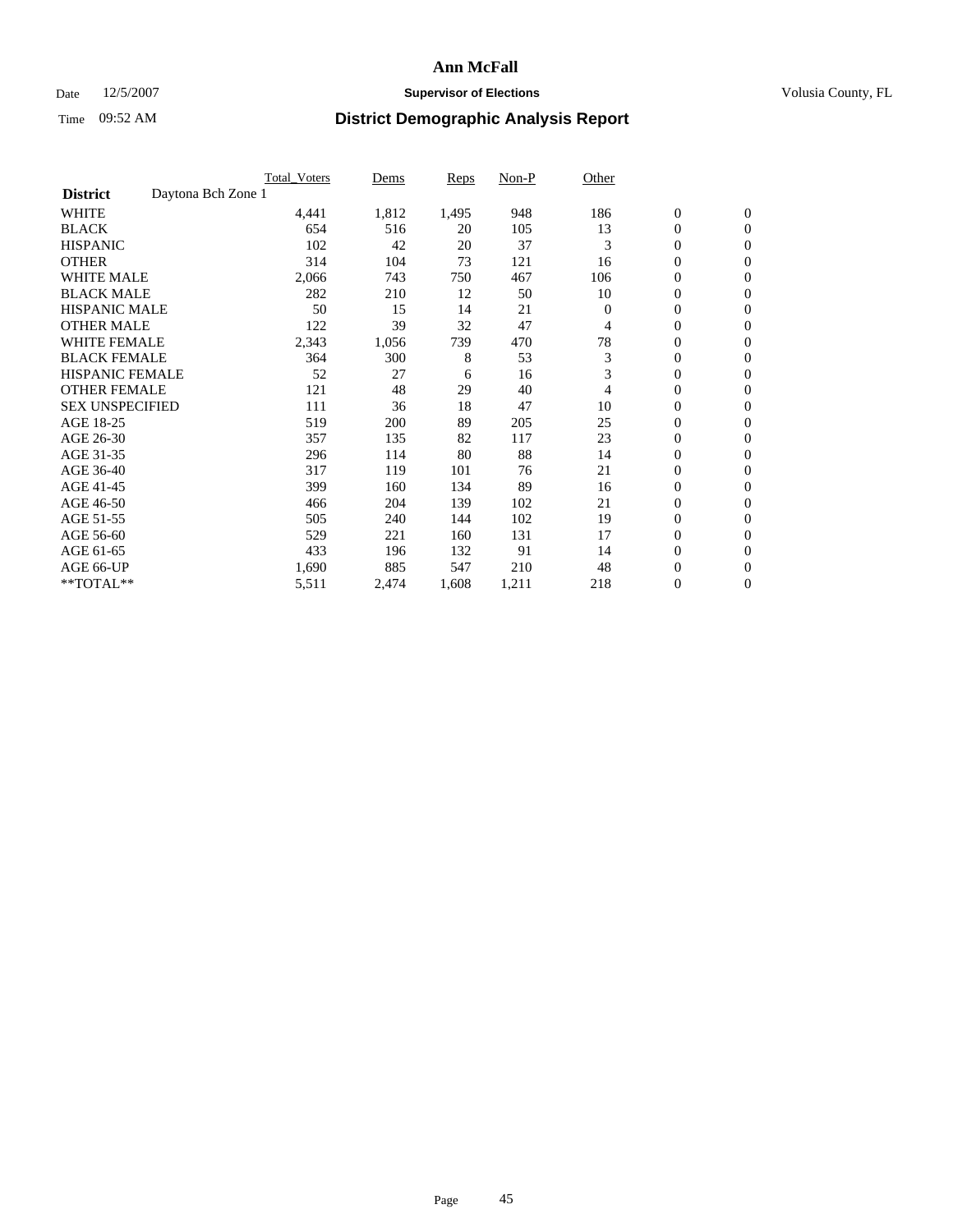# Ann McFall

Date 12/5/2007 **Supervisor of Elections** Volusia County, FL

Time 09:52 AM **District Demographic Analysis Report**

| | Total_Voters | Dems | Reps | Non-P | Other | | |
|---|---|---|---|---|---|---|---|
| **District** Daytona Bch Zone 1 | | | | | | | |
| WHITE | 4,441 | 1,812 | 1,495 | 948 | 186 | 0 | 0 |
| BLACK | 654 | 516 | 20 | 105 | 13 | 0 | 0 |
| HISPANIC | 102 | 42 | 20 | 37 | 3 | 0 | 0 |
| OTHER | 314 | 104 | 73 | 121 | 16 | 0 | 0 |
| WHITE MALE | 2,066 | 743 | 750 | 467 | 106 | 0 | 0 |
| BLACK MALE | 282 | 210 | 12 | 50 | 10 | 0 | 0 |
| HISPANIC MALE | 50 | 15 | 14 | 21 | 0 | 0 | 0 |
| OTHER MALE | 122 | 39 | 32 | 47 | 4 | 0 | 0 |
| WHITE FEMALE | 2,343 | 1,056 | 739 | 470 | 78 | 0 | 0 |
| BLACK FEMALE | 364 | 300 | 8 | 53 | 3 | 0 | 0 |
| HISPANIC FEMALE | 52 | 27 | 6 | 16 | 3 | 0 | 0 |
| OTHER FEMALE | 121 | 48 | 29 | 40 | 4 | 0 | 0 |
| SEX UNSPECIFIED | 111 | 36 | 18 | 47 | 10 | 0 | 0 |
| AGE 18-25 | 519 | 200 | 89 | 205 | 25 | 0 | 0 |
| AGE 26-30 | 357 | 135 | 82 | 117 | 23 | 0 | 0 |
| AGE 31-35 | 296 | 114 | 80 | 88 | 14 | 0 | 0 |
| AGE 36-40 | 317 | 119 | 101 | 76 | 21 | 0 | 0 |
| AGE 41-45 | 399 | 160 | 134 | 89 | 16 | 0 | 0 |
| AGE 46-50 | 466 | 204 | 139 | 102 | 21 | 0 | 0 |
| AGE 51-55 | 505 | 240 | 144 | 102 | 19 | 0 | 0 |
| AGE 56-60 | 529 | 221 | 160 | 131 | 17 | 0 | 0 |
| AGE 61-65 | 433 | 196 | 132 | 91 | 14 | 0 | 0 |
| AGE 66-UP | 1,690 | 885 | 547 | 210 | 48 | 0 | 0 |
| **TOTAL** | 5,511 | 2,474 | 1,608 | 1,211 | 218 | 0 | 0 |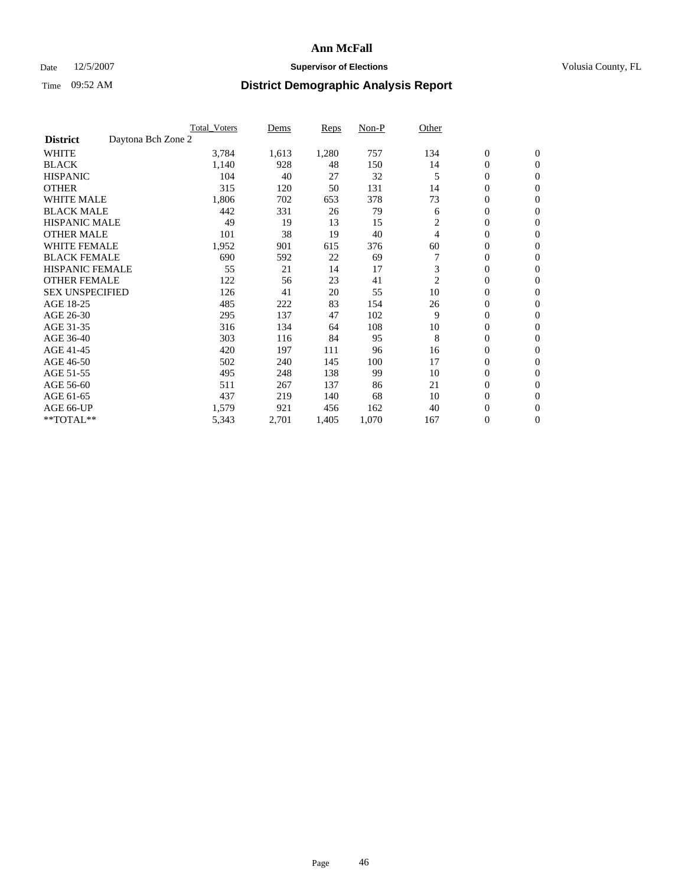# Ann McFall

Date 12/5/2007 **Supervisor of Elections** Volusia County, FL

Time 09:52 AM **District Demographic Analysis Report**

| | Total_Voters | Dems | Reps | Non-P | Other | | |
|---|---|---|---|---|---|---|---|
| **District** Daytona Bch Zone 2 | | | | | | | |
| WHITE | 3,784 | 1,613 | 1,280 | 757 | 134 | 0 | 0 |
| BLACK | 1,140 | 928 | 48 | 150 | 14 | 0 | 0 |
| HISPANIC | 104 | 40 | 27 | 32 | 5 | 0 | 0 |
| OTHER | 315 | 120 | 50 | 131 | 14 | 0 | 0 |
| WHITE MALE | 1,806 | 702 | 653 | 378 | 73 | 0 | 0 |
| BLACK MALE | 442 | 331 | 26 | 79 | 6 | 0 | 0 |
| HISPANIC MALE | 49 | 19 | 13 | 15 | 2 | 0 | 0 |
| OTHER MALE | 101 | 38 | 19 | 40 | 4 | 0 | 0 |
| WHITE FEMALE | 1,952 | 901 | 615 | 376 | 60 | 0 | 0 |
| BLACK FEMALE | 690 | 592 | 22 | 69 | 7 | 0 | 0 |
| HISPANIC FEMALE | 55 | 21 | 14 | 17 | 3 | 0 | 0 |
| OTHER FEMALE | 122 | 56 | 23 | 41 | 2 | 0 | 0 |
| SEX UNSPECIFIED | 126 | 41 | 20 | 55 | 10 | 0 | 0 |
| AGE 18-25 | 485 | 222 | 83 | 154 | 26 | 0 | 0 |
| AGE 26-30 | 295 | 137 | 47 | 102 | 9 | 0 | 0 |
| AGE 31-35 | 316 | 134 | 64 | 108 | 10 | 0 | 0 |
| AGE 36-40 | 303 | 116 | 84 | 95 | 8 | 0 | 0 |
| AGE 41-45 | 420 | 197 | 111 | 96 | 16 | 0 | 0 |
| AGE 46-50 | 502 | 240 | 145 | 100 | 17 | 0 | 0 |
| AGE 51-55 | 495 | 248 | 138 | 99 | 10 | 0 | 0 |
| AGE 56-60 | 511 | 267 | 137 | 86 | 21 | 0 | 0 |
| AGE 61-65 | 437 | 219 | 140 | 68 | 10 | 0 | 0 |
| AGE 66-UP | 1,579 | 921 | 456 | 162 | 40 | 0 | 0 |
| **TOTAL** | 5,343 | 2,701 | 1,405 | 1,070 | 167 | 0 | 0 |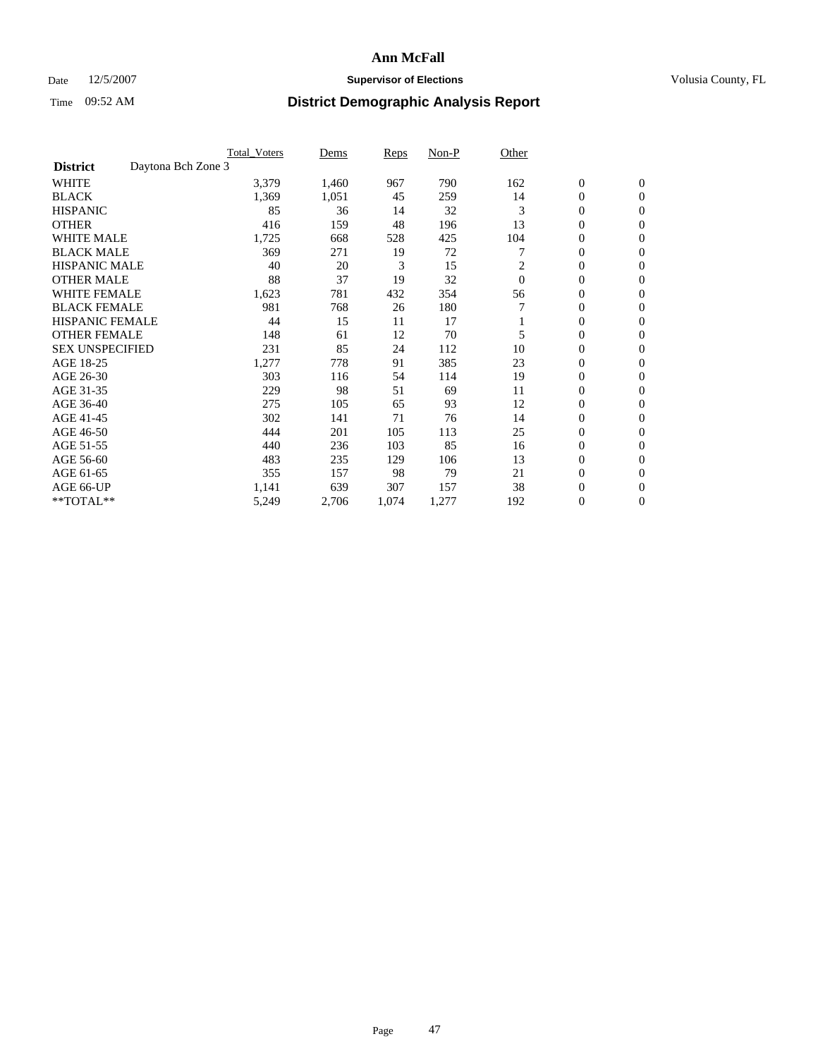# Ann McFall

Date 12/5/2007 **Supervisor of Elections** Volusia County, FL

Time 09:52 AM **District Demographic Analysis Report**

| | Total_Voters | Dems | Reps | Non-P | Other | | |
|---|---|---|---|---|---|---|---|
| **District** Daytona Bch Zone 3 | | | | | | | |
| WHITE | 3,379 | 1,460 | 967 | 790 | 162 | 0 | 0 |
| BLACK | 1,369 | 1,051 | 45 | 259 | 14 | 0 | 0 |
| HISPANIC | 85 | 36 | 14 | 32 | 3 | 0 | 0 |
| OTHER | 416 | 159 | 48 | 196 | 13 | 0 | 0 |
| WHITE MALE | 1,725 | 668 | 528 | 425 | 104 | 0 | 0 |
| BLACK MALE | 369 | 271 | 19 | 72 | 7 | 0 | 0 |
| HISPANIC MALE | 40 | 20 | 3 | 15 | 2 | 0 | 0 |
| OTHER MALE | 88 | 37 | 19 | 32 | 0 | 0 | 0 |
| WHITE FEMALE | 1,623 | 781 | 432 | 354 | 56 | 0 | 0 |
| BLACK FEMALE | 981 | 768 | 26 | 180 | 7 | 0 | 0 |
| HISPANIC FEMALE | 44 | 15 | 11 | 17 | 1 | 0 | 0 |
| OTHER FEMALE | 148 | 61 | 12 | 70 | 5 | 0 | 0 |
| SEX UNSPECIFIED | 231 | 85 | 24 | 112 | 10 | 0 | 0 |
| AGE 18-25 | 1,277 | 778 | 91 | 385 | 23 | 0 | 0 |
| AGE 26-30 | 303 | 116 | 54 | 114 | 19 | 0 | 0 |
| AGE 31-35 | 229 | 98 | 51 | 69 | 11 | 0 | 0 |
| AGE 36-40 | 275 | 105 | 65 | 93 | 12 | 0 | 0 |
| AGE 41-45 | 302 | 141 | 71 | 76 | 14 | 0 | 0 |
| AGE 46-50 | 444 | 201 | 105 | 113 | 25 | 0 | 0 |
| AGE 51-55 | 440 | 236 | 103 | 85 | 16 | 0 | 0 |
| AGE 56-60 | 483 | 235 | 129 | 106 | 13 | 0 | 0 |
| AGE 61-65 | 355 | 157 | 98 | 79 | 21 | 0 | 0 |
| AGE 66-UP | 1,141 | 639 | 307 | 157 | 38 | 0 | 0 |
| **TOTAL** | 5,249 | 2,706 | 1,074 | 1,277 | 192 | 0 | 0 |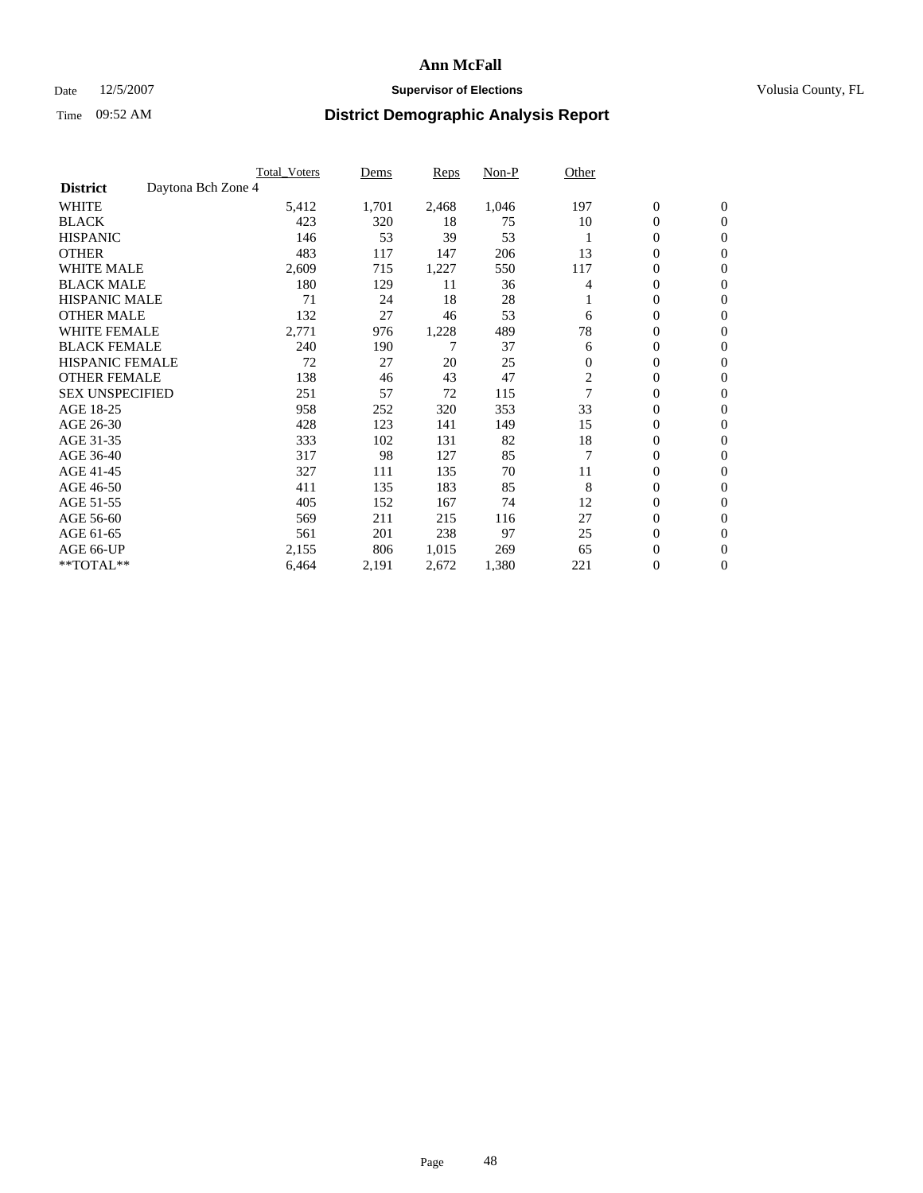# Ann McFall

Date 12/5/2007 **Supervisor of Elections** Volusia County, FL

Time 09:52 AM **District Demographic Analysis Report**

| | Total_Voters | Dems | Reps | Non-P | Other | | |
|---|---|---|---|---|---|---|---|
| **District** Daytona Bch Zone 4 | | | | | | | |
| WHITE | 5,412 | 1,701 | 2,468 | 1,046 | 197 | 0 | 0 |
| BLACK | 423 | 320 | 18 | 75 | 10 | 0 | 0 |
| HISPANIC | 146 | 53 | 39 | 53 | 1 | 0 | 0 |
| OTHER | 483 | 117 | 147 | 206 | 13 | 0 | 0 |
| WHITE MALE | 2,609 | 715 | 1,227 | 550 | 117 | 0 | 0 |
| BLACK MALE | 180 | 129 | 11 | 36 | 4 | 0 | 0 |
| HISPANIC MALE | 71 | 24 | 18 | 28 | 1 | 0 | 0 |
| OTHER MALE | 132 | 27 | 46 | 53 | 6 | 0 | 0 |
| WHITE FEMALE | 2,771 | 976 | 1,228 | 489 | 78 | 0 | 0 |
| BLACK FEMALE | 240 | 190 | 7 | 37 | 6 | 0 | 0 |
| HISPANIC FEMALE | 72 | 27 | 20 | 25 | 0 | 0 | 0 |
| OTHER FEMALE | 138 | 46 | 43 | 47 | 2 | 0 | 0 |
| SEX UNSPECIFIED | 251 | 57 | 72 | 115 | 7 | 0 | 0 |
| AGE 18-25 | 958 | 252 | 320 | 353 | 33 | 0 | 0 |
| AGE 26-30 | 428 | 123 | 141 | 149 | 15 | 0 | 0 |
| AGE 31-35 | 333 | 102 | 131 | 82 | 18 | 0 | 0 |
| AGE 36-40 | 317 | 98 | 127 | 85 | 7 | 0 | 0 |
| AGE 41-45 | 327 | 111 | 135 | 70 | 11 | 0 | 0 |
| AGE 46-50 | 411 | 135 | 183 | 85 | 8 | 0 | 0 |
| AGE 51-55 | 405 | 152 | 167 | 74 | 12 | 0 | 0 |
| AGE 56-60 | 569 | 211 | 215 | 116 | 27 | 0 | 0 |
| AGE 61-65 | 561 | 201 | 238 | 97 | 25 | 0 | 0 |
| AGE 66-UP | 2,155 | 806 | 1,015 | 269 | 65 | 0 | 0 |
| **TOTAL** | 6,464 | 2,191 | 2,672 | 1,380 | 221 | 0 | 0 |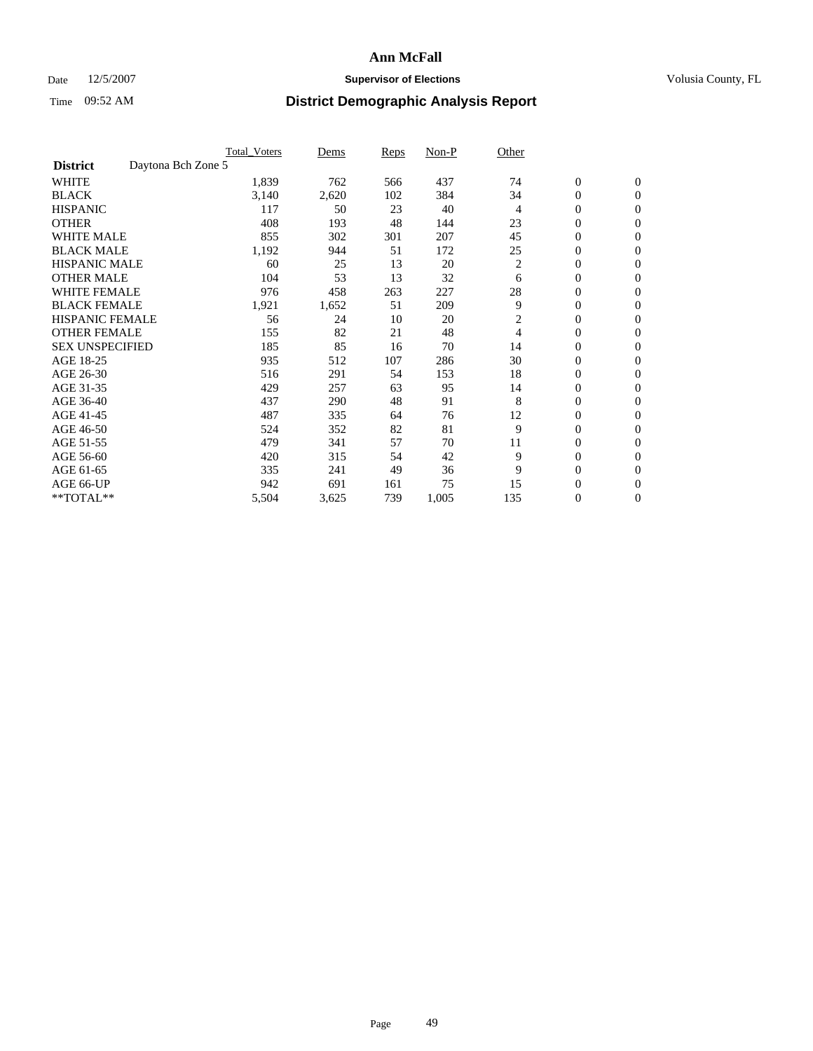# Ann McFall

Date 12/5/2007 **Supervisor of Elections** Volusia County, FL

Time 09:52 AM **District Demographic Analysis Report**

| | Total_Voters | Dems | Reps | Non-P | Other | | |
|---|---|---|---|---|---|---|---|
| **District** Daytona Bch Zone 5 | | | | | | | |
| WHITE | 1,839 | 762 | 566 | 437 | 74 | 0 | 0 |
| BLACK | 3,140 | 2,620 | 102 | 384 | 34 | 0 | 0 |
| HISPANIC | 117 | 50 | 23 | 40 | 4 | 0 | 0 |
| OTHER | 408 | 193 | 48 | 144 | 23 | 0 | 0 |
| WHITE MALE | 855 | 302 | 301 | 207 | 45 | 0 | 0 |
| BLACK MALE | 1,192 | 944 | 51 | 172 | 25 | 0 | 0 |
| HISPANIC MALE | 60 | 25 | 13 | 20 | 2 | 0 | 0 |
| OTHER MALE | 104 | 53 | 13 | 32 | 6 | 0 | 0 |
| WHITE FEMALE | 976 | 458 | 263 | 227 | 28 | 0 | 0 |
| BLACK FEMALE | 1,921 | 1,652 | 51 | 209 | 9 | 0 | 0 |
| HISPANIC FEMALE | 56 | 24 | 10 | 20 | 2 | 0 | 0 |
| OTHER FEMALE | 155 | 82 | 21 | 48 | 4 | 0 | 0 |
| SEX UNSPECIFIED | 185 | 85 | 16 | 70 | 14 | 0 | 0 |
| AGE 18-25 | 935 | 512 | 107 | 286 | 30 | 0 | 0 |
| AGE 26-30 | 516 | 291 | 54 | 153 | 18 | 0 | 0 |
| AGE 31-35 | 429 | 257 | 63 | 95 | 14 | 0 | 0 |
| AGE 36-40 | 437 | 290 | 48 | 91 | 8 | 0 | 0 |
| AGE 41-45 | 487 | 335 | 64 | 76 | 12 | 0 | 0 |
| AGE 46-50 | 524 | 352 | 82 | 81 | 9 | 0 | 0 |
| AGE 51-55 | 479 | 341 | 57 | 70 | 11 | 0 | 0 |
| AGE 56-60 | 420 | 315 | 54 | 42 | 9 | 0 | 0 |
| AGE 61-65 | 335 | 241 | 49 | 36 | 9 | 0 | 0 |
| AGE 66-UP | 942 | 691 | 161 | 75 | 15 | 0 | 0 |
| **TOTAL** | 5,504 | 3,625 | 739 | 1,005 | 135 | 0 | 0 |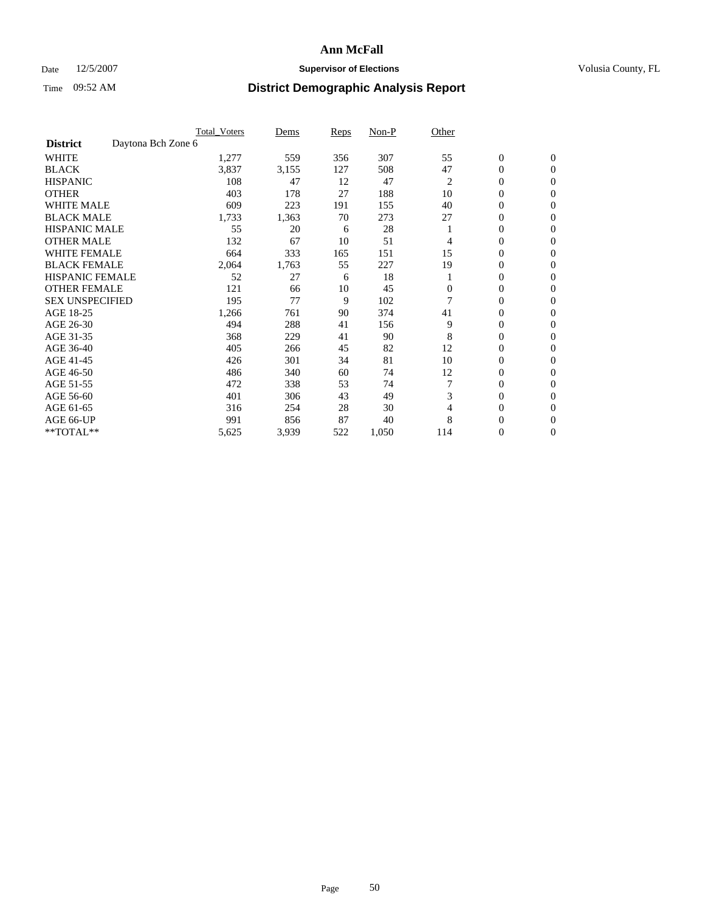# Ann McFall

Date 12/5/2007 **Supervisor of Elections** Volusia County, FL

Time 09:52 AM **District Demographic Analysis Report**

| | Total_Voters | Dems | Reps | Non-P | Other | | |
|---|---|---|---|---|---|---|---|
| **District** Daytona Bch Zone 6 | | | | | | | |
| WHITE | 1,277 | 559 | 356 | 307 | 55 | 0 | 0 |
| BLACK | 3,837 | 3,155 | 127 | 508 | 47 | 0 | 0 |
| HISPANIC | 108 | 47 | 12 | 47 | 2 | 0 | 0 |
| OTHER | 403 | 178 | 27 | 188 | 10 | 0 | 0 |
| WHITE MALE | 609 | 223 | 191 | 155 | 40 | 0 | 0 |
| BLACK MALE | 1,733 | 1,363 | 70 | 273 | 27 | 0 | 0 |
| HISPANIC MALE | 55 | 20 | 6 | 28 | 1 | 0 | 0 |
| OTHER MALE | 132 | 67 | 10 | 51 | 4 | 0 | 0 |
| WHITE FEMALE | 664 | 333 | 165 | 151 | 15 | 0 | 0 |
| BLACK FEMALE | 2,064 | 1,763 | 55 | 227 | 19 | 0 | 0 |
| HISPANIC FEMALE | 52 | 27 | 6 | 18 | 1 | 0 | 0 |
| OTHER FEMALE | 121 | 66 | 10 | 45 | 0 | 0 | 0 |
| SEX UNSPECIFIED | 195 | 77 | 9 | 102 | 7 | 0 | 0 |
| AGE 18-25 | 1,266 | 761 | 90 | 374 | 41 | 0 | 0 |
| AGE 26-30 | 494 | 288 | 41 | 156 | 9 | 0 | 0 |
| AGE 31-35 | 368 | 229 | 41 | 90 | 8 | 0 | 0 |
| AGE 36-40 | 405 | 266 | 45 | 82 | 12 | 0 | 0 |
| AGE 41-45 | 426 | 301 | 34 | 81 | 10 | 0 | 0 |
| AGE 46-50 | 486 | 340 | 60 | 74 | 12 | 0 | 0 |
| AGE 51-55 | 472 | 338 | 53 | 74 | 7 | 0 | 0 |
| AGE 56-60 | 401 | 306 | 43 | 49 | 3 | 0 | 0 |
| AGE 61-65 | 316 | 254 | 28 | 30 | 4 | 0 | 0 |
| AGE 66-UP | 991 | 856 | 87 | 40 | 8 | 0 | 0 |
| **TOTAL** | 5,625 | 3,939 | 522 | 1,050 | 114 | 0 | 0 |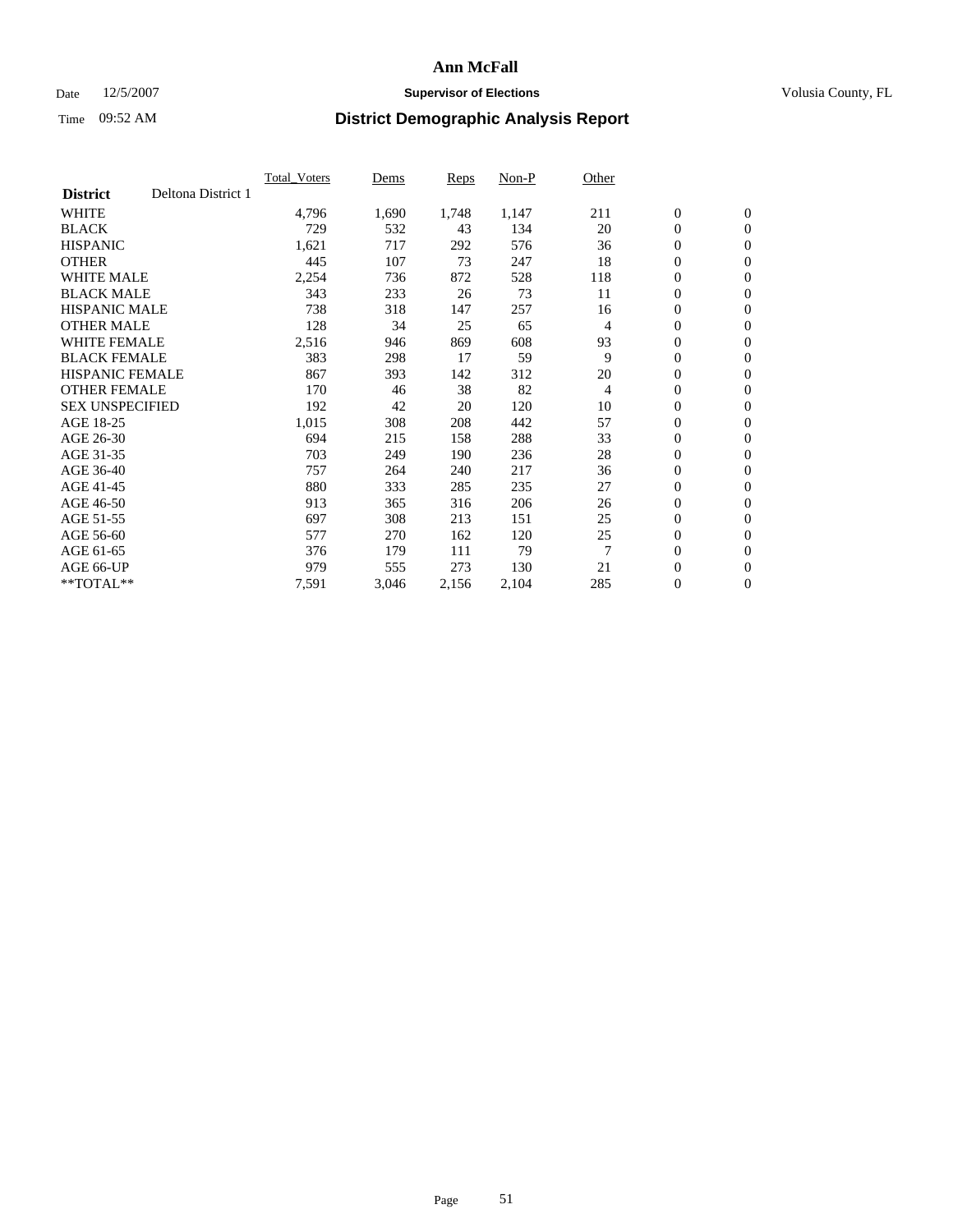# Ann McFall

Date 12/5/2007 **Supervisor of Elections** Volusia County, FL

Time 09:52 AM **District Demographic Analysis Report**

| | Total_Voters | Dems | Reps | Non-P | Other | | |
|---|---|---|---|---|---|---|---|
| **District** Deltona District 1 | | | | | | | |
| WHITE | 4,796 | 1,690 | 1,748 | 1,147 | 211 | 0 | 0 |
| BLACK | 729 | 532 | 43 | 134 | 20 | 0 | 0 |
| HISPANIC | 1,621 | 717 | 292 | 576 | 36 | 0 | 0 |
| OTHER | 445 | 107 | 73 | 247 | 18 | 0 | 0 |
| WHITE MALE | 2,254 | 736 | 872 | 528 | 118 | 0 | 0 |
| BLACK MALE | 343 | 233 | 26 | 73 | 11 | 0 | 0 |
| HISPANIC MALE | 738 | 318 | 147 | 257 | 16 | 0 | 0 |
| OTHER MALE | 128 | 34 | 25 | 65 | 4 | 0 | 0 |
| WHITE FEMALE | 2,516 | 946 | 869 | 608 | 93 | 0 | 0 |
| BLACK FEMALE | 383 | 298 | 17 | 59 | 9 | 0 | 0 |
| HISPANIC FEMALE | 867 | 393 | 142 | 312 | 20 | 0 | 0 |
| OTHER FEMALE | 170 | 46 | 38 | 82 | 4 | 0 | 0 |
| SEX UNSPECIFIED | 192 | 42 | 20 | 120 | 10 | 0 | 0 |
| AGE 18-25 | 1,015 | 308 | 208 | 442 | 57 | 0 | 0 |
| AGE 26-30 | 694 | 215 | 158 | 288 | 33 | 0 | 0 |
| AGE 31-35 | 703 | 249 | 190 | 236 | 28 | 0 | 0 |
| AGE 36-40 | 757 | 264 | 240 | 217 | 36 | 0 | 0 |
| AGE 41-45 | 880 | 333 | 285 | 235 | 27 | 0 | 0 |
| AGE 46-50 | 913 | 365 | 316 | 206 | 26 | 0 | 0 |
| AGE 51-55 | 697 | 308 | 213 | 151 | 25 | 0 | 0 |
| AGE 56-60 | 577 | 270 | 162 | 120 | 25 | 0 | 0 |
| AGE 61-65 | 376 | 179 | 111 | 79 | 7 | 0 | 0 |
| AGE 66-UP | 979 | 555 | 273 | 130 | 21 | 0 | 0 |
| **TOTAL** | 7,591 | 3,046 | 2,156 | 2,104 | 285 | 0 | 0 |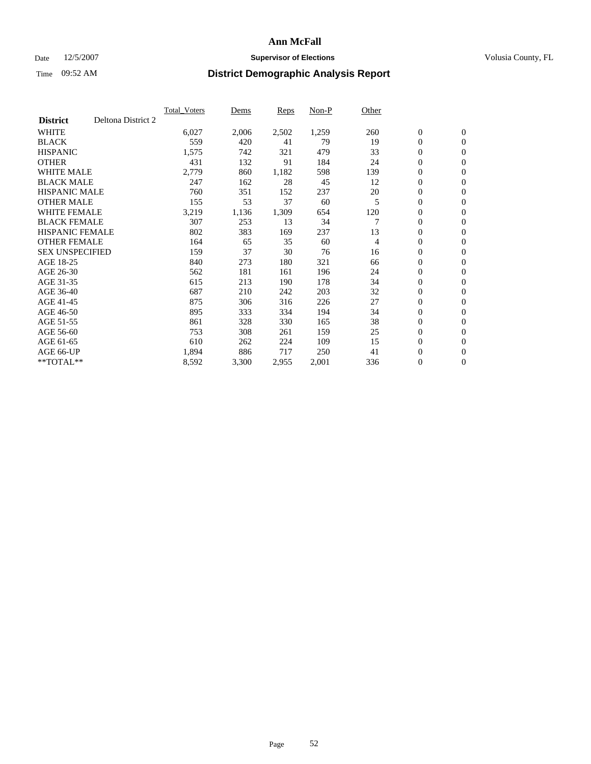# Ann McFall

Date 12/5/2007 **Supervisor of Elections** Volusia County, FL

Time 09:52 AM **District Demographic Analysis Report**

| | Total_Voters | Dems | Reps | Non-P | Other | | |
|---|---|---|---|---|---|---|---|
| **District** Deltona District 2 | | | | | | | |
| WHITE | 6,027 | 2,006 | 2,502 | 1,259 | 260 | 0 | 0 |
| BLACK | 559 | 420 | 41 | 79 | 19 | 0 | 0 |
| HISPANIC | 1,575 | 742 | 321 | 479 | 33 | 0 | 0 |
| OTHER | 431 | 132 | 91 | 184 | 24 | 0 | 0 |
| WHITE MALE | 2,779 | 860 | 1,182 | 598 | 139 | 0 | 0 |
| BLACK MALE | 247 | 162 | 28 | 45 | 12 | 0 | 0 |
| HISPANIC MALE | 760 | 351 | 152 | 237 | 20 | 0 | 0 |
| OTHER MALE | 155 | 53 | 37 | 60 | 5 | 0 | 0 |
| WHITE FEMALE | 3,219 | 1,136 | 1,309 | 654 | 120 | 0 | 0 |
| BLACK FEMALE | 307 | 253 | 13 | 34 | 7 | 0 | 0 |
| HISPANIC FEMALE | 802 | 383 | 169 | 237 | 13 | 0 | 0 |
| OTHER FEMALE | 164 | 65 | 35 | 60 | 4 | 0 | 0 |
| SEX UNSPECIFIED | 159 | 37 | 30 | 76 | 16 | 0 | 0 |
| AGE 18-25 | 840 | 273 | 180 | 321 | 66 | 0 | 0 |
| AGE 26-30 | 562 | 181 | 161 | 196 | 24 | 0 | 0 |
| AGE 31-35 | 615 | 213 | 190 | 178 | 34 | 0 | 0 |
| AGE 36-40 | 687 | 210 | 242 | 203 | 32 | 0 | 0 |
| AGE 41-45 | 875 | 306 | 316 | 226 | 27 | 0 | 0 |
| AGE 46-50 | 895 | 333 | 334 | 194 | 34 | 0 | 0 |
| AGE 51-55 | 861 | 328 | 330 | 165 | 38 | 0 | 0 |
| AGE 56-60 | 753 | 308 | 261 | 159 | 25 | 0 | 0 |
| AGE 61-65 | 610 | 262 | 224 | 109 | 15 | 0 | 0 |
| AGE 66-UP | 1,894 | 886 | 717 | 250 | 41 | 0 | 0 |
| **TOTAL** | 8,592 | 3,300 | 2,955 | 2,001 | 336 | 0 | 0 |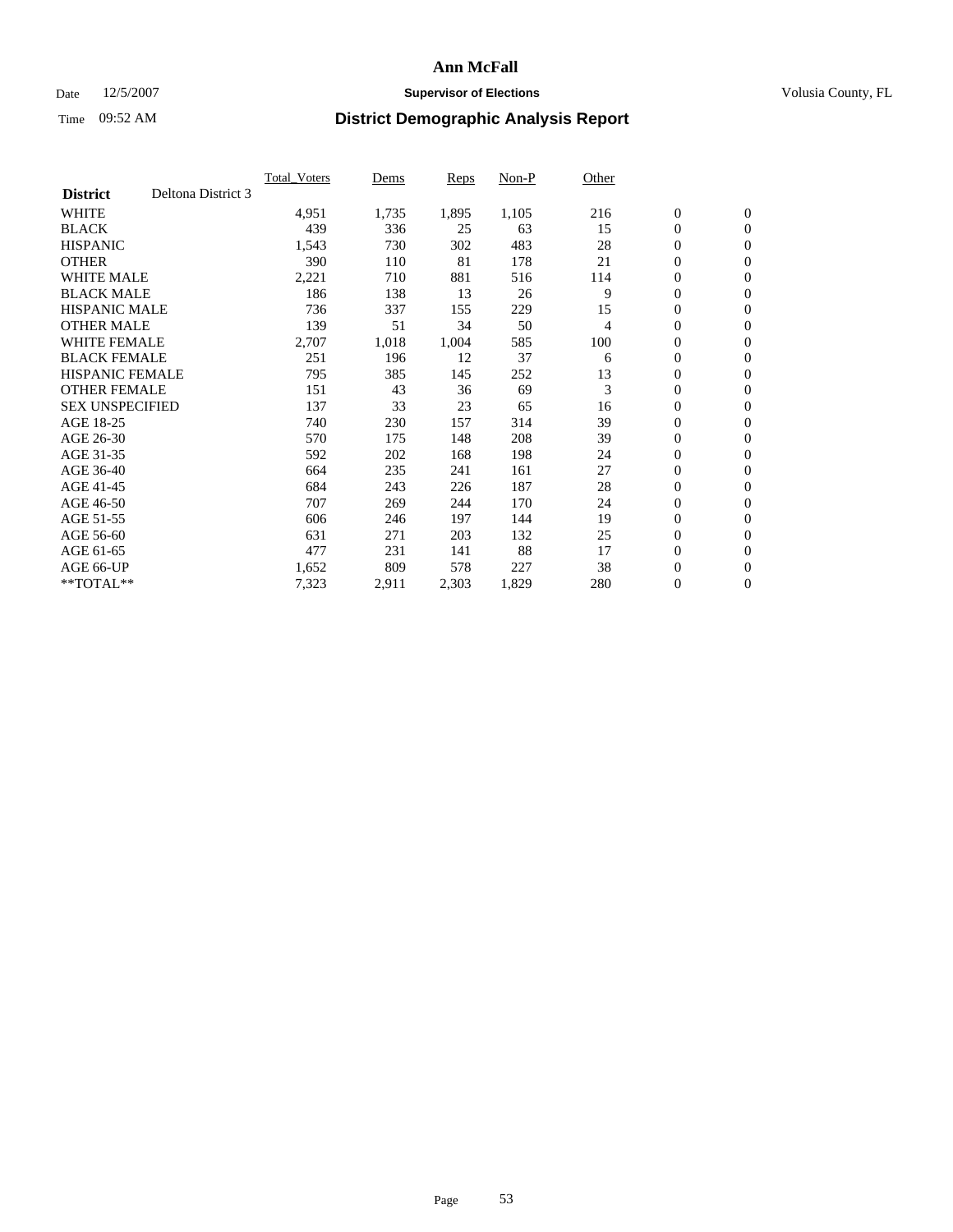# Ann McFall

Date 12/5/2007 **Supervisor of Elections** Volusia County, FL

Time 09:52 AM **District Demographic Analysis Report**

| | Total_Voters | Dems | Reps | Non-P | Other | | |
|---|---|---|---|---|---|---|---|
| **District** Deltona District 3 | | | | | | | |
| WHITE | 4,951 | 1,735 | 1,895 | 1,105 | 216 | 0 | 0 |
| BLACK | 439 | 336 | 25 | 63 | 15 | 0 | 0 |
| HISPANIC | 1,543 | 730 | 302 | 483 | 28 | 0 | 0 |
| OTHER | 390 | 110 | 81 | 178 | 21 | 0 | 0 |
| WHITE MALE | 2,221 | 710 | 881 | 516 | 114 | 0 | 0 |
| BLACK MALE | 186 | 138 | 13 | 26 | 9 | 0 | 0 |
| HISPANIC MALE | 736 | 337 | 155 | 229 | 15 | 0 | 0 |
| OTHER MALE | 139 | 51 | 34 | 50 | 4 | 0 | 0 |
| WHITE FEMALE | 2,707 | 1,018 | 1,004 | 585 | 100 | 0 | 0 |
| BLACK FEMALE | 251 | 196 | 12 | 37 | 6 | 0 | 0 |
| HISPANIC FEMALE | 795 | 385 | 145 | 252 | 13 | 0 | 0 |
| OTHER FEMALE | 151 | 43 | 36 | 69 | 3 | 0 | 0 |
| SEX UNSPECIFIED | 137 | 33 | 23 | 65 | 16 | 0 | 0 |
| AGE 18-25 | 740 | 230 | 157 | 314 | 39 | 0 | 0 |
| AGE 26-30 | 570 | 175 | 148 | 208 | 39 | 0 | 0 |
| AGE 31-35 | 592 | 202 | 168 | 198 | 24 | 0 | 0 |
| AGE 36-40 | 664 | 235 | 241 | 161 | 27 | 0 | 0 |
| AGE 41-45 | 684 | 243 | 226 | 187 | 28 | 0 | 0 |
| AGE 46-50 | 707 | 269 | 244 | 170 | 24 | 0 | 0 |
| AGE 51-55 | 606 | 246 | 197 | 144 | 19 | 0 | 0 |
| AGE 56-60 | 631 | 271 | 203 | 132 | 25 | 0 | 0 |
| AGE 61-65 | 477 | 231 | 141 | 88 | 17 | 0 | 0 |
| AGE 66-UP | 1,652 | 809 | 578 | 227 | 38 | 0 | 0 |
| **TOTAL** | 7,323 | 2,911 | 2,303 | 1,829 | 280 | 0 | 0 |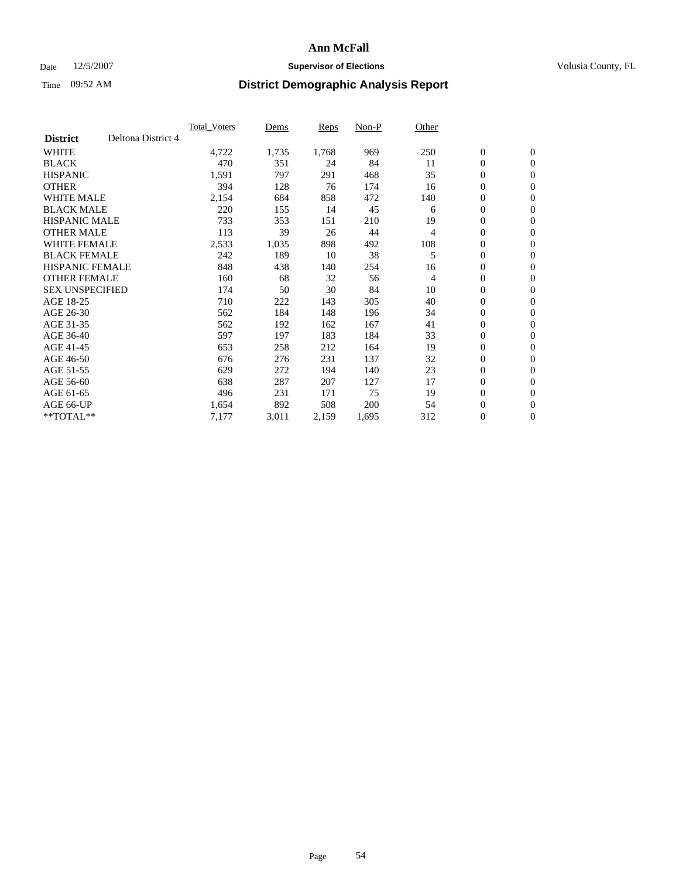# Ann McFall

Date 12/5/2007 **Supervisor of Elections** Volusia County, FL

Time 09:52 AM **District Demographic Analysis Report**

| | Total_Voters | Dems | Reps | Non-P | Other | | |
|---|---|---|---|---|---|---|---|
| **District** Deltona District 4 | | | | | | | |
| WHITE | 4,722 | 1,735 | 1,768 | 969 | 250 | 0 | 0 |
| BLACK | 470 | 351 | 24 | 84 | 11 | 0 | 0 |
| HISPANIC | 1,591 | 797 | 291 | 468 | 35 | 0 | 0 |
| OTHER | 394 | 128 | 76 | 174 | 16 | 0 | 0 |
| WHITE MALE | 2,154 | 684 | 858 | 472 | 140 | 0 | 0 |
| BLACK MALE | 220 | 155 | 14 | 45 | 6 | 0 | 0 |
| HISPANIC MALE | 733 | 353 | 151 | 210 | 19 | 0 | 0 |
| OTHER MALE | 113 | 39 | 26 | 44 | 4 | 0 | 0 |
| WHITE FEMALE | 2,533 | 1,035 | 898 | 492 | 108 | 0 | 0 |
| BLACK FEMALE | 242 | 189 | 10 | 38 | 5 | 0 | 0 |
| HISPANIC FEMALE | 848 | 438 | 140 | 254 | 16 | 0 | 0 |
| OTHER FEMALE | 160 | 68 | 32 | 56 | 4 | 0 | 0 |
| SEX UNSPECIFIED | 174 | 50 | 30 | 84 | 10 | 0 | 0 |
| AGE 18-25 | 710 | 222 | 143 | 305 | 40 | 0 | 0 |
| AGE 26-30 | 562 | 184 | 148 | 196 | 34 | 0 | 0 |
| AGE 31-35 | 562 | 192 | 162 | 167 | 41 | 0 | 0 |
| AGE 36-40 | 597 | 197 | 183 | 184 | 33 | 0 | 0 |
| AGE 41-45 | 653 | 258 | 212 | 164 | 19 | 0 | 0 |
| AGE 46-50 | 676 | 276 | 231 | 137 | 32 | 0 | 0 |
| AGE 51-55 | 629 | 272 | 194 | 140 | 23 | 0 | 0 |
| AGE 56-60 | 638 | 287 | 207 | 127 | 17 | 0 | 0 |
| AGE 61-65 | 496 | 231 | 171 | 75 | 19 | 0 | 0 |
| AGE 66-UP | 1,654 | 892 | 508 | 200 | 54 | 0 | 0 |
| **TOTAL** | 7,177 | 3,011 | 2,159 | 1,695 | 312 | 0 | 0 |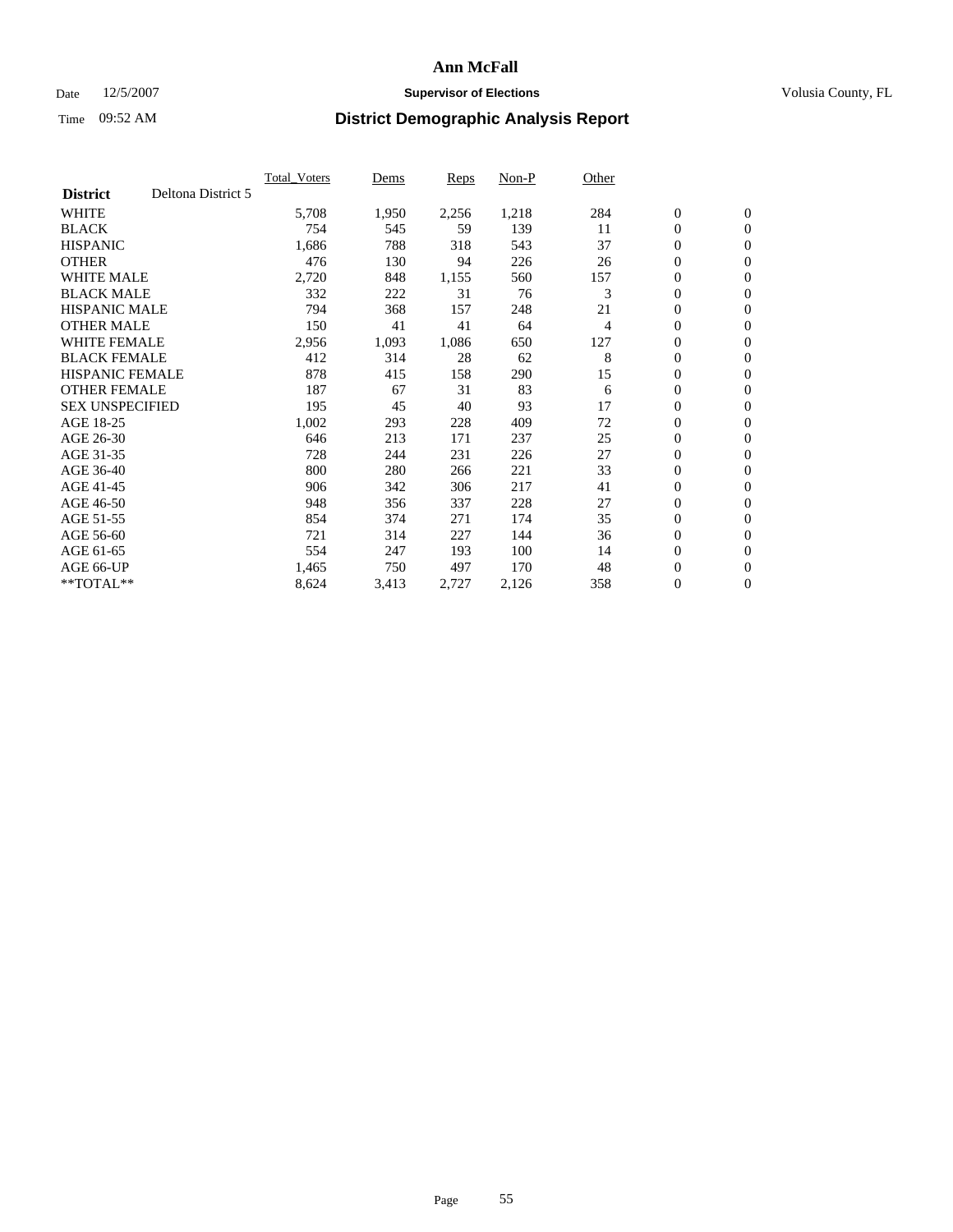# Ann McFall

Date 12/5/2007 **Supervisor of Elections** Volusia County, FL

Time 09:52 AM **District Demographic Analysis Report**

| | Total_Voters | Dems | Reps | Non-P | Other | | |
|---|---|---|---|---|---|---|---|
| **District** Deltona District 5 | | | | | | | |
| WHITE | 5,708 | 1,950 | 2,256 | 1,218 | 284 | 0 | 0 |
| BLACK | 754 | 545 | 59 | 139 | 11 | 0 | 0 |
| HISPANIC | 1,686 | 788 | 318 | 543 | 37 | 0 | 0 |
| OTHER | 476 | 130 | 94 | 226 | 26 | 0 | 0 |
| WHITE MALE | 2,720 | 848 | 1,155 | 560 | 157 | 0 | 0 |
| BLACK MALE | 332 | 222 | 31 | 76 | 3 | 0 | 0 |
| HISPANIC MALE | 794 | 368 | 157 | 248 | 21 | 0 | 0 |
| OTHER MALE | 150 | 41 | 41 | 64 | 4 | 0 | 0 |
| WHITE FEMALE | 2,956 | 1,093 | 1,086 | 650 | 127 | 0 | 0 |
| BLACK FEMALE | 412 | 314 | 28 | 62 | 8 | 0 | 0 |
| HISPANIC FEMALE | 878 | 415 | 158 | 290 | 15 | 0 | 0 |
| OTHER FEMALE | 187 | 67 | 31 | 83 | 6 | 0 | 0 |
| SEX UNSPECIFIED | 195 | 45 | 40 | 93 | 17 | 0 | 0 |
| AGE 18-25 | 1,002 | 293 | 228 | 409 | 72 | 0 | 0 |
| AGE 26-30 | 646 | 213 | 171 | 237 | 25 | 0 | 0 |
| AGE 31-35 | 728 | 244 | 231 | 226 | 27 | 0 | 0 |
| AGE 36-40 | 800 | 280 | 266 | 221 | 33 | 0 | 0 |
| AGE 41-45 | 906 | 342 | 306 | 217 | 41 | 0 | 0 |
| AGE 46-50 | 948 | 356 | 337 | 228 | 27 | 0 | 0 |
| AGE 51-55 | 854 | 374 | 271 | 174 | 35 | 0 | 0 |
| AGE 56-60 | 721 | 314 | 227 | 144 | 36 | 0 | 0 |
| AGE 61-65 | 554 | 247 | 193 | 100 | 14 | 0 | 0 |
| AGE 66-UP | 1,465 | 750 | 497 | 170 | 48 | 0 | 0 |
| **TOTAL** | 8,624 | 3,413 | 2,727 | 2,126 | 358 | 0 | 0 |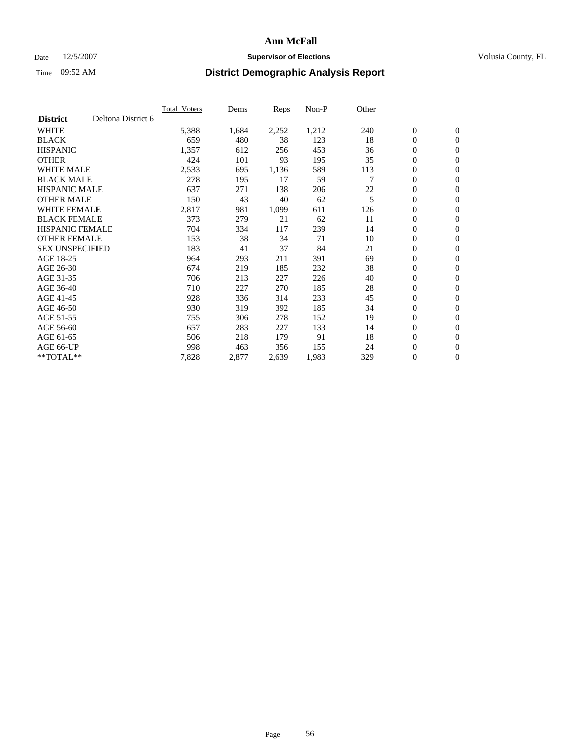# Ann McFall

Date 12/5/2007 **Supervisor of Elections** Volusia County, FL

Time 09:52 AM **District Demographic Analysis Report**

| | Total_Voters | Dems | Reps | Non-P | Other | | |
|---|---|---|---|---|---|---|---|
| **District** Deltona District 6 | | | | | | | |
| WHITE | 5,388 | 1,684 | 2,252 | 1,212 | 240 | 0 | 0 |
| BLACK | 659 | 480 | 38 | 123 | 18 | 0 | 0 |
| HISPANIC | 1,357 | 612 | 256 | 453 | 36 | 0 | 0 |
| OTHER | 424 | 101 | 93 | 195 | 35 | 0 | 0 |
| WHITE MALE | 2,533 | 695 | 1,136 | 589 | 113 | 0 | 0 |
| BLACK MALE | 278 | 195 | 17 | 59 | 7 | 0 | 0 |
| HISPANIC MALE | 637 | 271 | 138 | 206 | 22 | 0 | 0 |
| OTHER MALE | 150 | 43 | 40 | 62 | 5 | 0 | 0 |
| WHITE FEMALE | 2,817 | 981 | 1,099 | 611 | 126 | 0 | 0 |
| BLACK FEMALE | 373 | 279 | 21 | 62 | 11 | 0 | 0 |
| HISPANIC FEMALE | 704 | 334 | 117 | 239 | 14 | 0 | 0 |
| OTHER FEMALE | 153 | 38 | 34 | 71 | 10 | 0 | 0 |
| SEX UNSPECIFIED | 183 | 41 | 37 | 84 | 21 | 0 | 0 |
| AGE 18-25 | 964 | 293 | 211 | 391 | 69 | 0 | 0 |
| AGE 26-30 | 674 | 219 | 185 | 232 | 38 | 0 | 0 |
| AGE 31-35 | 706 | 213 | 227 | 226 | 40 | 0 | 0 |
| AGE 36-40 | 710 | 227 | 270 | 185 | 28 | 0 | 0 |
| AGE 41-45 | 928 | 336 | 314 | 233 | 45 | 0 | 0 |
| AGE 46-50 | 930 | 319 | 392 | 185 | 34 | 0 | 0 |
| AGE 51-55 | 755 | 306 | 278 | 152 | 19 | 0 | 0 |
| AGE 56-60 | 657 | 283 | 227 | 133 | 14 | 0 | 0 |
| AGE 61-65 | 506 | 218 | 179 | 91 | 18 | 0 | 0 |
| AGE 66-UP | 998 | 463 | 356 | 155 | 24 | 0 | 0 |
| **TOTAL** | 7,828 | 2,877 | 2,639 | 1,983 | 329 | 0 | 0 |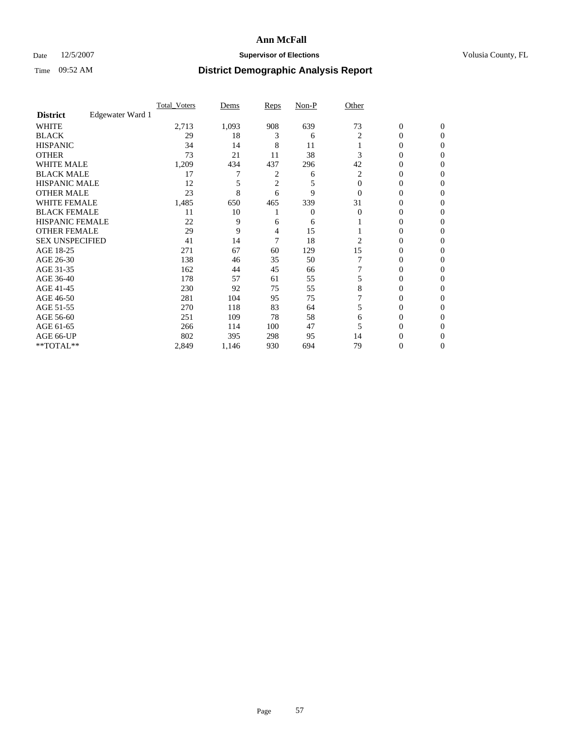# Ann McFall

Date 12/5/2007 **Supervisor of Elections** Volusia County, FL

Time 09:52 AM **District Demographic Analysis Report**

| **District** Edgewater Ward 1 | Total_Voters | Dems | Reps | Non-P | Other | | |
|---|---|---|---|---|---|---|---|
| WHITE | 2,713 | 1,093 | 908 | 639 | 73 | 0 | 0 |
| BLACK | 29 | 18 | 3 | 6 | 2 | 0 | 0 |
| HISPANIC | 34 | 14 | 8 | 11 | 1 | 0 | 0 |
| OTHER | 73 | 21 | 11 | 38 | 3 | 0 | 0 |
| WHITE MALE | 1,209 | 434 | 437 | 296 | 42 | 0 | 0 |
| BLACK MALE | 17 | 7 | 2 | 6 | 2 | 0 | 0 |
| HISPANIC MALE | 12 | 5 | 2 | 5 | 0 | 0 | 0 |
| OTHER MALE | 23 | 8 | 6 | 9 | 0 | 0 | 0 |
| WHITE FEMALE | 1,485 | 650 | 465 | 339 | 31 | 0 | 0 |
| BLACK FEMALE | 11 | 10 | 1 | 0 | 0 | 0 | 0 |
| HISPANIC FEMALE | 22 | 9 | 6 | 6 | 1 | 0 | 0 |
| OTHER FEMALE | 29 | 9 | 4 | 15 | 1 | 0 | 0 |
| SEX UNSPECIFIED | 41 | 14 | 7 | 18 | 2 | 0 | 0 |
| AGE 18-25 | 271 | 67 | 60 | 129 | 15 | 0 | 0 |
| AGE 26-30 | 138 | 46 | 35 | 50 | 7 | 0 | 0 |
| AGE 31-35 | 162 | 44 | 45 | 66 | 7 | 0 | 0 |
| AGE 36-40 | 178 | 57 | 61 | 55 | 5 | 0 | 0 |
| AGE 41-45 | 230 | 92 | 75 | 55 | 8 | 0 | 0 |
| AGE 46-50 | 281 | 104 | 95 | 75 | 7 | 0 | 0 |
| AGE 51-55 | 270 | 118 | 83 | 64 | 5 | 0 | 0 |
| AGE 56-60 | 251 | 109 | 78 | 58 | 6 | 0 | 0 |
| AGE 61-65 | 266 | 114 | 100 | 47 | 5 | 0 | 0 |
| AGE 66-UP | 802 | 395 | 298 | 95 | 14 | 0 | 0 |
| **TOTAL** | 2,849 | 1,146 | 930 | 694 | 79 | 0 | 0 |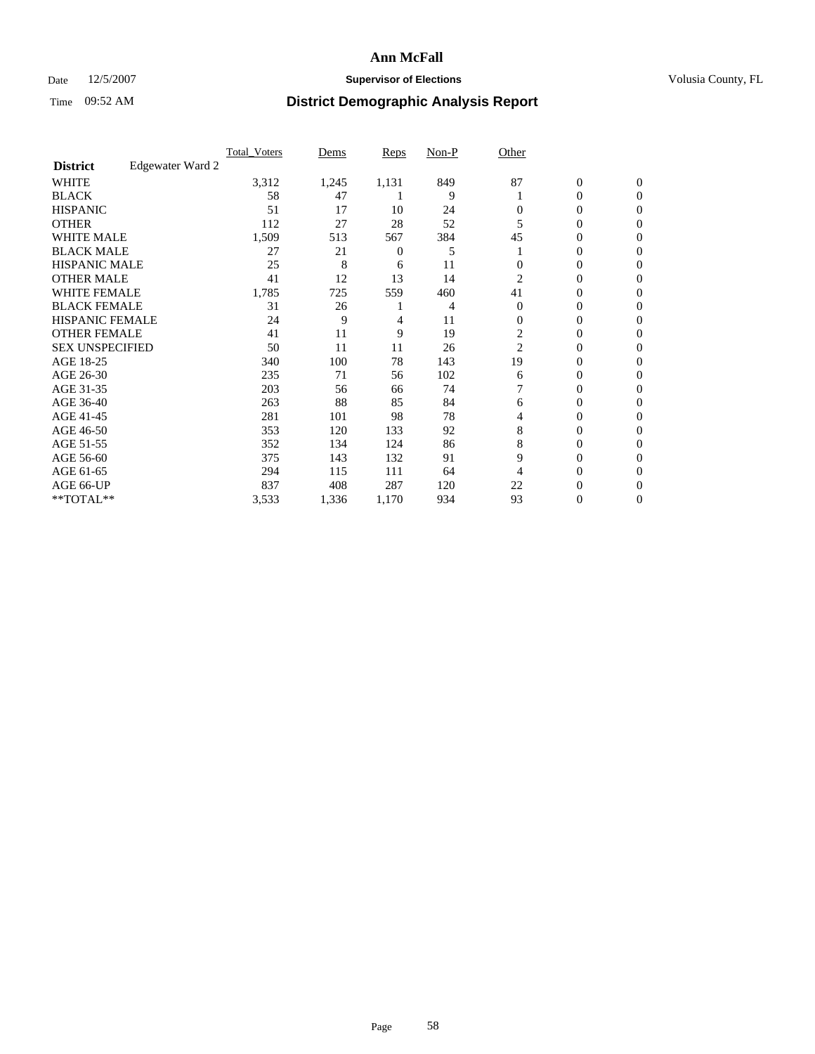# Ann McFall

Date 12/5/2007 **Supervisor of Elections** Volusia County, FL

Time 09:52 AM **District Demographic Analysis Report**

| | Total_Voters | Dems | Reps | Non-P | Other | | |
|---|---|---|---|---|---|---|---|
| **District** Edgewater Ward 2 | | | | | | | |
| WHITE | 3,312 | 1,245 | 1,131 | 849 | 87 | 0 | 0 |
| BLACK | 58 | 47 | 1 | 9 | 1 | 0 | 0 |
| HISPANIC | 51 | 17 | 10 | 24 | 0 | 0 | 0 |
| OTHER | 112 | 27 | 28 | 52 | 5 | 0 | 0 |
| WHITE MALE | 1,509 | 513 | 567 | 384 | 45 | 0 | 0 |
| BLACK MALE | 27 | 21 | 0 | 5 | 1 | 0 | 0 |
| HISPANIC MALE | 25 | 8 | 6 | 11 | 0 | 0 | 0 |
| OTHER MALE | 41 | 12 | 13 | 14 | 2 | 0 | 0 |
| WHITE FEMALE | 1,785 | 725 | 559 | 460 | 41 | 0 | 0 |
| BLACK FEMALE | 31 | 26 | 1 | 4 | 0 | 0 | 0 |
| HISPANIC FEMALE | 24 | 9 | 4 | 11 | 0 | 0 | 0 |
| OTHER FEMALE | 41 | 11 | 9 | 19 | 2 | 0 | 0 |
| SEX UNSPECIFIED | 50 | 11 | 11 | 26 | 2 | 0 | 0 |
| AGE 18-25 | 340 | 100 | 78 | 143 | 19 | 0 | 0 |
| AGE 26-30 | 235 | 71 | 56 | 102 | 6 | 0 | 0 |
| AGE 31-35 | 203 | 56 | 66 | 74 | 7 | 0 | 0 |
| AGE 36-40 | 263 | 88 | 85 | 84 | 6 | 0 | 0 |
| AGE 41-45 | 281 | 101 | 98 | 78 | 4 | 0 | 0 |
| AGE 46-50 | 353 | 120 | 133 | 92 | 8 | 0 | 0 |
| AGE 51-55 | 352 | 134 | 124 | 86 | 8 | 0 | 0 |
| AGE 56-60 | 375 | 143 | 132 | 91 | 9 | 0 | 0 |
| AGE 61-65 | 294 | 115 | 111 | 64 | 4 | 0 | 0 |
| AGE 66-UP | 837 | 408 | 287 | 120 | 22 | 0 | 0 |
| **TOTAL** | 3,533 | 1,336 | 1,170 | 934 | 93 | 0 | 0 |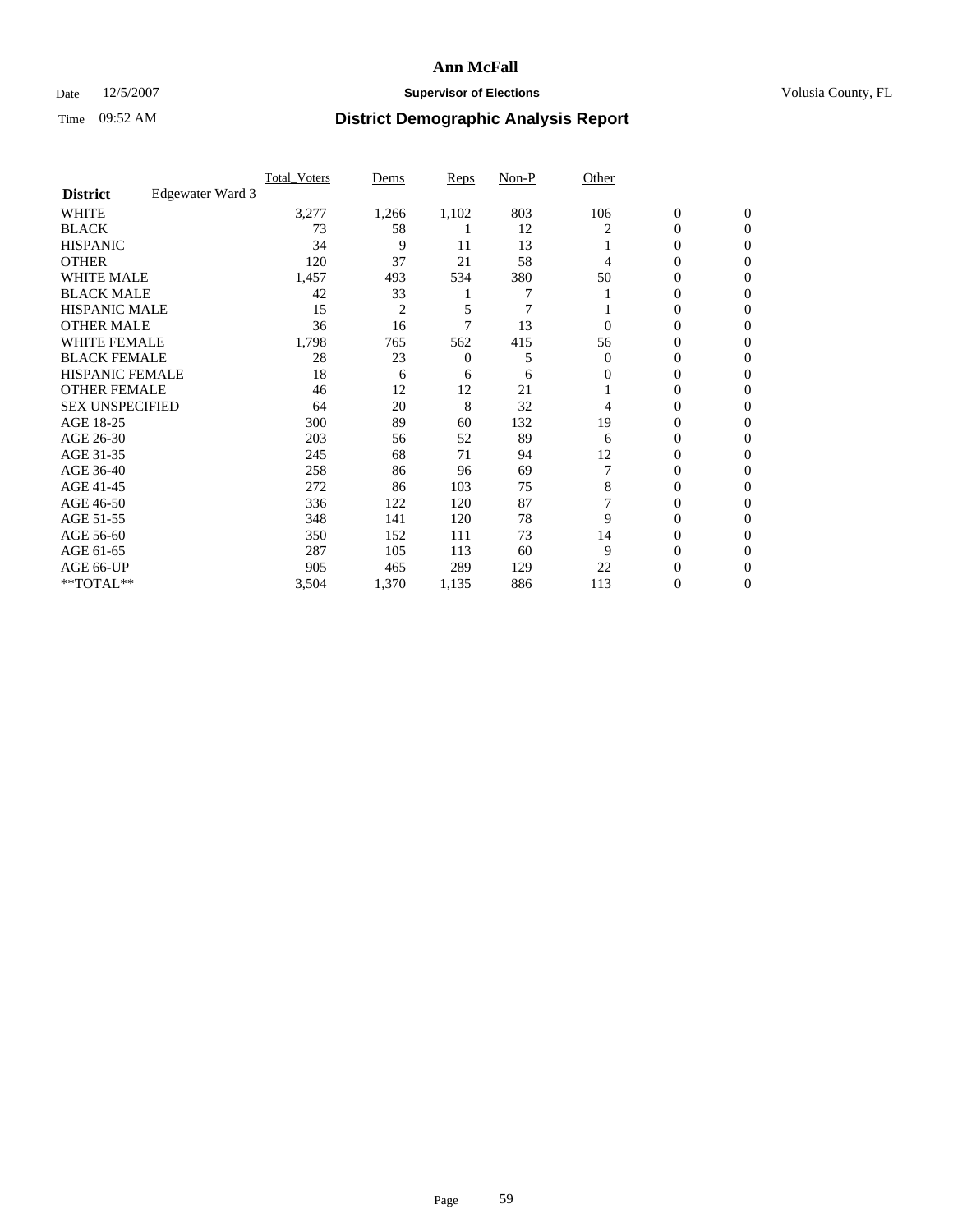# Ann McFall

Date 12/5/2007 **Supervisor of Elections** Volusia County, FL

Time 09:52 AM **District Demographic Analysis Report**

| **District** Edgewater Ward 3 | Total_Voters | Dems | Reps | Non-P | Other | | |
|---|---|---|---|---|---|---|---|
| WHITE | 3,277 | 1,266 | 1,102 | 803 | 106 | 0 | 0 |
| BLACK | 73 | 58 | 1 | 12 | 2 | 0 | 0 |
| HISPANIC | 34 | 9 | 11 | 13 | 1 | 0 | 0 |
| OTHER | 120 | 37 | 21 | 58 | 4 | 0 | 0 |
| WHITE MALE | 1,457 | 493 | 534 | 380 | 50 | 0 | 0 |
| BLACK MALE | 42 | 33 | 1 | 7 | 1 | 0 | 0 |
| HISPANIC MALE | 15 | 2 | 5 | 7 | 1 | 0 | 0 |
| OTHER MALE | 36 | 16 | 7 | 13 | 0 | 0 | 0 |
| WHITE FEMALE | 1,798 | 765 | 562 | 415 | 56 | 0 | 0 |
| BLACK FEMALE | 28 | 23 | 0 | 5 | 0 | 0 | 0 |
| HISPANIC FEMALE | 18 | 6 | 6 | 6 | 0 | 0 | 0 |
| OTHER FEMALE | 46 | 12 | 12 | 21 | 1 | 0 | 0 |
| SEX UNSPECIFIED | 64 | 20 | 8 | 32 | 4 | 0 | 0 |
| AGE 18-25 | 300 | 89 | 60 | 132 | 19 | 0 | 0 |
| AGE 26-30 | 203 | 56 | 52 | 89 | 6 | 0 | 0 |
| AGE 31-35 | 245 | 68 | 71 | 94 | 12 | 0 | 0 |
| AGE 36-40 | 258 | 86 | 96 | 69 | 7 | 0 | 0 |
| AGE 41-45 | 272 | 86 | 103 | 75 | 8 | 0 | 0 |
| AGE 46-50 | 336 | 122 | 120 | 87 | 7 | 0 | 0 |
| AGE 51-55 | 348 | 141 | 120 | 78 | 9 | 0 | 0 |
| AGE 56-60 | 350 | 152 | 111 | 73 | 14 | 0 | 0 |
| AGE 61-65 | 287 | 105 | 113 | 60 | 9 | 0 | 0 |
| AGE 66-UP | 905 | 465 | 289 | 129 | 22 | 0 | 0 |
| **TOTAL** | 3,504 | 1,370 | 1,135 | 886 | 113 | 0 | 0 |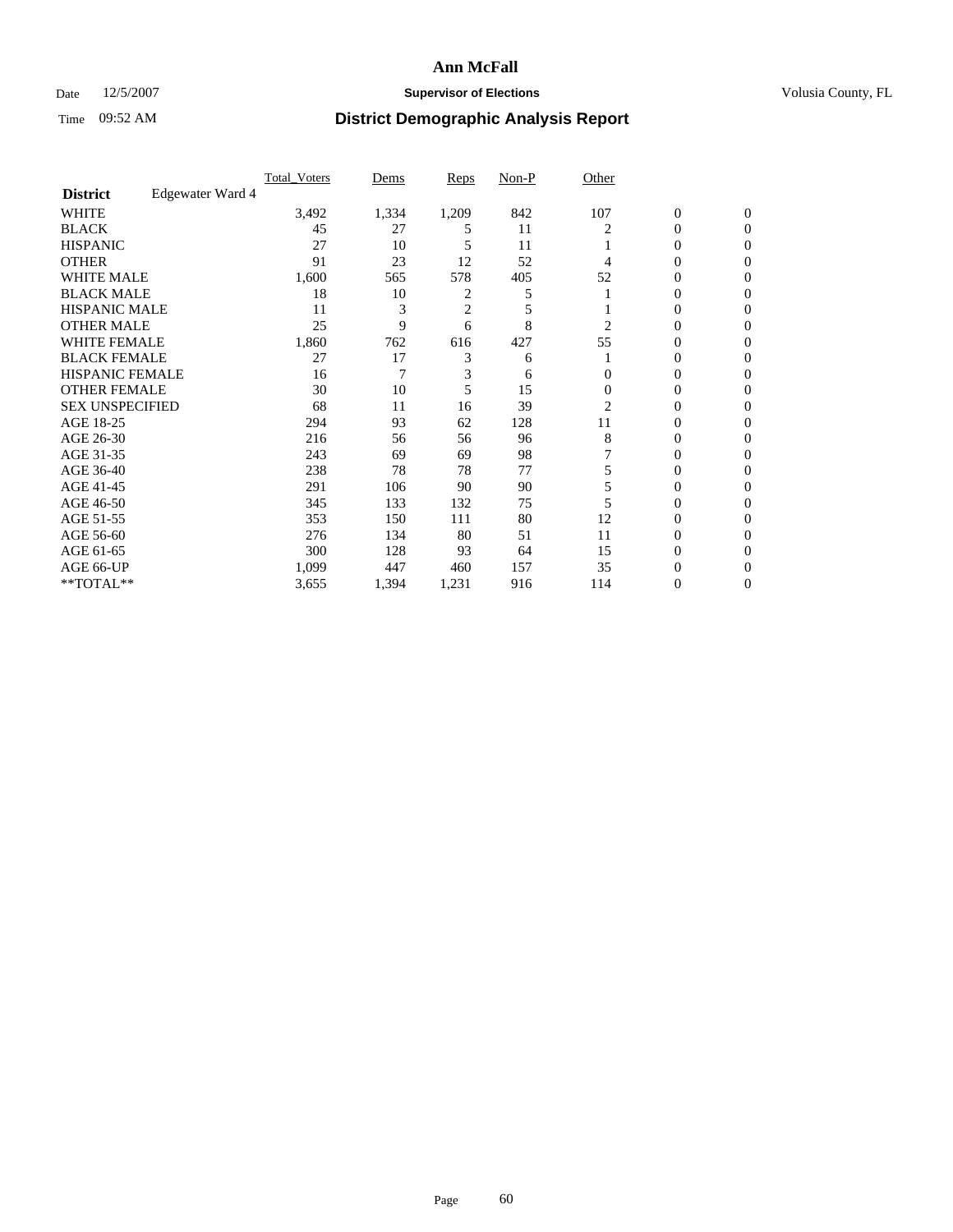# Ann McFall

Date 12/5/2007 **Supervisor of Elections** Volusia County, FL

Time 09:52 AM **District Demographic Analysis Report**

| | Total_Voters | Dems | Reps | Non-P | Other | | |
|---|---|---|---|---|---|---|---|
| **District** Edgewater Ward 4 | | | | | | | |
| WHITE | 3,492 | 1,334 | 1,209 | 842 | 107 | 0 | 0 |
| BLACK | 45 | 27 | 5 | 11 | 2 | 0 | 0 |
| HISPANIC | 27 | 10 | 5 | 11 | 1 | 0 | 0 |
| OTHER | 91 | 23 | 12 | 52 | 4 | 0 | 0 |
| WHITE MALE | 1,600 | 565 | 578 | 405 | 52 | 0 | 0 |
| BLACK MALE | 18 | 10 | 2 | 5 | 1 | 0 | 0 |
| HISPANIC MALE | 11 | 3 | 2 | 5 | 1 | 0 | 0 |
| OTHER MALE | 25 | 9 | 6 | 8 | 2 | 0 | 0 |
| WHITE FEMALE | 1,860 | 762 | 616 | 427 | 55 | 0 | 0 |
| BLACK FEMALE | 27 | 17 | 3 | 6 | 1 | 0 | 0 |
| HISPANIC FEMALE | 16 | 7 | 3 | 6 | 0 | 0 | 0 |
| OTHER FEMALE | 30 | 10 | 5 | 15 | 0 | 0 | 0 |
| SEX UNSPECIFIED | 68 | 11 | 16 | 39 | 2 | 0 | 0 |
| AGE 18-25 | 294 | 93 | 62 | 128 | 11 | 0 | 0 |
| AGE 26-30 | 216 | 56 | 56 | 96 | 8 | 0 | 0 |
| AGE 31-35 | 243 | 69 | 69 | 98 | 7 | 0 | 0 |
| AGE 36-40 | 238 | 78 | 78 | 77 | 5 | 0 | 0 |
| AGE 41-45 | 291 | 106 | 90 | 90 | 5 | 0 | 0 |
| AGE 46-50 | 345 | 133 | 132 | 75 | 5 | 0 | 0 |
| AGE 51-55 | 353 | 150 | 111 | 80 | 12 | 0 | 0 |
| AGE 56-60 | 276 | 134 | 80 | 51 | 11 | 0 | 0 |
| AGE 61-65 | 300 | 128 | 93 | 64 | 15 | 0 | 0 |
| AGE 66-UP | 1,099 | 447 | 460 | 157 | 35 | 0 | 0 |
| **TOTAL** | 3,655 | 1,394 | 1,231 | 916 | 114 | 0 | 0 |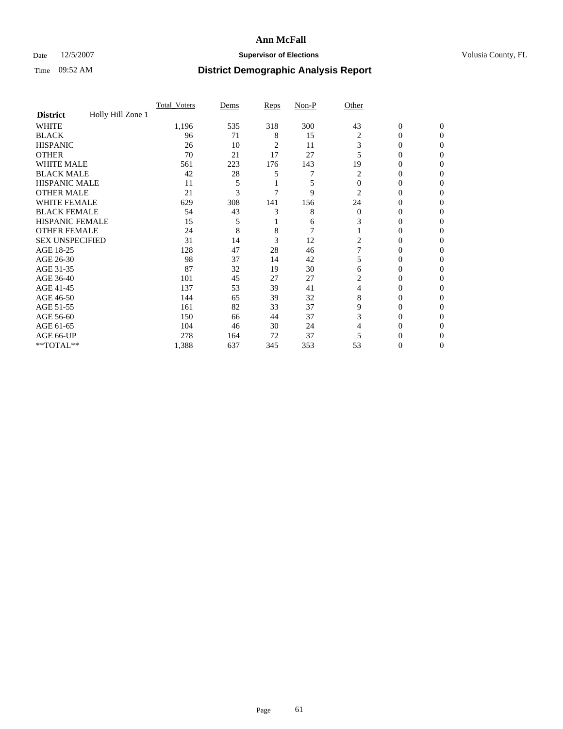# Ann McFall

Date 12/5/2007 **Supervisor of Elections** Volusia County, FL

Time 09:52 AM **District Demographic Analysis Report**

| | Total_Voters | Dems | Reps | Non-P | Other | | |
|---|---|---|---|---|---|---|---|
| **District** Holly Hill Zone 1 | | | | | | | |
| WHITE | 1,196 | 535 | 318 | 300 | 43 | 0 | 0 |
| BLACK | 96 | 71 | 8 | 15 | 2 | 0 | 0 |
| HISPANIC | 26 | 10 | 2 | 11 | 3 | 0 | 0 |
| OTHER | 70 | 21 | 17 | 27 | 5 | 0 | 0 |
| WHITE MALE | 561 | 223 | 176 | 143 | 19 | 0 | 0 |
| BLACK MALE | 42 | 28 | 5 | 7 | 2 | 0 | 0 |
| HISPANIC MALE | 11 | 5 | 1 | 5 | 0 | 0 | 0 |
| OTHER MALE | 21 | 3 | 7 | 9 | 2 | 0 | 0 |
| WHITE FEMALE | 629 | 308 | 141 | 156 | 24 | 0 | 0 |
| BLACK FEMALE | 54 | 43 | 3 | 8 | 0 | 0 | 0 |
| HISPANIC FEMALE | 15 | 5 | 1 | 6 | 3 | 0 | 0 |
| OTHER FEMALE | 24 | 8 | 8 | 7 | 1 | 0 | 0 |
| SEX UNSPECIFIED | 31 | 14 | 3 | 12 | 2 | 0 | 0 |
| AGE 18-25 | 128 | 47 | 28 | 46 | 7 | 0 | 0 |
| AGE 26-30 | 98 | 37 | 14 | 42 | 5 | 0 | 0 |
| AGE 31-35 | 87 | 32 | 19 | 30 | 6 | 0 | 0 |
| AGE 36-40 | 101 | 45 | 27 | 27 | 2 | 0 | 0 |
| AGE 41-45 | 137 | 53 | 39 | 41 | 4 | 0 | 0 |
| AGE 46-50 | 144 | 65 | 39 | 32 | 8 | 0 | 0 |
| AGE 51-55 | 161 | 82 | 33 | 37 | 9 | 0 | 0 |
| AGE 56-60 | 150 | 66 | 44 | 37 | 3 | 0 | 0 |
| AGE 61-65 | 104 | 46 | 30 | 24 | 4 | 0 | 0 |
| AGE 66-UP | 278 | 164 | 72 | 37 | 5 | 0 | 0 |
| **TOTAL** | 1,388 | 637 | 345 | 353 | 53 | 0 | 0 |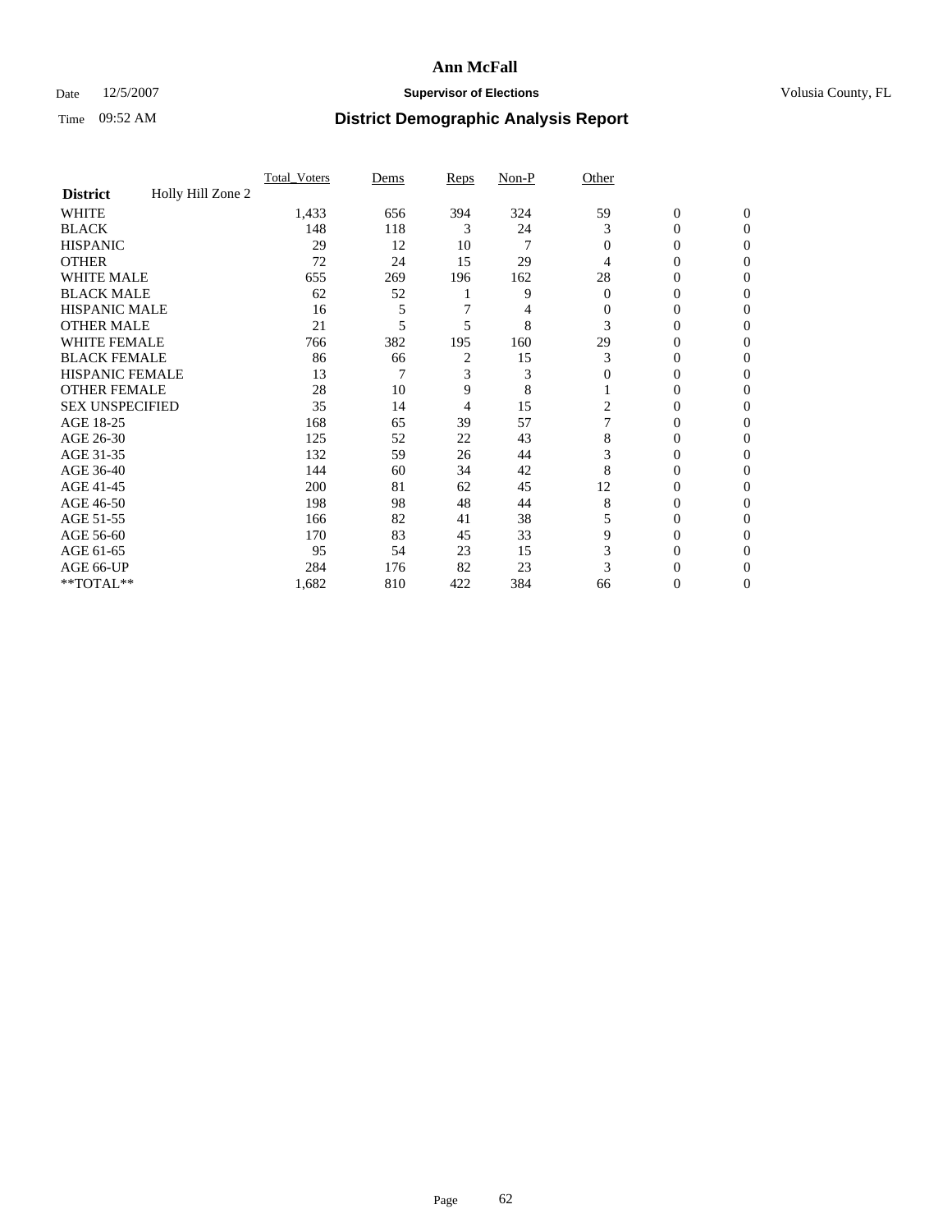# Ann McFall

Date 12/5/2007 **Supervisor of Elections** Volusia County, FL

Time 09:52 AM **District Demographic Analysis Report**

| | Total_Voters | Dems | Reps | Non-P | Other | | |
|---|---|---|---|---|---|---|---|
| **District** Holly Hill Zone 2 | | | | | | | |
| WHITE | 1,433 | 656 | 394 | 324 | 59 | 0 | 0 |
| BLACK | 148 | 118 | 3 | 24 | 3 | 0 | 0 |
| HISPANIC | 29 | 12 | 10 | 7 | 0 | 0 | 0 |
| OTHER | 72 | 24 | 15 | 29 | 4 | 0 | 0 |
| WHITE MALE | 655 | 269 | 196 | 162 | 28 | 0 | 0 |
| BLACK MALE | 62 | 52 | 1 | 9 | 0 | 0 | 0 |
| HISPANIC MALE | 16 | 5 | 7 | 4 | 0 | 0 | 0 |
| OTHER MALE | 21 | 5 | 5 | 8 | 3 | 0 | 0 |
| WHITE FEMALE | 766 | 382 | 195 | 160 | 29 | 0 | 0 |
| BLACK FEMALE | 86 | 66 | 2 | 15 | 3 | 0 | 0 |
| HISPANIC FEMALE | 13 | 7 | 3 | 3 | 0 | 0 | 0 |
| OTHER FEMALE | 28 | 10 | 9 | 8 | 1 | 0 | 0 |
| SEX UNSPECIFIED | 35 | 14 | 4 | 15 | 2 | 0 | 0 |
| AGE 18-25 | 168 | 65 | 39 | 57 | 7 | 0 | 0 |
| AGE 26-30 | 125 | 52 | 22 | 43 | 8 | 0 | 0 |
| AGE 31-35 | 132 | 59 | 26 | 44 | 3 | 0 | 0 |
| AGE 36-40 | 144 | 60 | 34 | 42 | 8 | 0 | 0 |
| AGE 41-45 | 200 | 81 | 62 | 45 | 12 | 0 | 0 |
| AGE 46-50 | 198 | 98 | 48 | 44 | 8 | 0 | 0 |
| AGE 51-55 | 166 | 82 | 41 | 38 | 5 | 0 | 0 |
| AGE 56-60 | 170 | 83 | 45 | 33 | 9 | 0 | 0 |
| AGE 61-65 | 95 | 54 | 23 | 15 | 3 | 0 | 0 |
| AGE 66-UP | 284 | 176 | 82 | 23 | 3 | 0 | 0 |
| **TOTAL** | 1,682 | 810 | 422 | 384 | 66 | 0 | 0 |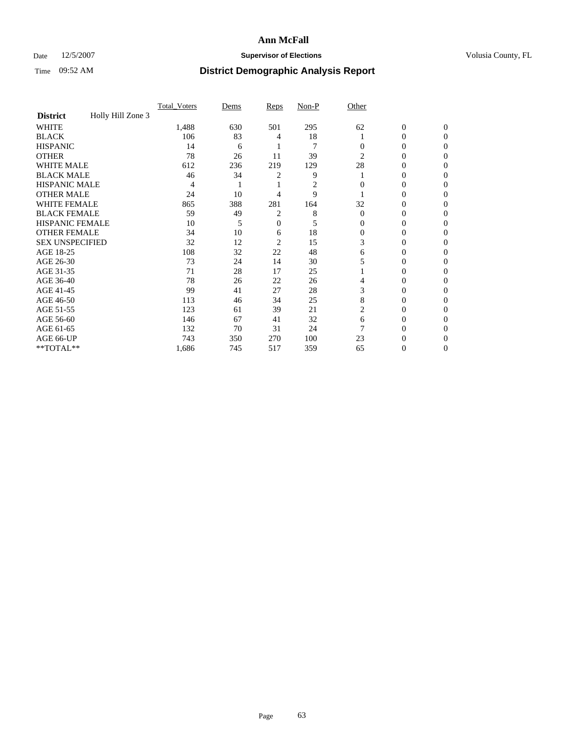# Ann McFall

Date 12/5/2007 **Supervisor of Elections** Volusia County, FL

Time 09:52 AM **District Demographic Analysis Report**

| | Total_Voters | Dems | Reps | Non-P | Other | | |
|---|---|---|---|---|---|---|---|
| **District** Holly Hill Zone 3 | | | | | | | |
| WHITE | 1,488 | 630 | 501 | 295 | 62 | 0 | 0 |
| BLACK | 106 | 83 | 4 | 18 | 1 | 0 | 0 |
| HISPANIC | 14 | 6 | 1 | 7 | 0 | 0 | 0 |
| OTHER | 78 | 26 | 11 | 39 | 2 | 0 | 0 |
| WHITE MALE | 612 | 236 | 219 | 129 | 28 | 0 | 0 |
| BLACK MALE | 46 | 34 | 2 | 9 | 1 | 0 | 0 |
| HISPANIC MALE | 4 | 1 | 1 | 2 | 0 | 0 | 0 |
| OTHER MALE | 24 | 10 | 4 | 9 | 1 | 0 | 0 |
| WHITE FEMALE | 865 | 388 | 281 | 164 | 32 | 0 | 0 |
| BLACK FEMALE | 59 | 49 | 2 | 8 | 0 | 0 | 0 |
| HISPANIC FEMALE | 10 | 5 | 0 | 5 | 0 | 0 | 0 |
| OTHER FEMALE | 34 | 10 | 6 | 18 | 0 | 0 | 0 |
| SEX UNSPECIFIED | 32 | 12 | 2 | 15 | 3 | 0 | 0 |
| AGE 18-25 | 108 | 32 | 22 | 48 | 6 | 0 | 0 |
| AGE 26-30 | 73 | 24 | 14 | 30 | 5 | 0 | 0 |
| AGE 31-35 | 71 | 28 | 17 | 25 | 1 | 0 | 0 |
| AGE 36-40 | 78 | 26 | 22 | 26 | 4 | 0 | 0 |
| AGE 41-45 | 99 | 41 | 27 | 28 | 3 | 0 | 0 |
| AGE 46-50 | 113 | 46 | 34 | 25 | 8 | 0 | 0 |
| AGE 51-55 | 123 | 61 | 39 | 21 | 2 | 0 | 0 |
| AGE 56-60 | 146 | 67 | 41 | 32 | 6 | 0 | 0 |
| AGE 61-65 | 132 | 70 | 31 | 24 | 7 | 0 | 0 |
| AGE 66-UP | 743 | 350 | 270 | 100 | 23 | 0 | 0 |
| **TOTAL** | 1,686 | 745 | 517 | 359 | 65 | 0 | 0 |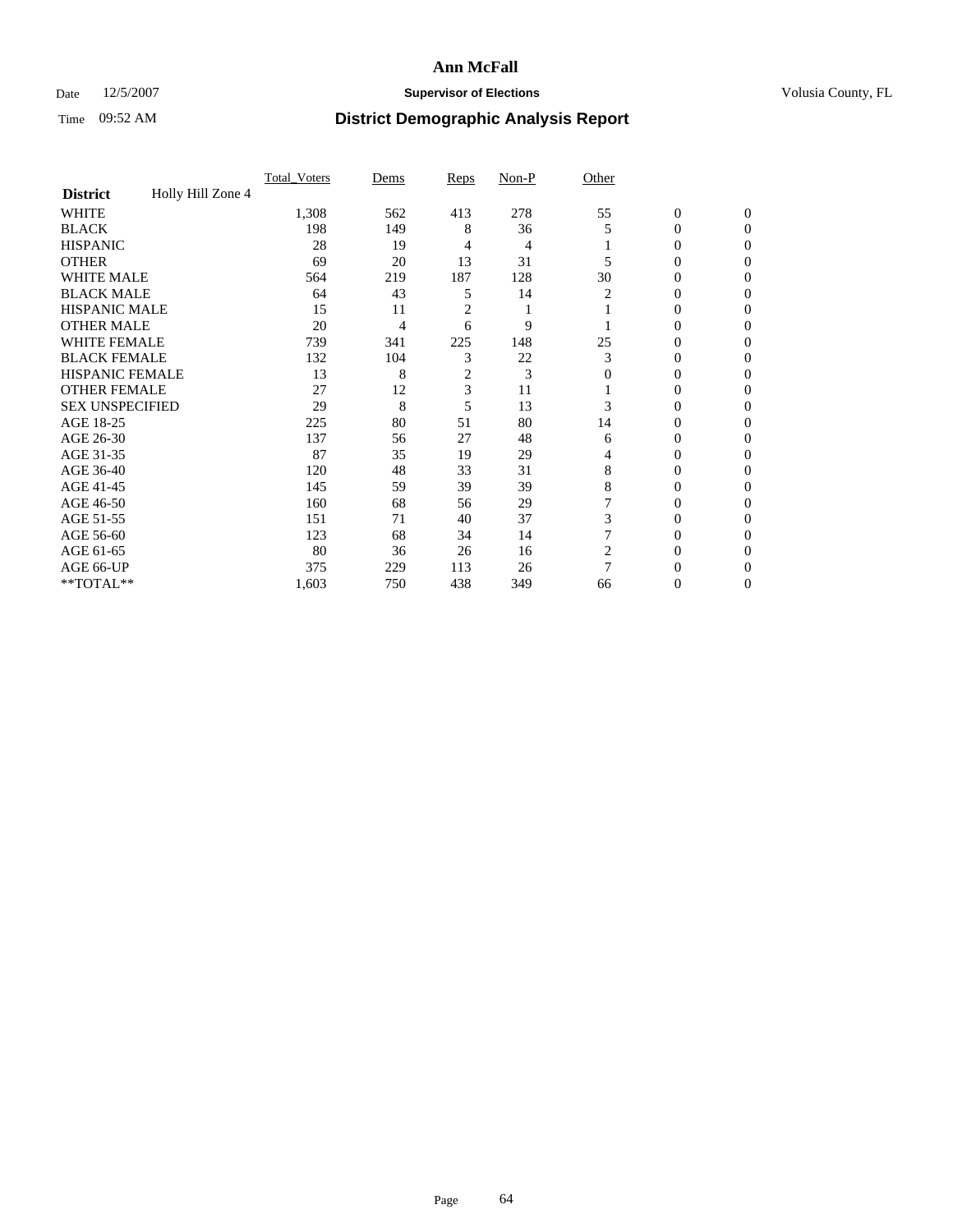# Ann McFall

Date 12/5/2007 **Supervisor of Elections** Volusia County, FL

Time 09:52 AM **District Demographic Analysis Report**

| | Total_Voters | Dems | Reps | Non-P | Other | | |
|---|---|---|---|---|---|---|---|
| **District** Holly Hill Zone 4 | | | | | | | |
| WHITE | 1,308 | 562 | 413 | 278 | 55 | 0 | 0 |
| BLACK | 198 | 149 | 8 | 36 | 5 | 0 | 0 |
| HISPANIC | 28 | 19 | 4 | 4 | 1 | 0 | 0 |
| OTHER | 69 | 20 | 13 | 31 | 5 | 0 | 0 |
| WHITE MALE | 564 | 219 | 187 | 128 | 30 | 0 | 0 |
| BLACK MALE | 64 | 43 | 5 | 14 | 2 | 0 | 0 |
| HISPANIC MALE | 15 | 11 | 2 | 1 | 1 | 0 | 0 |
| OTHER MALE | 20 | 4 | 6 | 9 | 1 | 0 | 0 |
| WHITE FEMALE | 739 | 341 | 225 | 148 | 25 | 0 | 0 |
| BLACK FEMALE | 132 | 104 | 3 | 22 | 3 | 0 | 0 |
| HISPANIC FEMALE | 13 | 8 | 2 | 3 | 0 | 0 | 0 |
| OTHER FEMALE | 27 | 12 | 3 | 11 | 1 | 0 | 0 |
| SEX UNSPECIFIED | 29 | 8 | 5 | 13 | 3 | 0 | 0 |
| AGE 18-25 | 225 | 80 | 51 | 80 | 14 | 0 | 0 |
| AGE 26-30 | 137 | 56 | 27 | 48 | 6 | 0 | 0 |
| AGE 31-35 | 87 | 35 | 19 | 29 | 4 | 0 | 0 |
| AGE 36-40 | 120 | 48 | 33 | 31 | 8 | 0 | 0 |
| AGE 41-45 | 145 | 59 | 39 | 39 | 8 | 0 | 0 |
| AGE 46-50 | 160 | 68 | 56 | 29 | 7 | 0 | 0 |
| AGE 51-55 | 151 | 71 | 40 | 37 | 3 | 0 | 0 |
| AGE 56-60 | 123 | 68 | 34 | 14 | 7 | 0 | 0 |
| AGE 61-65 | 80 | 36 | 26 | 16 | 2 | 0 | 0 |
| AGE 66-UP | 375 | 229 | 113 | 26 | 7 | 0 | 0 |
| **TOTAL** | 1,603 | 750 | 438 | 349 | 66 | 0 | 0 |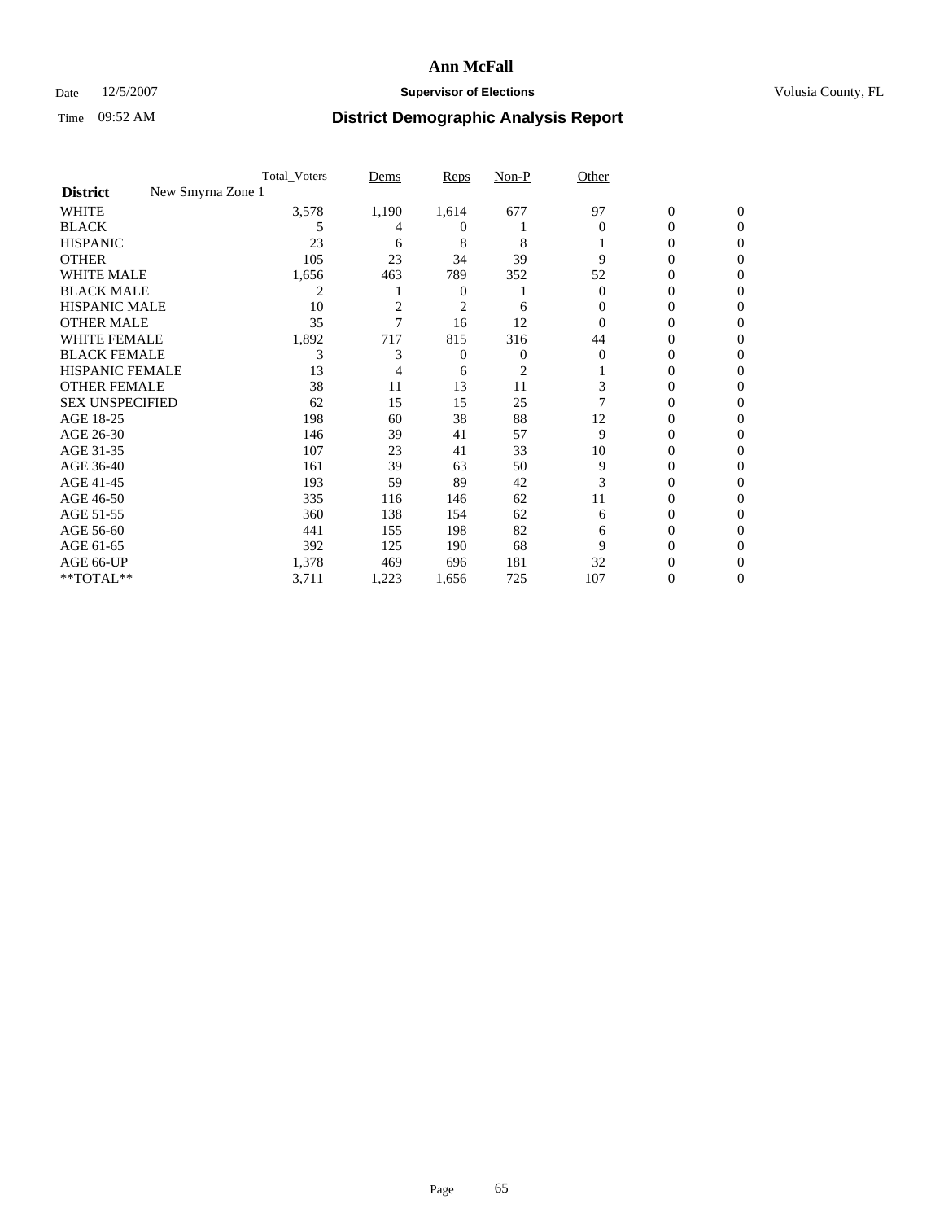# Ann McFall

Date 12/5/2007 **Supervisor of Elections** Volusia County, FL

Time 09:52 AM **District Demographic Analysis Report**

| District New Smyrna Zone 1 | Total_Voters | Dems | Reps | Non-P | Other | | |
|---|---|---|---|---|---|---|---|
| WHITE | 3,578 | 1,190 | 1,614 | 677 | 97 | 0 | 0 |
| BLACK | 5 | 4 | 0 | 1 | 0 | 0 | 0 |
| HISPANIC | 23 | 6 | 8 | 8 | 1 | 0 | 0 |
| OTHER | 105 | 23 | 34 | 39 | 9 | 0 | 0 |
| WHITE MALE | 1,656 | 463 | 789 | 352 | 52 | 0 | 0 |
| BLACK MALE | 2 | 1 | 0 | 1 | 0 | 0 | 0 |
| HISPANIC MALE | 10 | 2 | 2 | 6 | 0 | 0 | 0 |
| OTHER MALE | 35 | 7 | 16 | 12 | 0 | 0 | 0 |
| WHITE FEMALE | 1,892 | 717 | 815 | 316 | 44 | 0 | 0 |
| BLACK FEMALE | 3 | 3 | 0 | 0 | 0 | 0 | 0 |
| HISPANIC FEMALE | 13 | 4 | 6 | 2 | 1 | 0 | 0 |
| OTHER FEMALE | 38 | 11 | 13 | 11 | 3 | 0 | 0 |
| SEX UNSPECIFIED | 62 | 15 | 15 | 25 | 7 | 0 | 0 |
| AGE 18-25 | 198 | 60 | 38 | 88 | 12 | 0 | 0 |
| AGE 26-30 | 146 | 39 | 41 | 57 | 9 | 0 | 0 |
| AGE 31-35 | 107 | 23 | 41 | 33 | 10 | 0 | 0 |
| AGE 36-40 | 161 | 39 | 63 | 50 | 9 | 0 | 0 |
| AGE 41-45 | 193 | 59 | 89 | 42 | 3 | 0 | 0 |
| AGE 46-50 | 335 | 116 | 146 | 62 | 11 | 0 | 0 |
| AGE 51-55 | 360 | 138 | 154 | 62 | 6 | 0 | 0 |
| AGE 56-60 | 441 | 155 | 198 | 82 | 6 | 0 | 0 |
| AGE 61-65 | 392 | 125 | 190 | 68 | 9 | 0 | 0 |
| AGE 66-UP | 1,378 | 469 | 696 | 181 | 32 | 0 | 0 |
| **TOTAL** | 3,711 | 1,223 | 1,656 | 725 | 107 | 0 | 0 |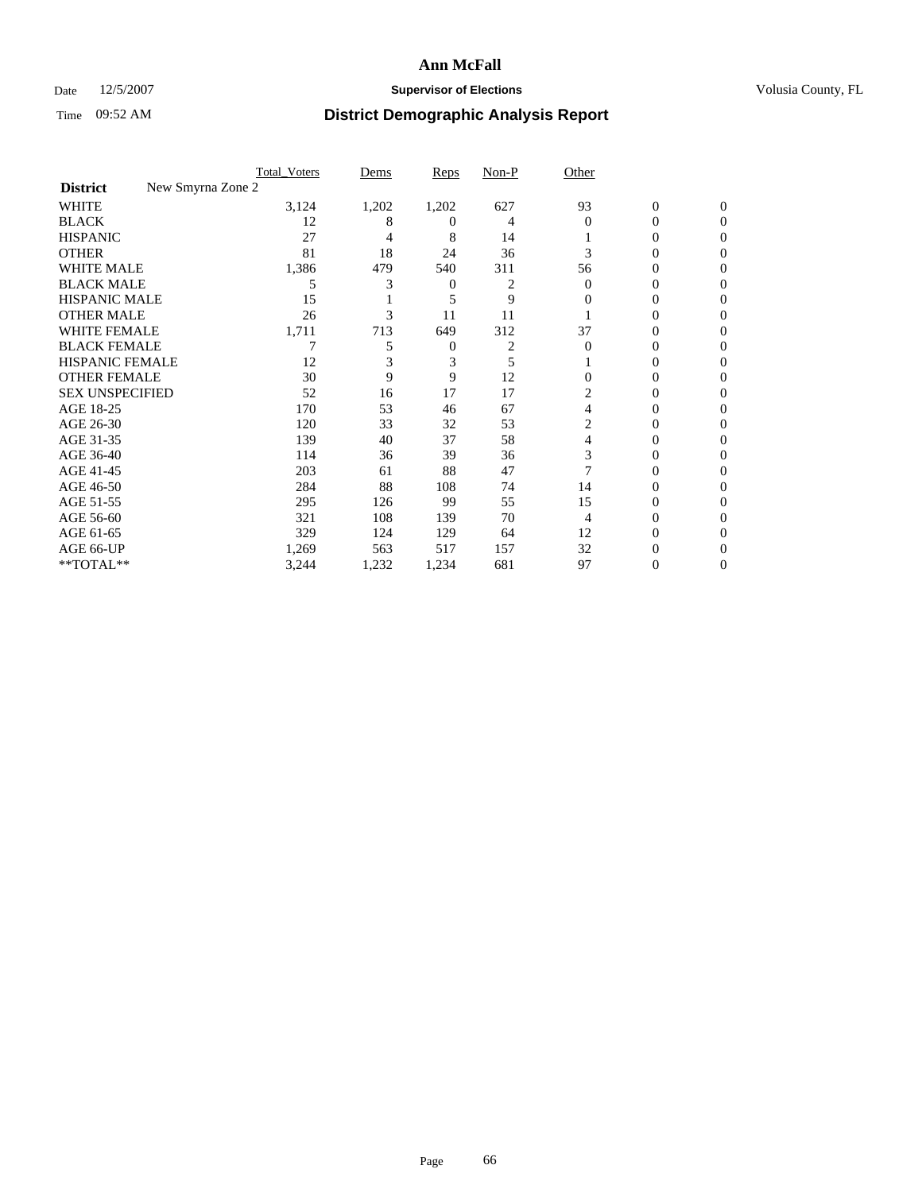# Ann McFall

Date 12/5/2007 **Supervisor of Elections** Volusia County, FL

Time 09:52 AM **District Demographic Analysis Report**

| | Total_Voters | Dems | Reps | Non-P | Other | | |
|---|---|---|---|---|---|---|---|
| **District** New Smyrna Zone 2 | | | | | | | |
| WHITE | 3,124 | 1,202 | 1,202 | 627 | 93 | 0 | 0 |
| BLACK | 12 | 8 | 0 | 4 | 0 | 0 | 0 |
| HISPANIC | 27 | 4 | 8 | 14 | 1 | 0 | 0 |
| OTHER | 81 | 18 | 24 | 36 | 3 | 0 | 0 |
| WHITE MALE | 1,386 | 479 | 540 | 311 | 56 | 0 | 0 |
| BLACK MALE | 5 | 3 | 0 | 2 | 0 | 0 | 0 |
| HISPANIC MALE | 15 | 1 | 5 | 9 | 0 | 0 | 0 |
| OTHER MALE | 26 | 3 | 11 | 11 | 1 | 0 | 0 |
| WHITE FEMALE | 1,711 | 713 | 649 | 312 | 37 | 0 | 0 |
| BLACK FEMALE | 7 | 5 | 0 | 2 | 0 | 0 | 0 |
| HISPANIC FEMALE | 12 | 3 | 3 | 5 | 1 | 0 | 0 |
| OTHER FEMALE | 30 | 9 | 9 | 12 | 0 | 0 | 0 |
| SEX UNSPECIFIED | 52 | 16 | 17 | 17 | 2 | 0 | 0 |
| AGE 18-25 | 170 | 53 | 46 | 67 | 4 | 0 | 0 |
| AGE 26-30 | 120 | 33 | 32 | 53 | 2 | 0 | 0 |
| AGE 31-35 | 139 | 40 | 37 | 58 | 4 | 0 | 0 |
| AGE 36-40 | 114 | 36 | 39 | 36 | 3 | 0 | 0 |
| AGE 41-45 | 203 | 61 | 88 | 47 | 7 | 0 | 0 |
| AGE 46-50 | 284 | 88 | 108 | 74 | 14 | 0 | 0 |
| AGE 51-55 | 295 | 126 | 99 | 55 | 15 | 0 | 0 |
| AGE 56-60 | 321 | 108 | 139 | 70 | 4 | 0 | 0 |
| AGE 61-65 | 329 | 124 | 129 | 64 | 12 | 0 | 0 |
| AGE 66-UP | 1,269 | 563 | 517 | 157 | 32 | 0 | 0 |
| **TOTAL** | 3,244 | 1,232 | 1,234 | 681 | 97 | 0 | 0 |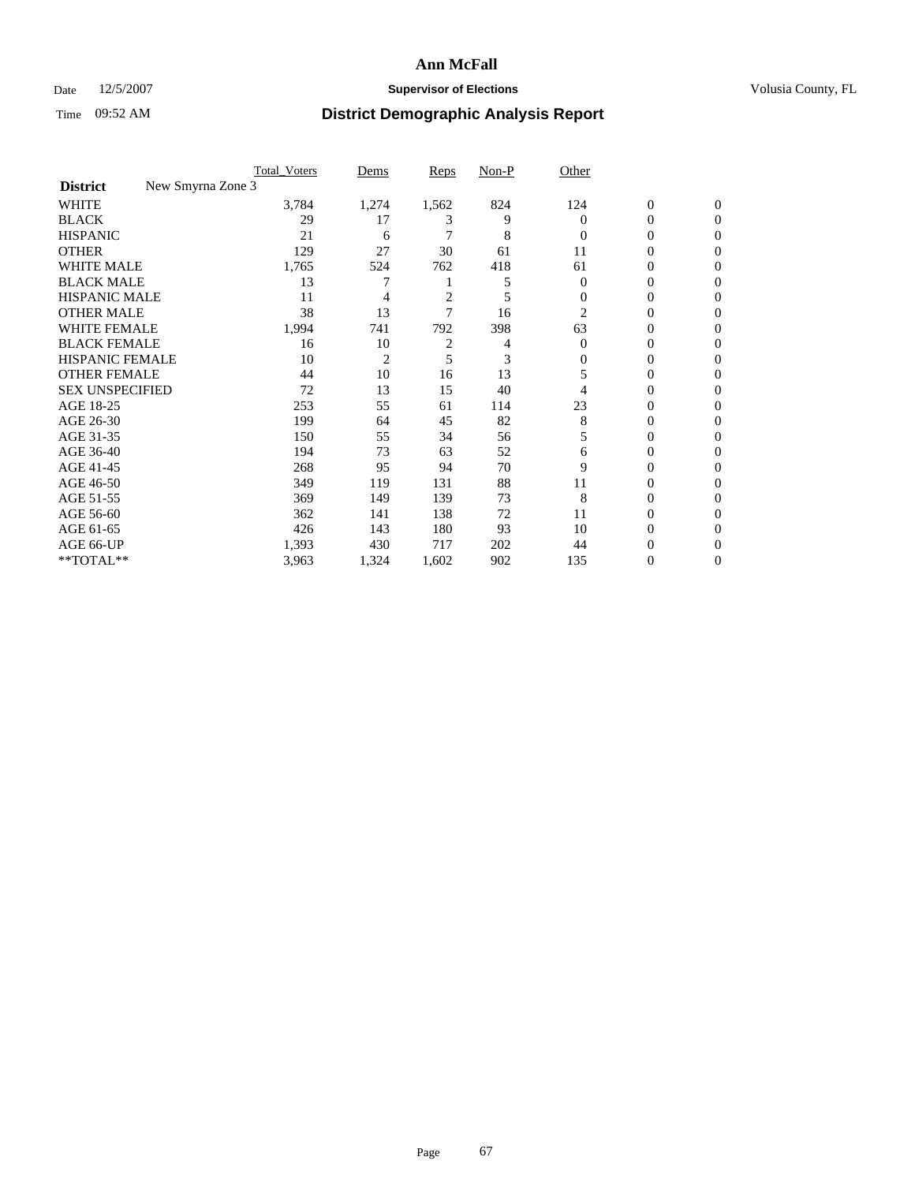# Ann McFall

Date 12/5/2007 **Supervisor of Elections** Volusia County, FL

Time 09:52 AM **District Demographic Analysis Report**

| | Total_Voters | Dems | Reps | Non-P | Other | | |
|---|---|---|---|---|---|---|---|
| **District** New Smyrna Zone 3 | | | | | | | |
| WHITE | 3,784 | 1,274 | 1,562 | 824 | 124 | 0 | 0 |
| BLACK | 29 | 17 | 3 | 9 | 0 | 0 | 0 |
| HISPANIC | 21 | 6 | 7 | 8 | 0 | 0 | 0 |
| OTHER | 129 | 27 | 30 | 61 | 11 | 0 | 0 |
| WHITE MALE | 1,765 | 524 | 762 | 418 | 61 | 0 | 0 |
| BLACK MALE | 13 | 7 | 1 | 5 | 0 | 0 | 0 |
| HISPANIC MALE | 11 | 4 | 2 | 5 | 0 | 0 | 0 |
| OTHER MALE | 38 | 13 | 7 | 16 | 2 | 0 | 0 |
| WHITE FEMALE | 1,994 | 741 | 792 | 398 | 63 | 0 | 0 |
| BLACK FEMALE | 16 | 10 | 2 | 4 | 0 | 0 | 0 |
| HISPANIC FEMALE | 10 | 2 | 5 | 3 | 0 | 0 | 0 |
| OTHER FEMALE | 44 | 10 | 16 | 13 | 5 | 0 | 0 |
| SEX UNSPECIFIED | 72 | 13 | 15 | 40 | 4 | 0 | 0 |
| AGE 18-25 | 253 | 55 | 61 | 114 | 23 | 0 | 0 |
| AGE 26-30 | 199 | 64 | 45 | 82 | 8 | 0 | 0 |
| AGE 31-35 | 150 | 55 | 34 | 56 | 5 | 0 | 0 |
| AGE 36-40 | 194 | 73 | 63 | 52 | 6 | 0 | 0 |
| AGE 41-45 | 268 | 95 | 94 | 70 | 9 | 0 | 0 |
| AGE 46-50 | 349 | 119 | 131 | 88 | 11 | 0 | 0 |
| AGE 51-55 | 369 | 149 | 139 | 73 | 8 | 0 | 0 |
| AGE 56-60 | 362 | 141 | 138 | 72 | 11 | 0 | 0 |
| AGE 61-65 | 426 | 143 | 180 | 93 | 10 | 0 | 0 |
| AGE 66-UP | 1,393 | 430 | 717 | 202 | 44 | 0 | 0 |
| **TOTAL** | 3,963 | 1,324 | 1,602 | 902 | 135 | 0 | 0 |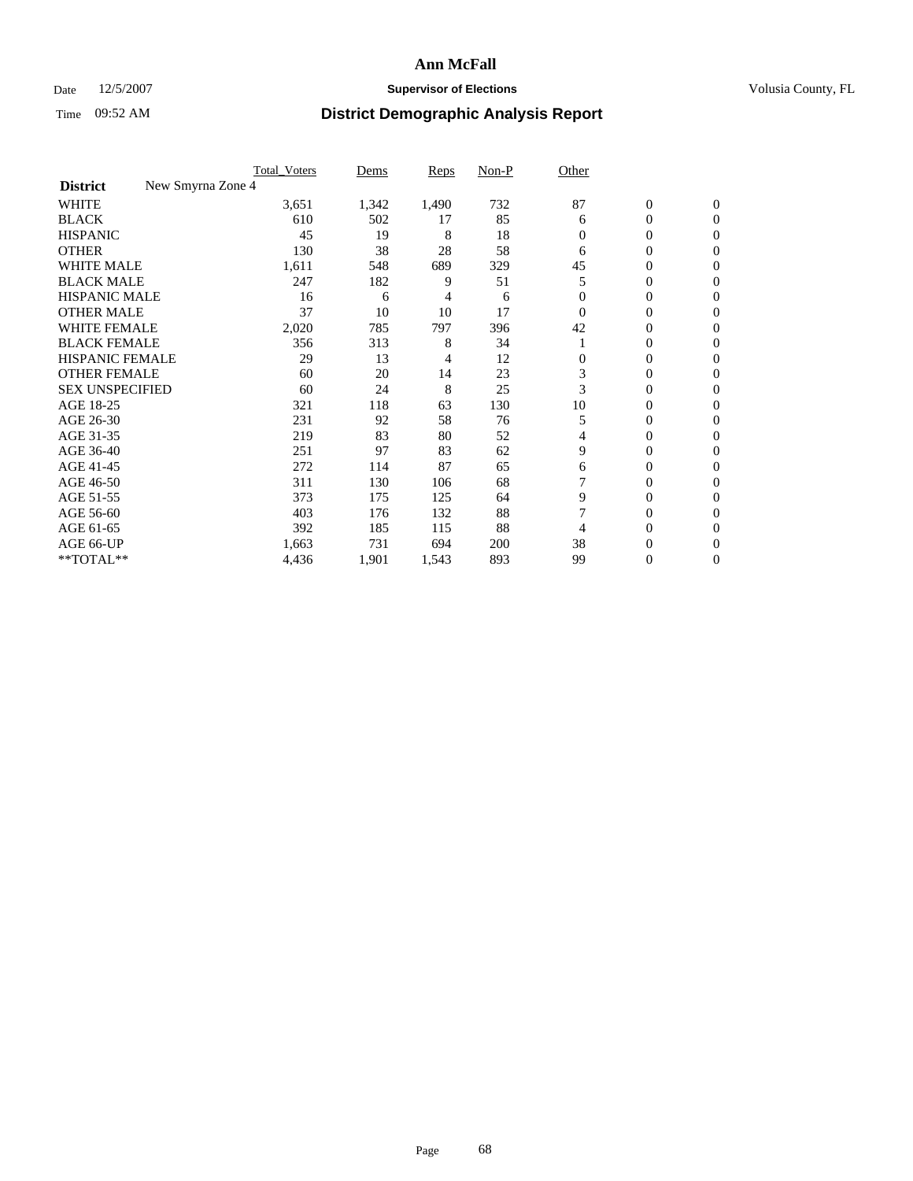# Ann McFall

Date 12/5/2007 **Supervisor of Elections** Volusia County, FL

Time 09:52 AM **District Demographic Analysis Report**

| | Total_Voters | Dems | Reps | Non-P | Other | | |
|---|---|---|---|---|---|---|---|
| **District** New Smyrna Zone 4 | | | | | | | |
| WHITE | 3,651 | 1,342 | 1,490 | 732 | 87 | 0 | 0 |
| BLACK | 610 | 502 | 17 | 85 | 6 | 0 | 0 |
| HISPANIC | 45 | 19 | 8 | 18 | 0 | 0 | 0 |
| OTHER | 130 | 38 | 28 | 58 | 6 | 0 | 0 |
| WHITE MALE | 1,611 | 548 | 689 | 329 | 45 | 0 | 0 |
| BLACK MALE | 247 | 182 | 9 | 51 | 5 | 0 | 0 |
| HISPANIC MALE | 16 | 6 | 4 | 6 | 0 | 0 | 0 |
| OTHER MALE | 37 | 10 | 10 | 17 | 0 | 0 | 0 |
| WHITE FEMALE | 2,020 | 785 | 797 | 396 | 42 | 0 | 0 |
| BLACK FEMALE | 356 | 313 | 8 | 34 | 1 | 0 | 0 |
| HISPANIC FEMALE | 29 | 13 | 4 | 12 | 0 | 0 | 0 |
| OTHER FEMALE | 60 | 20 | 14 | 23 | 3 | 0 | 0 |
| SEX UNSPECIFIED | 60 | 24 | 8 | 25 | 3 | 0 | 0 |
| AGE 18-25 | 321 | 118 | 63 | 130 | 10 | 0 | 0 |
| AGE 26-30 | 231 | 92 | 58 | 76 | 5 | 0 | 0 |
| AGE 31-35 | 219 | 83 | 80 | 52 | 4 | 0 | 0 |
| AGE 36-40 | 251 | 97 | 83 | 62 | 9 | 0 | 0 |
| AGE 41-45 | 272 | 114 | 87 | 65 | 6 | 0 | 0 |
| AGE 46-50 | 311 | 130 | 106 | 68 | 7 | 0 | 0 |
| AGE 51-55 | 373 | 175 | 125 | 64 | 9 | 0 | 0 |
| AGE 56-60 | 403 | 176 | 132 | 88 | 7 | 0 | 0 |
| AGE 61-65 | 392 | 185 | 115 | 88 | 4 | 0 | 0 |
| AGE 66-UP | 1,663 | 731 | 694 | 200 | 38 | 0 | 0 |
| **TOTAL** | 4,436 | 1,901 | 1,543 | 893 | 99 | 0 | 0 |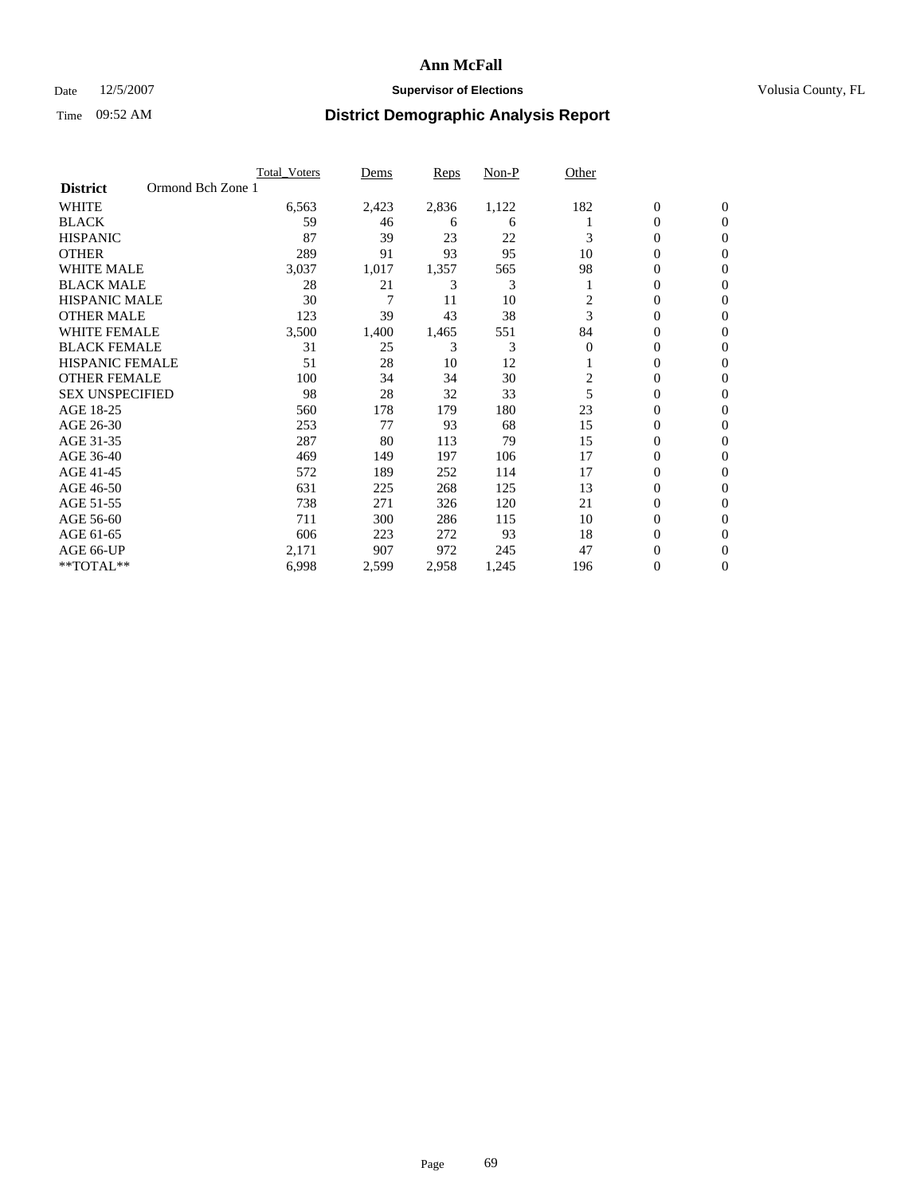# Ann McFall

Date 12/5/2007 **Supervisor of Elections** Volusia County, FL

Time 09:52 AM **District Demographic Analysis Report**

| **District** Ormond Bch Zone 1 | Total_Voters | Dems | Reps | Non-P | Other | | |
|---|---|---|---|---|---|---|---|
| WHITE | 6,563 | 2,423 | 2,836 | 1,122 | 182 | 0 | 0 |
| BLACK | 59 | 46 | 6 | 6 | 1 | 0 | 0 |
| HISPANIC | 87 | 39 | 23 | 22 | 3 | 0 | 0 |
| OTHER | 289 | 91 | 93 | 95 | 10 | 0 | 0 |
| WHITE MALE | 3,037 | 1,017 | 1,357 | 565 | 98 | 0 | 0 |
| BLACK MALE | 28 | 21 | 3 | 3 | 1 | 0 | 0 |
| HISPANIC MALE | 30 | 7 | 11 | 10 | 2 | 0 | 0 |
| OTHER MALE | 123 | 39 | 43 | 38 | 3 | 0 | 0 |
| WHITE FEMALE | 3,500 | 1,400 | 1,465 | 551 | 84 | 0 | 0 |
| BLACK FEMALE | 31 | 25 | 3 | 3 | 0 | 0 | 0 |
| HISPANIC FEMALE | 51 | 28 | 10 | 12 | 1 | 0 | 0 |
| OTHER FEMALE | 100 | 34 | 34 | 30 | 2 | 0 | 0 |
| SEX UNSPECIFIED | 98 | 28 | 32 | 33 | 5 | 0 | 0 |
| AGE 18-25 | 560 | 178 | 179 | 180 | 23 | 0 | 0 |
| AGE 26-30 | 253 | 77 | 93 | 68 | 15 | 0 | 0 |
| AGE 31-35 | 287 | 80 | 113 | 79 | 15 | 0 | 0 |
| AGE 36-40 | 469 | 149 | 197 | 106 | 17 | 0 | 0 |
| AGE 41-45 | 572 | 189 | 252 | 114 | 17 | 0 | 0 |
| AGE 46-50 | 631 | 225 | 268 | 125 | 13 | 0 | 0 |
| AGE 51-55 | 738 | 271 | 326 | 120 | 21 | 0 | 0 |
| AGE 56-60 | 711 | 300 | 286 | 115 | 10 | 0 | 0 |
| AGE 61-65 | 606 | 223 | 272 | 93 | 18 | 0 | 0 |
| AGE 66-UP | 2,171 | 907 | 972 | 245 | 47 | 0 | 0 |
| **TOTAL** | 6,998 | 2,599 | 2,958 | 1,245 | 196 | 0 | 0 |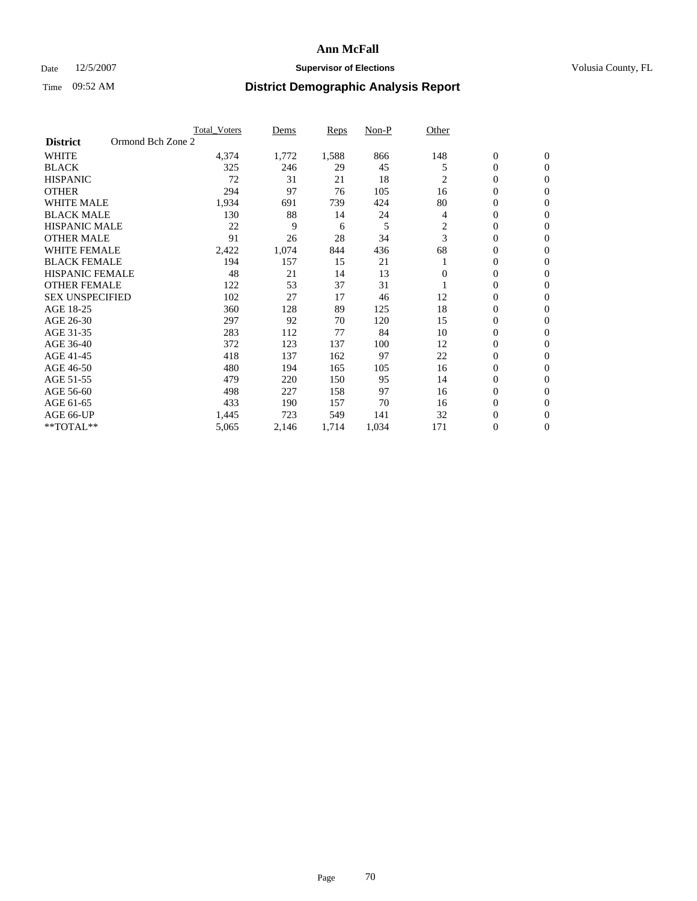# Ann McFall

Date 12/5/2007 **Supervisor of Elections** Volusia County, FL

Time 09:52 AM **District Demographic Analysis Report**

| | Total_Voters | Dems | Reps | Non-P | Other | | |
|---|---|---|---|---|---|---|---|
| **District** Ormond Bch Zone 2 | | | | | | | |
| WHITE | 4,374 | 1,772 | 1,588 | 866 | 148 | 0 | 0 |
| BLACK | 325 | 246 | 29 | 45 | 5 | 0 | 0 |
| HISPANIC | 72 | 31 | 21 | 18 | 2 | 0 | 0 |
| OTHER | 294 | 97 | 76 | 105 | 16 | 0 | 0 |
| WHITE MALE | 1,934 | 691 | 739 | 424 | 80 | 0 | 0 |
| BLACK MALE | 130 | 88 | 14 | 24 | 4 | 0 | 0 |
| HISPANIC MALE | 22 | 9 | 6 | 5 | 2 | 0 | 0 |
| OTHER MALE | 91 | 26 | 28 | 34 | 3 | 0 | 0 |
| WHITE FEMALE | 2,422 | 1,074 | 844 | 436 | 68 | 0 | 0 |
| BLACK FEMALE | 194 | 157 | 15 | 21 | 1 | 0 | 0 |
| HISPANIC FEMALE | 48 | 21 | 14 | 13 | 0 | 0 | 0 |
| OTHER FEMALE | 122 | 53 | 37 | 31 | 1 | 0 | 0 |
| SEX UNSPECIFIED | 102 | 27 | 17 | 46 | 12 | 0 | 0 |
| AGE 18-25 | 360 | 128 | 89 | 125 | 18 | 0 | 0 |
| AGE 26-30 | 297 | 92 | 70 | 120 | 15 | 0 | 0 |
| AGE 31-35 | 283 | 112 | 77 | 84 | 10 | 0 | 0 |
| AGE 36-40 | 372 | 123 | 137 | 100 | 12 | 0 | 0 |
| AGE 41-45 | 418 | 137 | 162 | 97 | 22 | 0 | 0 |
| AGE 46-50 | 480 | 194 | 165 | 105 | 16 | 0 | 0 |
| AGE 51-55 | 479 | 220 | 150 | 95 | 14 | 0 | 0 |
| AGE 56-60 | 498 | 227 | 158 | 97 | 16 | 0 | 0 |
| AGE 61-65 | 433 | 190 | 157 | 70 | 16 | 0 | 0 |
| AGE 66-UP | 1,445 | 723 | 549 | 141 | 32 | 0 | 0 |
| **TOTAL** | 5,065 | 2,146 | 1,714 | 1,034 | 171 | 0 | 0 |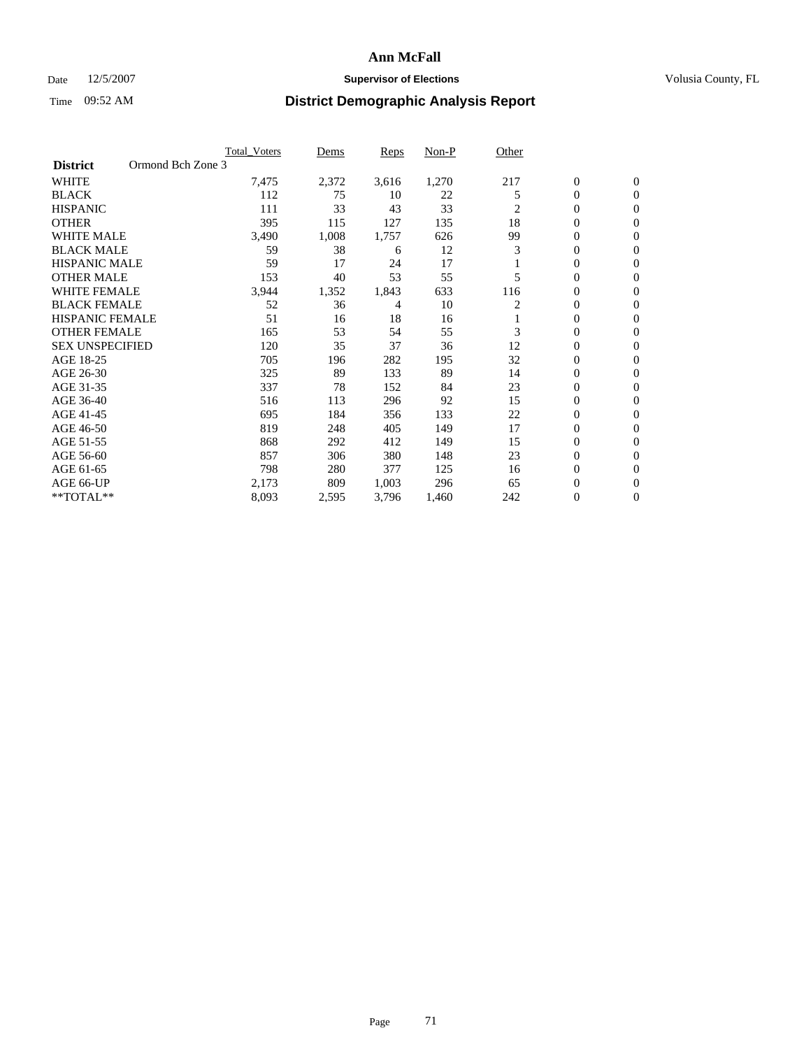# Ann McFall

Date 12/5/2007 | **Supervisor of Elections** | Volusia County, FL

Time 09:52 AM | **District Demographic Analysis Report**

| | Total_Voters | Dems | Reps | Non-P | Other | | |
|---|---|---|---|---|---|---|---|
| **District** Ormond Bch Zone 3 | | | | | | | |
| WHITE | 7,475 | 2,372 | 3,616 | 1,270 | 217 | 0 | 0 |
| BLACK | 112 | 75 | 10 | 22 | 5 | 0 | 0 |
| HISPANIC | 111 | 33 | 43 | 33 | 2 | 0 | 0 |
| OTHER | 395 | 115 | 127 | 135 | 18 | 0 | 0 |
| WHITE MALE | 3,490 | 1,008 | 1,757 | 626 | 99 | 0 | 0 |
| BLACK MALE | 59 | 38 | 6 | 12 | 3 | 0 | 0 |
| HISPANIC MALE | 59 | 17 | 24 | 17 | 1 | 0 | 0 |
| OTHER MALE | 153 | 40 | 53 | 55 | 5 | 0 | 0 |
| WHITE FEMALE | 3,944 | 1,352 | 1,843 | 633 | 116 | 0 | 0 |
| BLACK FEMALE | 52 | 36 | 4 | 10 | 2 | 0 | 0 |
| HISPANIC FEMALE | 51 | 16 | 18 | 16 | 1 | 0 | 0 |
| OTHER FEMALE | 165 | 53 | 54 | 55 | 3 | 0 | 0 |
| SEX UNSPECIFIED | 120 | 35 | 37 | 36 | 12 | 0 | 0 |
| AGE 18-25 | 705 | 196 | 282 | 195 | 32 | 0 | 0 |
| AGE 26-30 | 325 | 89 | 133 | 89 | 14 | 0 | 0 |
| AGE 31-35 | 337 | 78 | 152 | 84 | 23 | 0 | 0 |
| AGE 36-40 | 516 | 113 | 296 | 92 | 15 | 0 | 0 |
| AGE 41-45 | 695 | 184 | 356 | 133 | 22 | 0 | 0 |
| AGE 46-50 | 819 | 248 | 405 | 149 | 17 | 0 | 0 |
| AGE 51-55 | 868 | 292 | 412 | 149 | 15 | 0 | 0 |
| AGE 56-60 | 857 | 306 | 380 | 148 | 23 | 0 | 0 |
| AGE 61-65 | 798 | 280 | 377 | 125 | 16 | 0 | 0 |
| AGE 66-UP | 2,173 | 809 | 1,003 | 296 | 65 | 0 | 0 |
| **TOTAL** | 8,093 | 2,595 | 3,796 | 1,460 | 242 | 0 | 0 |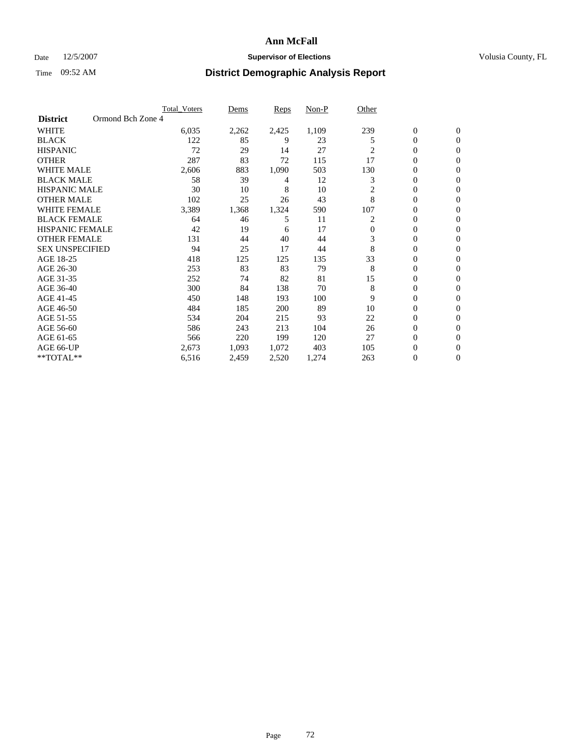# Ann McFall

Date 12/5/2007 **Supervisor of Elections** Volusia County, FL

Time 09:52 AM **District Demographic Analysis Report**

| | Total_Voters | Dems | Reps | Non-P | Other | | |
|---|---|---|---|---|---|---|---|
| **District** Ormond Bch Zone 4 | | | | | | | |
| WHITE | 6,035 | 2,262 | 2,425 | 1,109 | 239 | 0 | 0 |
| BLACK | 122 | 85 | 9 | 23 | 5 | 0 | 0 |
| HISPANIC | 72 | 29 | 14 | 27 | 2 | 0 | 0 |
| OTHER | 287 | 83 | 72 | 115 | 17 | 0 | 0 |
| WHITE MALE | 2,606 | 883 | 1,090 | 503 | 130 | 0 | 0 |
| BLACK MALE | 58 | 39 | 4 | 12 | 3 | 0 | 0 |
| HISPANIC MALE | 30 | 10 | 8 | 10 | 2 | 0 | 0 |
| OTHER MALE | 102 | 25 | 26 | 43 | 8 | 0 | 0 |
| WHITE FEMALE | 3,389 | 1,368 | 1,324 | 590 | 107 | 0 | 0 |
| BLACK FEMALE | 64 | 46 | 5 | 11 | 2 | 0 | 0 |
| HISPANIC FEMALE | 42 | 19 | 6 | 17 | 0 | 0 | 0 |
| OTHER FEMALE | 131 | 44 | 40 | 44 | 3 | 0 | 0 |
| SEX UNSPECIFIED | 94 | 25 | 17 | 44 | 8 | 0 | 0 |
| AGE 18-25 | 418 | 125 | 125 | 135 | 33 | 0 | 0 |
| AGE 26-30 | 253 | 83 | 83 | 79 | 8 | 0 | 0 |
| AGE 31-35 | 252 | 74 | 82 | 81 | 15 | 0 | 0 |
| AGE 36-40 | 300 | 84 | 138 | 70 | 8 | 0 | 0 |
| AGE 41-45 | 450 | 148 | 193 | 100 | 9 | 0 | 0 |
| AGE 46-50 | 484 | 185 | 200 | 89 | 10 | 0 | 0 |
| AGE 51-55 | 534 | 204 | 215 | 93 | 22 | 0 | 0 |
| AGE 56-60 | 586 | 243 | 213 | 104 | 26 | 0 | 0 |
| AGE 61-65 | 566 | 220 | 199 | 120 | 27 | 0 | 0 |
| AGE 66-UP | 2,673 | 1,093 | 1,072 | 403 | 105 | 0 | 0 |
| **TOTAL** | 6,516 | 2,459 | 2,520 | 1,274 | 263 | 0 | 0 |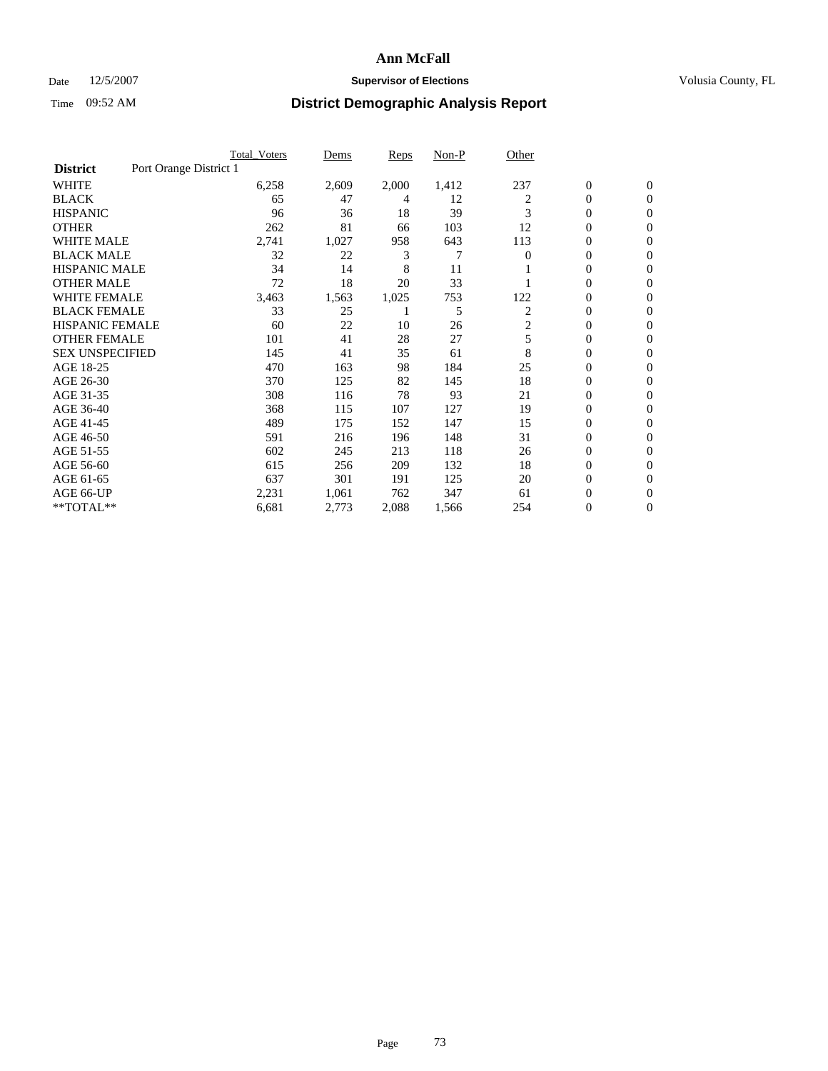# Ann McFall

Date 12/5/2007 **Supervisor of Elections** Volusia County, FL

Time 09:52 AM **District Demographic Analysis Report**

| **District** Port Orange District 1 | Total_Voters | Dems | Reps | Non-P | Other | | |
|---|---|---|---|---|---|---|---|
| WHITE | 6,258 | 2,609 | 2,000 | 1,412 | 237 | 0 | 0 |
| BLACK | 65 | 47 | 4 | 12 | 2 | 0 | 0 |
| HISPANIC | 96 | 36 | 18 | 39 | 3 | 0 | 0 |
| OTHER | 262 | 81 | 66 | 103 | 12 | 0 | 0 |
| WHITE MALE | 2,741 | 1,027 | 958 | 643 | 113 | 0 | 0 |
| BLACK MALE | 32 | 22 | 3 | 7 | 0 | 0 | 0 |
| HISPANIC MALE | 34 | 14 | 8 | 11 | 1 | 0 | 0 |
| OTHER MALE | 72 | 18 | 20 | 33 | 1 | 0 | 0 |
| WHITE FEMALE | 3,463 | 1,563 | 1,025 | 753 | 122 | 0 | 0 |
| BLACK FEMALE | 33 | 25 | 1 | 5 | 2 | 0 | 0 |
| HISPANIC FEMALE | 60 | 22 | 10 | 26 | 2 | 0 | 0 |
| OTHER FEMALE | 101 | 41 | 28 | 27 | 5 | 0 | 0 |
| SEX UNSPECIFIED | 145 | 41 | 35 | 61 | 8 | 0 | 0 |
| AGE 18-25 | 470 | 163 | 98 | 184 | 25 | 0 | 0 |
| AGE 26-30 | 370 | 125 | 82 | 145 | 18 | 0 | 0 |
| AGE 31-35 | 308 | 116 | 78 | 93 | 21 | 0 | 0 |
| AGE 36-40 | 368 | 115 | 107 | 127 | 19 | 0 | 0 |
| AGE 41-45 | 489 | 175 | 152 | 147 | 15 | 0 | 0 |
| AGE 46-50 | 591 | 216 | 196 | 148 | 31 | 0 | 0 |
| AGE 51-55 | 602 | 245 | 213 | 118 | 26 | 0 | 0 |
| AGE 56-60 | 615 | 256 | 209 | 132 | 18 | 0 | 0 |
| AGE 61-65 | 637 | 301 | 191 | 125 | 20 | 0 | 0 |
| AGE 66-UP | 2,231 | 1,061 | 762 | 347 | 61 | 0 | 0 |
| **TOTAL** | 6,681 | 2,773 | 2,088 | 1,566 | 254 | 0 | 0 |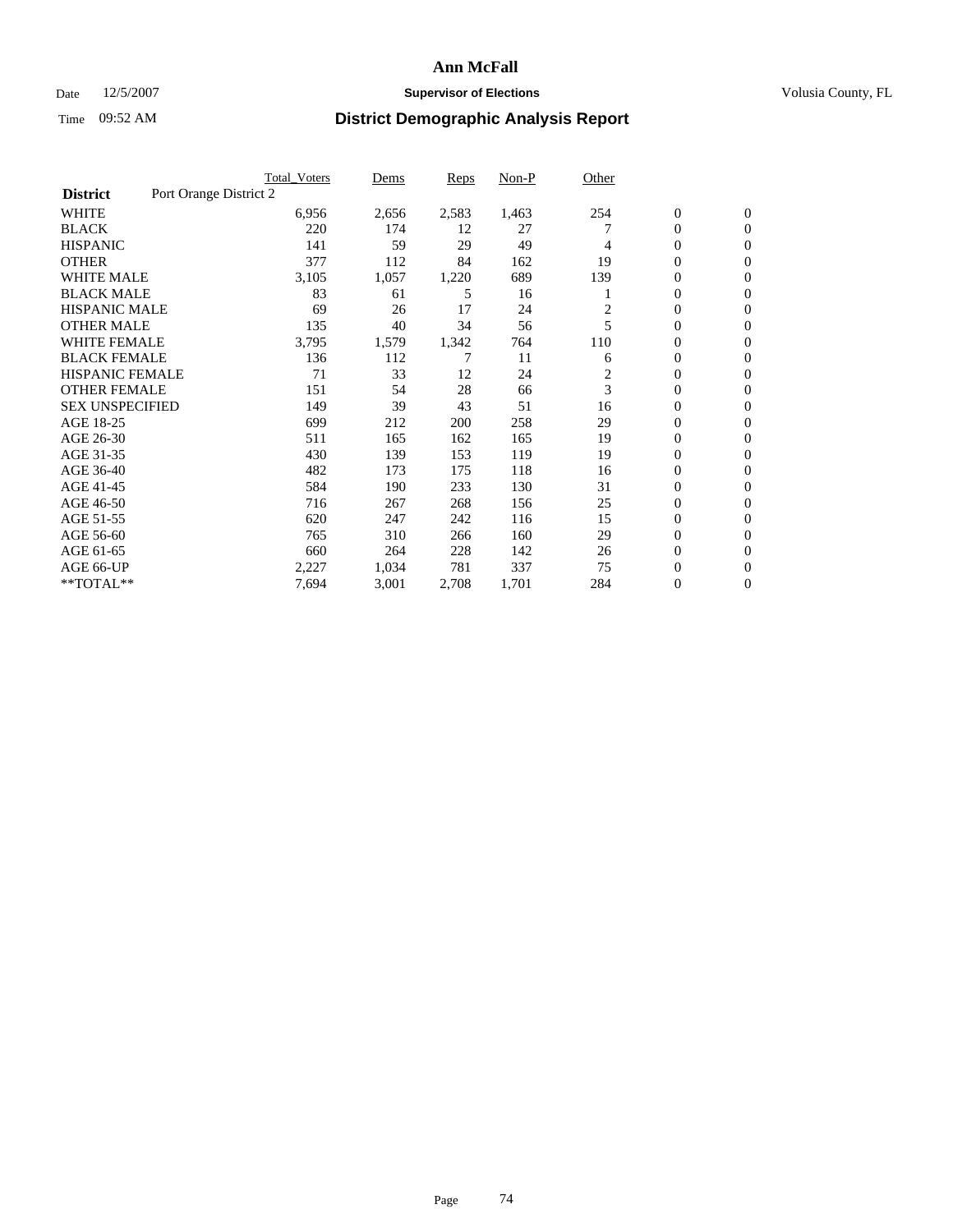# Ann McFall

Date 12/5/2007 **Supervisor of Elections** Volusia County, FL

Time 09:52 AM **District Demographic Analysis Report**

| | Total_Voters | Dems | Reps | Non-P | Other | | |
|---|---|---|---|---|---|---|---|
| **District** Port Orange District 2 | | | | | | | |
| WHITE | 6,956 | 2,656 | 2,583 | 1,463 | 254 | 0 | 0 |
| BLACK | 220 | 174 | 12 | 27 | 7 | 0 | 0 |
| HISPANIC | 141 | 59 | 29 | 49 | 4 | 0 | 0 |
| OTHER | 377 | 112 | 84 | 162 | 19 | 0 | 0 |
| WHITE MALE | 3,105 | 1,057 | 1,220 | 689 | 139 | 0 | 0 |
| BLACK MALE | 83 | 61 | 5 | 16 | 1 | 0 | 0 |
| HISPANIC MALE | 69 | 26 | 17 | 24 | 2 | 0 | 0 |
| OTHER MALE | 135 | 40 | 34 | 56 | 5 | 0 | 0 |
| WHITE FEMALE | 3,795 | 1,579 | 1,342 | 764 | 110 | 0 | 0 |
| BLACK FEMALE | 136 | 112 | 7 | 11 | 6 | 0 | 0 |
| HISPANIC FEMALE | 71 | 33 | 12 | 24 | 2 | 0 | 0 |
| OTHER FEMALE | 151 | 54 | 28 | 66 | 3 | 0 | 0 |
| SEX UNSPECIFIED | 149 | 39 | 43 | 51 | 16 | 0 | 0 |
| AGE 18-25 | 699 | 212 | 200 | 258 | 29 | 0 | 0 |
| AGE 26-30 | 511 | 165 | 162 | 165 | 19 | 0 | 0 |
| AGE 31-35 | 430 | 139 | 153 | 119 | 19 | 0 | 0 |
| AGE 36-40 | 482 | 173 | 175 | 118 | 16 | 0 | 0 |
| AGE 41-45 | 584 | 190 | 233 | 130 | 31 | 0 | 0 |
| AGE 46-50 | 716 | 267 | 268 | 156 | 25 | 0 | 0 |
| AGE 51-55 | 620 | 247 | 242 | 116 | 15 | 0 | 0 |
| AGE 56-60 | 765 | 310 | 266 | 160 | 29 | 0 | 0 |
| AGE 61-65 | 660 | 264 | 228 | 142 | 26 | 0 | 0 |
| AGE 66-UP | 2,227 | 1,034 | 781 | 337 | 75 | 0 | 0 |
| **TOTAL** | 7,694 | 3,001 | 2,708 | 1,701 | 284 | 0 | 0 |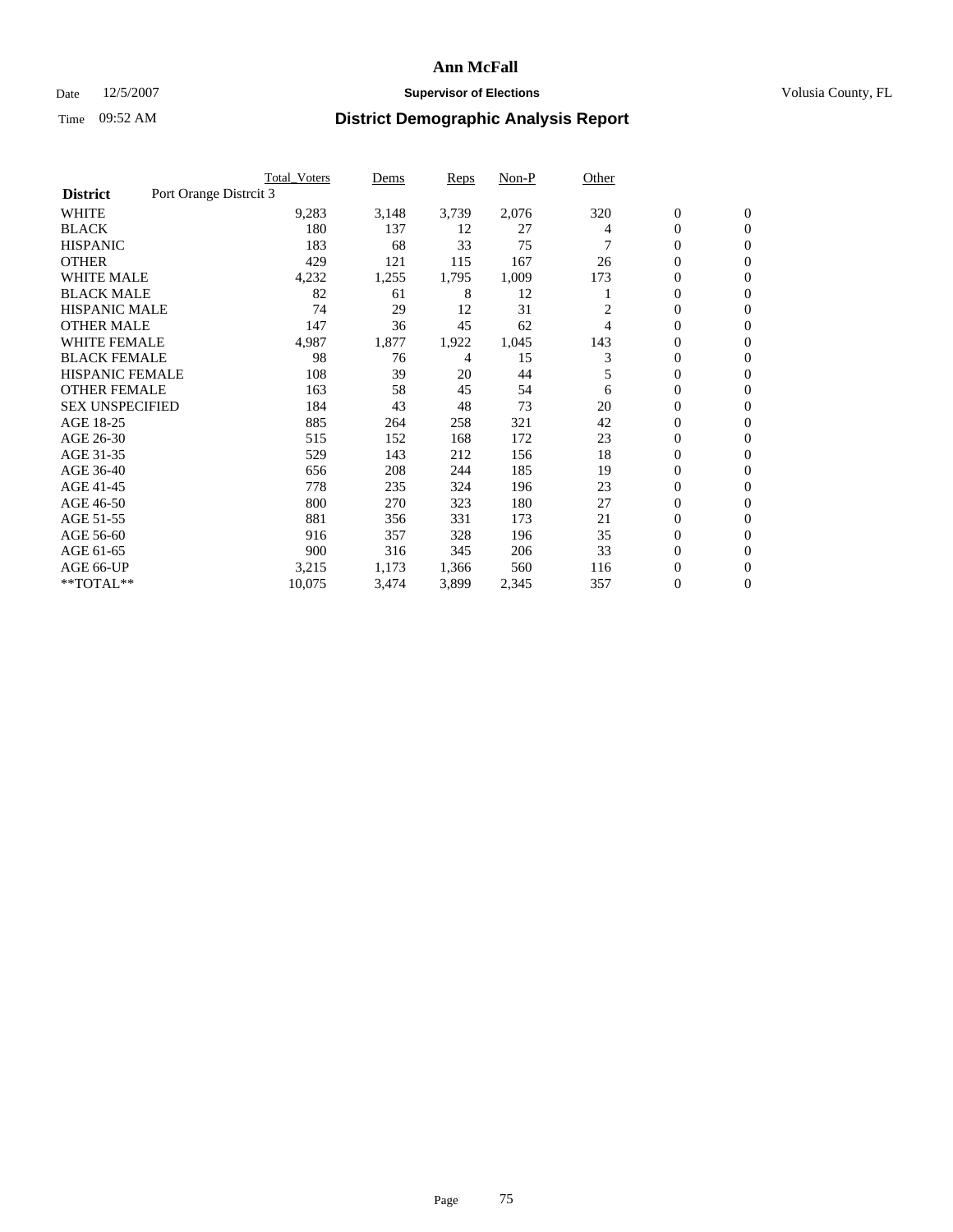# Ann McFall

Date 12/5/2007 **Supervisor of Elections** Volusia County, FL

Time 09:52 AM **District Demographic Analysis Report**

| | Total_Voters | Dems | Reps | Non-P | Other | | |
|---|---|---|---|---|---|---|---|
| **District** Port Orange Distrcit 3 | | | | | | | |
| WHITE | 9,283 | 3,148 | 3,739 | 2,076 | 320 | 0 | 0 |
| BLACK | 180 | 137 | 12 | 27 | 4 | 0 | 0 |
| HISPANIC | 183 | 68 | 33 | 75 | 7 | 0 | 0 |
| OTHER | 429 | 121 | 115 | 167 | 26 | 0 | 0 |
| WHITE MALE | 4,232 | 1,255 | 1,795 | 1,009 | 173 | 0 | 0 |
| BLACK MALE | 82 | 61 | 8 | 12 | 1 | 0 | 0 |
| HISPANIC MALE | 74 | 29 | 12 | 31 | 2 | 0 | 0 |
| OTHER MALE | 147 | 36 | 45 | 62 | 4 | 0 | 0 |
| WHITE FEMALE | 4,987 | 1,877 | 1,922 | 1,045 | 143 | 0 | 0 |
| BLACK FEMALE | 98 | 76 | 4 | 15 | 3 | 0 | 0 |
| HISPANIC FEMALE | 108 | 39 | 20 | 44 | 5 | 0 | 0 |
| OTHER FEMALE | 163 | 58 | 45 | 54 | 6 | 0 | 0 |
| SEX UNSPECIFIED | 184 | 43 | 48 | 73 | 20 | 0 | 0 |
| AGE 18-25 | 885 | 264 | 258 | 321 | 42 | 0 | 0 |
| AGE 26-30 | 515 | 152 | 168 | 172 | 23 | 0 | 0 |
| AGE 31-35 | 529 | 143 | 212 | 156 | 18 | 0 | 0 |
| AGE 36-40 | 656 | 208 | 244 | 185 | 19 | 0 | 0 |
| AGE 41-45 | 778 | 235 | 324 | 196 | 23 | 0 | 0 |
| AGE 46-50 | 800 | 270 | 323 | 180 | 27 | 0 | 0 |
| AGE 51-55 | 881 | 356 | 331 | 173 | 21 | 0 | 0 |
| AGE 56-60 | 916 | 357 | 328 | 196 | 35 | 0 | 0 |
| AGE 61-65 | 900 | 316 | 345 | 206 | 33 | 0 | 0 |
| AGE 66-UP | 3,215 | 1,173 | 1,366 | 560 | 116 | 0 | 0 |
| **TOTAL** | 10,075 | 3,474 | 3,899 | 2,345 | 357 | 0 | 0 |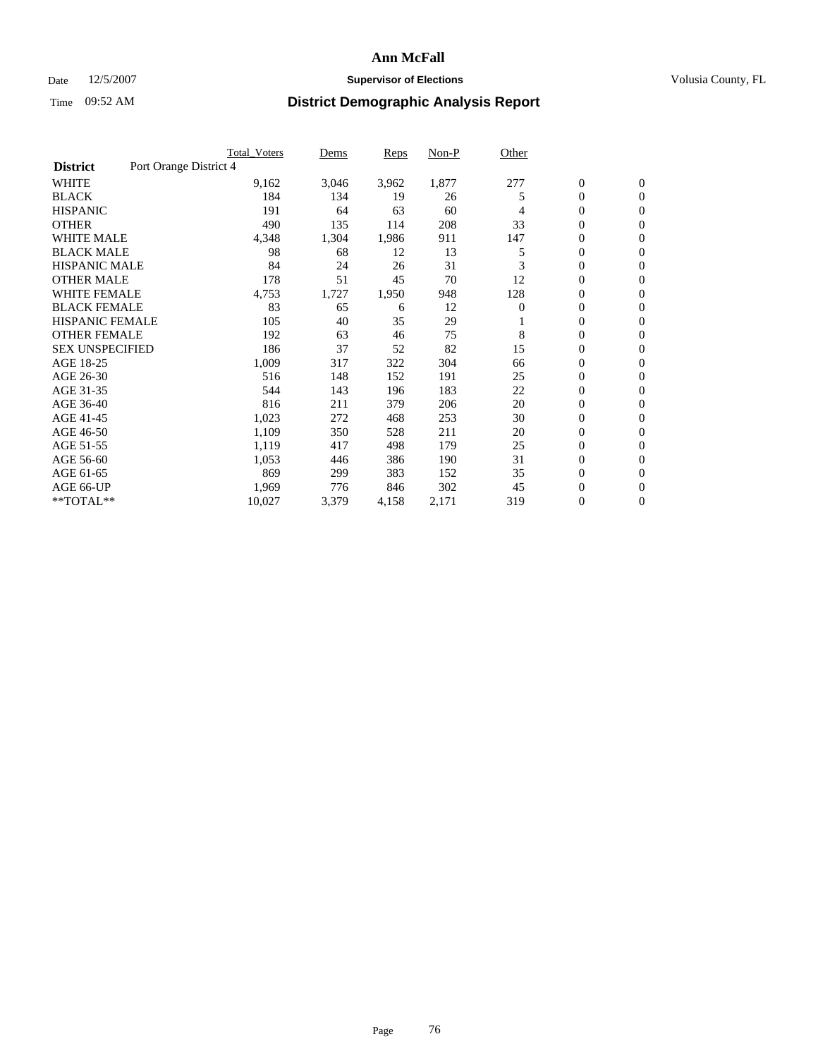# Ann McFall

Date 12/5/2007 **Supervisor of Elections** Volusia County, FL

Time 09:52 AM **District Demographic Analysis Report**

| | Total_Voters | Dems | Reps | Non-P | Other | | |
|---|---|---|---|---|---|---|---|
| **District** Port Orange District 4 | | | | | | | |
| WHITE | 9,162 | 3,046 | 3,962 | 1,877 | 277 | 0 | 0 |
| BLACK | 184 | 134 | 19 | 26 | 5 | 0 | 0 |
| HISPANIC | 191 | 64 | 63 | 60 | 4 | 0 | 0 |
| OTHER | 490 | 135 | 114 | 208 | 33 | 0 | 0 |
| WHITE MALE | 4,348 | 1,304 | 1,986 | 911 | 147 | 0 | 0 |
| BLACK MALE | 98 | 68 | 12 | 13 | 5 | 0 | 0 |
| HISPANIC MALE | 84 | 24 | 26 | 31 | 3 | 0 | 0 |
| OTHER MALE | 178 | 51 | 45 | 70 | 12 | 0 | 0 |
| WHITE FEMALE | 4,753 | 1,727 | 1,950 | 948 | 128 | 0 | 0 |
| BLACK FEMALE | 83 | 65 | 6 | 12 | 0 | 0 | 0 |
| HISPANIC FEMALE | 105 | 40 | 35 | 29 | 1 | 0 | 0 |
| OTHER FEMALE | 192 | 63 | 46 | 75 | 8 | 0 | 0 |
| SEX UNSPECIFIED | 186 | 37 | 52 | 82 | 15 | 0 | 0 |
| AGE 18-25 | 1,009 | 317 | 322 | 304 | 66 | 0 | 0 |
| AGE 26-30 | 516 | 148 | 152 | 191 | 25 | 0 | 0 |
| AGE 31-35 | 544 | 143 | 196 | 183 | 22 | 0 | 0 |
| AGE 36-40 | 816 | 211 | 379 | 206 | 20 | 0 | 0 |
| AGE 41-45 | 1,023 | 272 | 468 | 253 | 30 | 0 | 0 |
| AGE 46-50 | 1,109 | 350 | 528 | 211 | 20 | 0 | 0 |
| AGE 51-55 | 1,119 | 417 | 498 | 179 | 25 | 0 | 0 |
| AGE 56-60 | 1,053 | 446 | 386 | 190 | 31 | 0 | 0 |
| AGE 61-65 | 869 | 299 | 383 | 152 | 35 | 0 | 0 |
| AGE 66-UP | 1,969 | 776 | 846 | 302 | 45 | 0 | 0 |
| **TOTAL** | 10,027 | 3,379 | 4,158 | 2,171 | 319 | 0 | 0 |